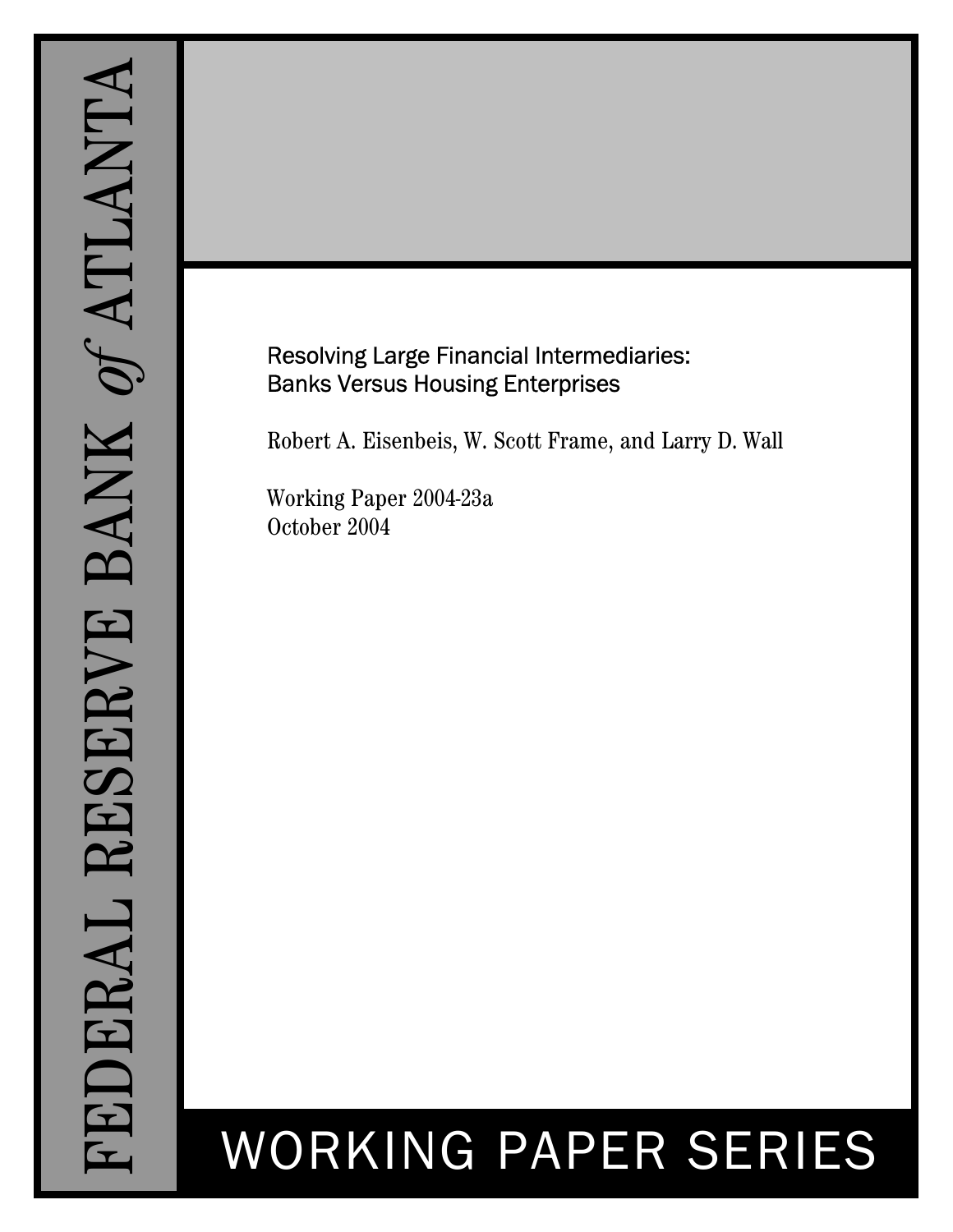FEDERAL RESERVE BANK *of* ATLANTA

# Resolving Large Financial Intermediaries: Banks Versus Housing Enterprises

Robert A. Eisenbeis, W. Scott Frame, and Larry D. Wall

Working Paper 2004-23a
October 2004

WORKING PAPER SERIES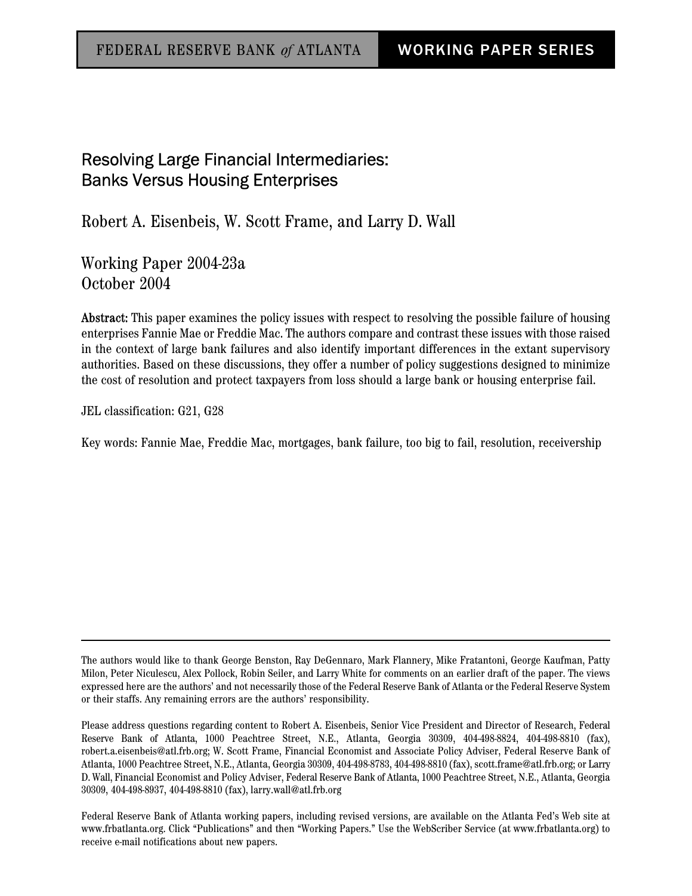FEDERAL RESERVE BANK *of* ATLANTA | WORKING PAPER SERIES

# Resolving Large Financial Intermediaries: Banks Versus Housing Enterprises

Robert A. Eisenbeis, W. Scott Frame, and Larry D. Wall

Working Paper 2004-23a
October 2004

**Abstract:** This paper examines the policy issues with respect to resolving the possible failure of housing enterprises Fannie Mae or Freddie Mac. The authors compare and contrast these issues with those raised in the context of large bank failures and also identify important differences in the extant supervisory authorities. Based on these discussions, they offer a number of policy suggestions designed to minimize the cost of resolution and protect taxpayers from loss should a large bank or housing enterprise fail.

JEL classification: G21, G28

Key words: Fannie Mae, Freddie Mac, mortgages, bank failure, too big to fail, resolution, receivership

---

The authors would like to thank George Benston, Ray DeGennaro, Mark Flannery, Mike Fratantoni, George Kaufman, Patty Milon, Peter Niculescu, Alex Pollock, Robin Seiler, and Larry White for comments on an earlier draft of the paper. The views expressed here are the authors' and not necessarily those of the Federal Reserve Bank of Atlanta or the Federal Reserve System or their staffs. Any remaining errors are the authors' responsibility.

Please address questions regarding content to Robert A. Eisenbeis, Senior Vice President and Director of Research, Federal Reserve Bank of Atlanta, 1000 Peachtree Street, N.E., Atlanta, Georgia 30309, 404-498-8824, 404-498-8810 (fax), robert.a.eisenbeis@atl.frb.org; W. Scott Frame, Financial Economist and Associate Policy Adviser, Federal Reserve Bank of Atlanta, 1000 Peachtree Street, N.E., Atlanta, Georgia 30309, 404-498-8783, 404-498-8810 (fax), scott.frame@atl.frb.org; or Larry D. Wall, Financial Economist and Policy Adviser, Federal Reserve Bank of Atlanta, 1000 Peachtree Street, N.E., Atlanta, Georgia 30309, 404-498-8937, 404-498-8810 (fax), larry.wall@atl.frb.org

Federal Reserve Bank of Atlanta working papers, including revised versions, are available on the Atlanta Fed's Web site at www.frbatlanta.org. Click "Publications" and then "Working Papers." Use the WebScriber Service (at www.frbatlanta.org) to receive e-mail notifications about new papers.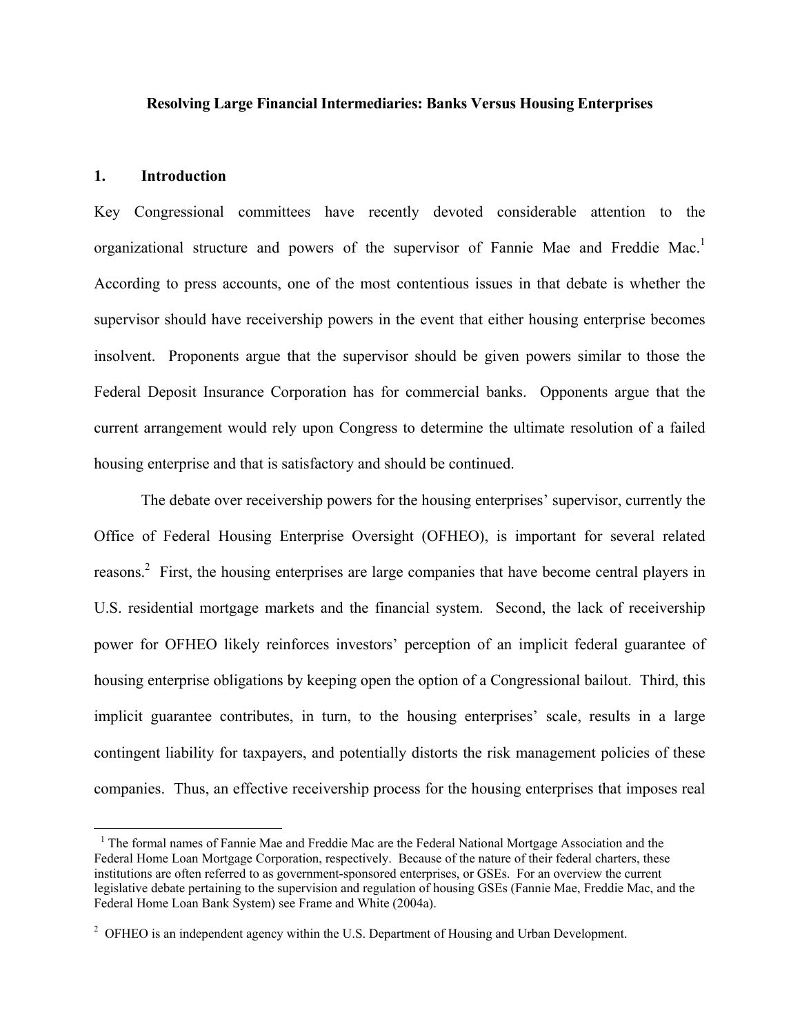**Resolving Large Financial Intermediaries: Banks Versus Housing Enterprises**

## 1. Introduction

Key Congressional committees have recently devoted considerable attention to the organizational structure and powers of the supervisor of Fannie Mae and Freddie Mac.[1] According to press accounts, one of the most contentious issues in that debate is whether the supervisor should have receivership powers in the event that either housing enterprise becomes insolvent. Proponents argue that the supervisor should be given powers similar to those the Federal Deposit Insurance Corporation has for commercial banks. Opponents argue that the current arrangement would rely upon Congress to determine the ultimate resolution of a failed housing enterprise and that is satisfactory and should be continued.

The debate over receivership powers for the housing enterprises' supervisor, currently the Office of Federal Housing Enterprise Oversight (OFHEO), is important for several related reasons.[2] First, the housing enterprises are large companies that have become central players in U.S. residential mortgage markets and the financial system. Second, the lack of receivership power for OFHEO likely reinforces investors' perception of an implicit federal guarantee of housing enterprise obligations by keeping open the option of a Congressional bailout. Third, this implicit guarantee contributes, in turn, to the housing enterprises' scale, results in a large contingent liability for taxpayers, and potentially distorts the risk management policies of these companies. Thus, an effective receivership process for the housing enterprises that imposes real

---

[1] The formal names of Fannie Mae and Freddie Mac are the Federal National Mortgage Association and the Federal Home Loan Mortgage Corporation, respectively. Because of the nature of their federal charters, these institutions are often referred to as government-sponsored enterprises, or GSEs. For an overview the current legislative debate pertaining to the supervision and regulation of housing GSEs (Fannie Mae, Freddie Mac, and the Federal Home Loan Bank System) see Frame and White (2004a).

[2] OFHEO is an independent agency within the U.S. Department of Housing and Urban Development.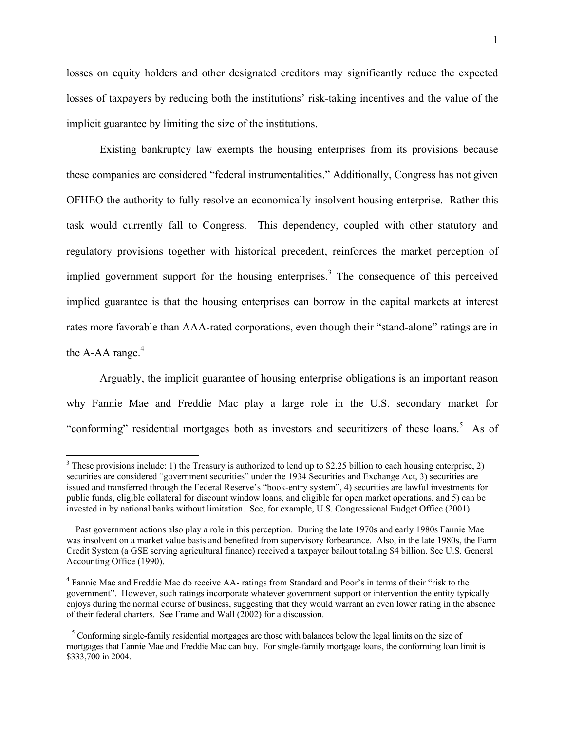losses on equity holders and other designated creditors may significantly reduce the expected losses of taxpayers by reducing both the institutions' risk-taking incentives and the value of the implicit guarantee by limiting the size of the institutions.

Existing bankruptcy law exempts the housing enterprises from its provisions because these companies are considered "federal instrumentalities." Additionally, Congress has not given OFHEO the authority to fully resolve an economically insolvent housing enterprise. Rather this task would currently fall to Congress. This dependency, coupled with other statutory and regulatory provisions together with historical precedent, reinforces the market perception of implied government support for the housing enterprises.[3] The consequence of this perceived implied guarantee is that the housing enterprises can borrow in the capital markets at interest rates more favorable than AAA-rated corporations, even though their "stand-alone" ratings are in the A-AA range.[4]

Arguably, the implicit guarantee of housing enterprise obligations is an important reason why Fannie Mae and Freddie Mac play a large role in the U.S. secondary market for "conforming" residential mortgages both as investors and securitizers of these loans.[5] As of

---

[3] These provisions include: 1) the Treasury is authorized to lend up to $2.25 billion to each housing enterprise, 2) securities are considered "government securities" under the 1934 Securities and Exchange Act, 3) securities are issued and transferred through the Federal Reserve's "book-entry system", 4) securities are lawful investments for public funds, eligible collateral for discount window loans, and eligible for open market operations, and 5) can be invested in by national banks without limitation. See, for example, U.S. Congressional Budget Office (2001).

Past government actions also play a role in this perception. During the late 1970s and early 1980s Fannie Mae was insolvent on a market value basis and benefited from supervisory forbearance. Also, in the late 1980s, the Farm Credit System (a GSE serving agricultural finance) received a taxpayer bailout totaling $4 billion. See U.S. General Accounting Office (1990).

[4] Fannie Mae and Freddie Mac do receive AA- ratings from Standard and Poor's in terms of their "risk to the government". However, such ratings incorporate whatever government support or intervention the entity typically enjoys during the normal course of business, suggesting that they would warrant an even lower rating in the absence of their federal charters. See Frame and Wall (2002) for a discussion.

[5] Conforming single-family residential mortgages are those with balances below the legal limits on the size of mortgages that Fannie Mae and Freddie Mac can buy. For single-family mortgage loans, the conforming loan limit is $333,700 in 2004.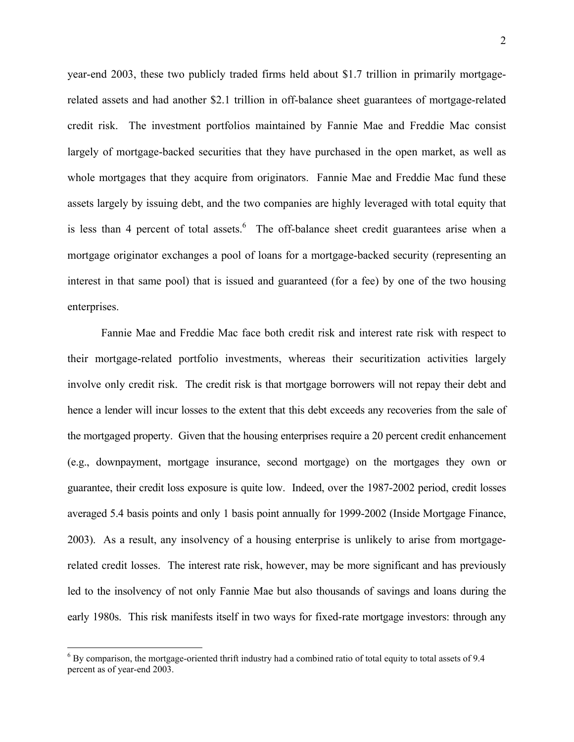year-end 2003, these two publicly traded firms held about $1.7 trillion in primarily mortgage-related assets and had another $2.1 trillion in off-balance sheet guarantees of mortgage-related credit risk. The investment portfolios maintained by Fannie Mae and Freddie Mac consist largely of mortgage-backed securities that they have purchased in the open market, as well as whole mortgages that they acquire from originators. Fannie Mae and Freddie Mac fund these assets largely by issuing debt, and the two companies are highly leveraged with total equity that is less than 4 percent of total assets.[6] The off-balance sheet credit guarantees arise when a mortgage originator exchanges a pool of loans for a mortgage-backed security (representing an interest in that same pool) that is issued and guaranteed (for a fee) by one of the two housing enterprises.

Fannie Mae and Freddie Mac face both credit risk and interest rate risk with respect to their mortgage-related portfolio investments, whereas their securitization activities largely involve only credit risk. The credit risk is that mortgage borrowers will not repay their debt and hence a lender will incur losses to the extent that this debt exceeds any recoveries from the sale of the mortgaged property. Given that the housing enterprises require a 20 percent credit enhancement (e.g., downpayment, mortgage insurance, second mortgage) on the mortgages they own or guarantee, their credit loss exposure is quite low. Indeed, over the 1987-2002 period, credit losses averaged 5.4 basis points and only 1 basis point annually for 1999-2002 (Inside Mortgage Finance, 2003). As a result, any insolvency of a housing enterprise is unlikely to arise from mortgage-related credit losses. The interest rate risk, however, may be more significant and has previously led to the insolvency of not only Fannie Mae but also thousands of savings and loans during the early 1980s. This risk manifests itself in two ways for fixed-rate mortgage investors: through any

[6] By comparison, the mortgage-oriented thrift industry had a combined ratio of total equity to total assets of 9.4 percent as of year-end 2003.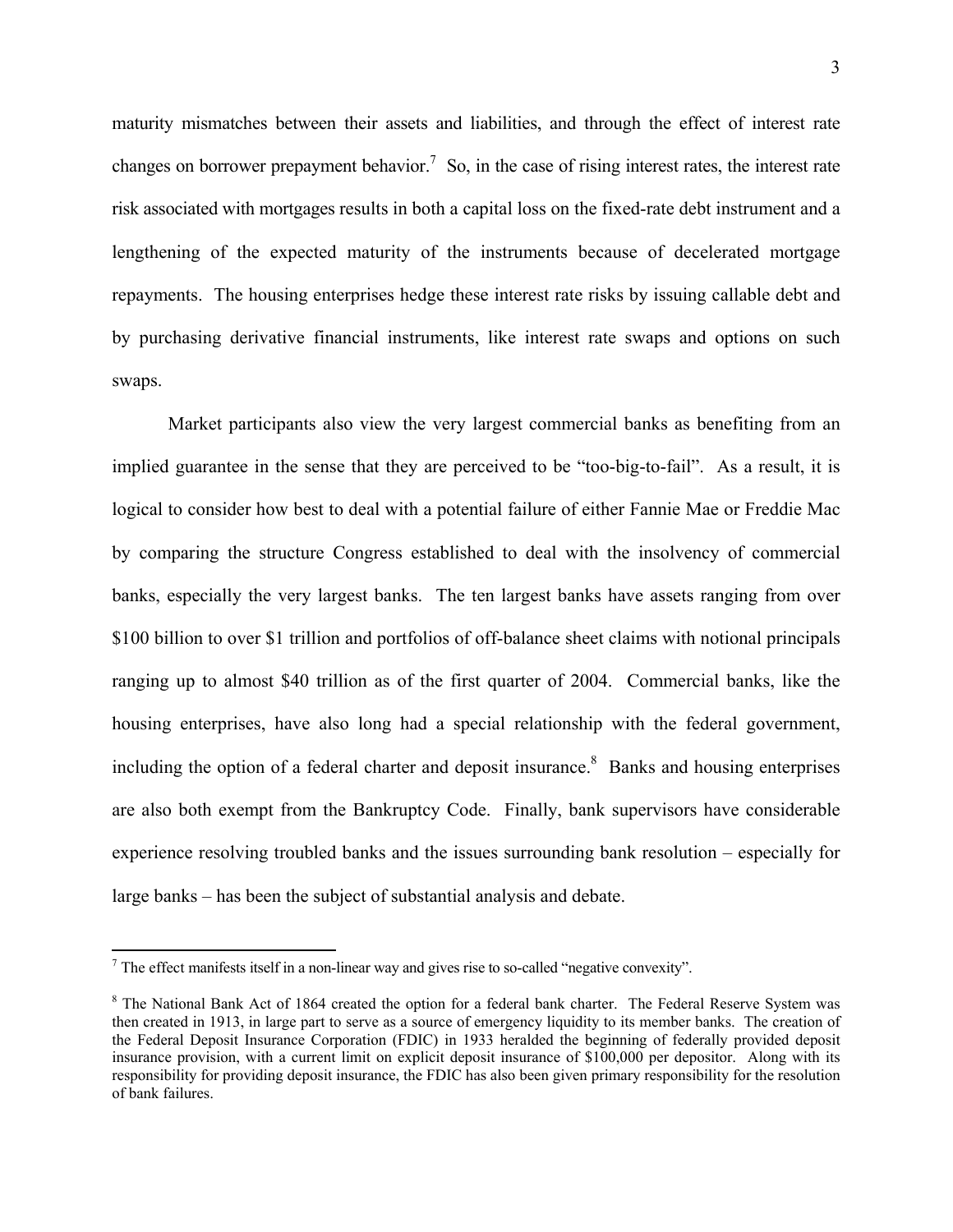maturity mismatches between their assets and liabilities, and through the effect of interest rate changes on borrower prepayment behavior.[7] So, in the case of rising interest rates, the interest rate risk associated with mortgages results in both a capital loss on the fixed-rate debt instrument and a lengthening of the expected maturity of the instruments because of decelerated mortgage repayments. The housing enterprises hedge these interest rate risks by issuing callable debt and by purchasing derivative financial instruments, like interest rate swaps and options on such swaps.

Market participants also view the very largest commercial banks as benefiting from an implied guarantee in the sense that they are perceived to be "too-big-to-fail". As a result, it is logical to consider how best to deal with a potential failure of either Fannie Mae or Freddie Mac by comparing the structure Congress established to deal with the insolvency of commercial banks, especially the very largest banks. The ten largest banks have assets ranging from over \$100 billion to over \$1 trillion and portfolios of off-balance sheet claims with notional principals ranging up to almost \$40 trillion as of the first quarter of 2004. Commercial banks, like the housing enterprises, have also long had a special relationship with the federal government, including the option of a federal charter and deposit insurance.[8] Banks and housing enterprises are also both exempt from the Bankruptcy Code. Finally, bank supervisors have considerable experience resolving troubled banks and the issues surrounding bank resolution – especially for large banks – has been the subject of substantial analysis and debate.

---

[7] The effect manifests itself in a non-linear way and gives rise to so-called "negative convexity".

[8] The National Bank Act of 1864 created the option for a federal bank charter. The Federal Reserve System was then created in 1913, in large part to serve as a source of emergency liquidity to its member banks. The creation of the Federal Deposit Insurance Corporation (FDIC) in 1933 heralded the beginning of federally provided deposit insurance provision, with a current limit on explicit deposit insurance of \$100,000 per depositor. Along with its responsibility for providing deposit insurance, the FDIC has also been given primary responsibility for the resolution of bank failures.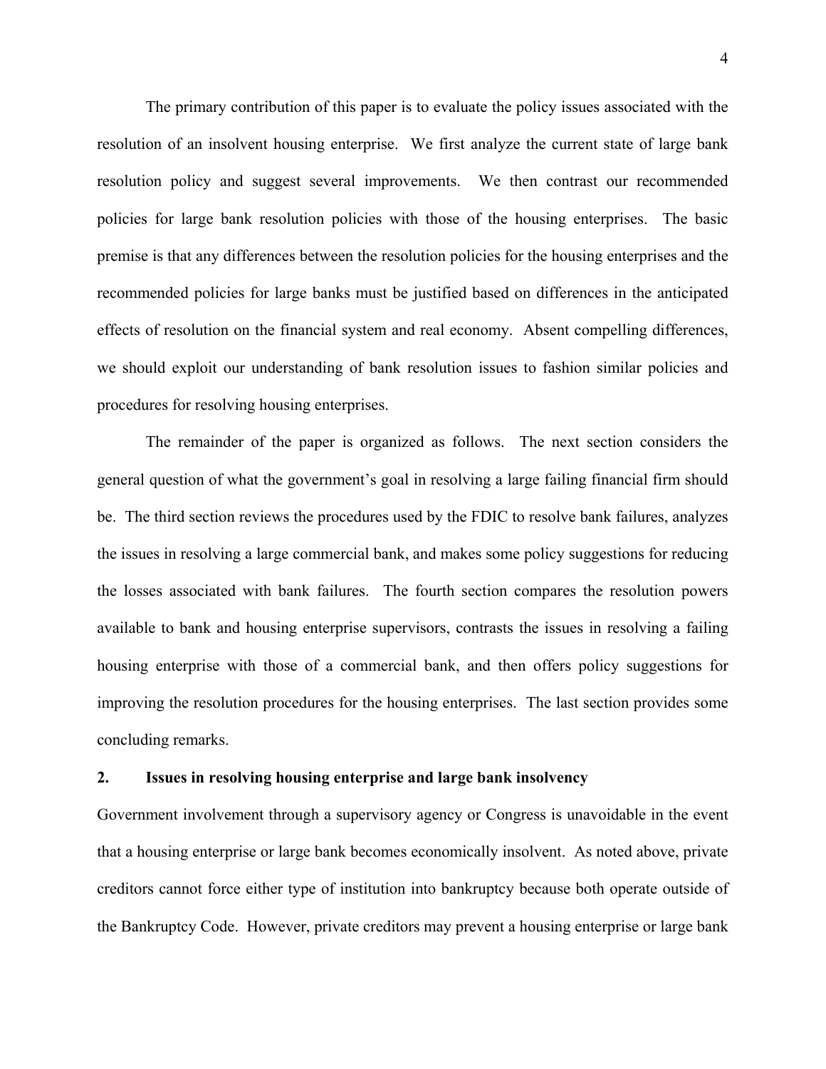The primary contribution of this paper is to evaluate the policy issues associated with the resolution of an insolvent housing enterprise. We first analyze the current state of large bank resolution policy and suggest several improvements. We then contrast our recommended policies for large bank resolution policies with those of the housing enterprises. The basic premise is that any differences between the resolution policies for the housing enterprises and the recommended policies for large banks must be justified based on differences in the anticipated effects of resolution on the financial system and real economy. Absent compelling differences, we should exploit our understanding of bank resolution issues to fashion similar policies and procedures for resolving housing enterprises.

The remainder of the paper is organized as follows. The next section considers the general question of what the government's goal in resolving a large failing financial firm should be. The third section reviews the procedures used by the FDIC to resolve bank failures, analyzes the issues in resolving a large commercial bank, and makes some policy suggestions for reducing the losses associated with bank failures. The fourth section compares the resolution powers available to bank and housing enterprise supervisors, contrasts the issues in resolving a failing housing enterprise with those of a commercial bank, and then offers policy suggestions for improving the resolution procedures for the housing enterprises. The last section provides some concluding remarks.

## 2. Issues in resolving housing enterprise and large bank insolvency

Government involvement through a supervisory agency or Congress is unavoidable in the event that a housing enterprise or large bank becomes economically insolvent. As noted above, private creditors cannot force either type of institution into bankruptcy because both operate outside of the Bankruptcy Code. However, private creditors may prevent a housing enterprise or large bank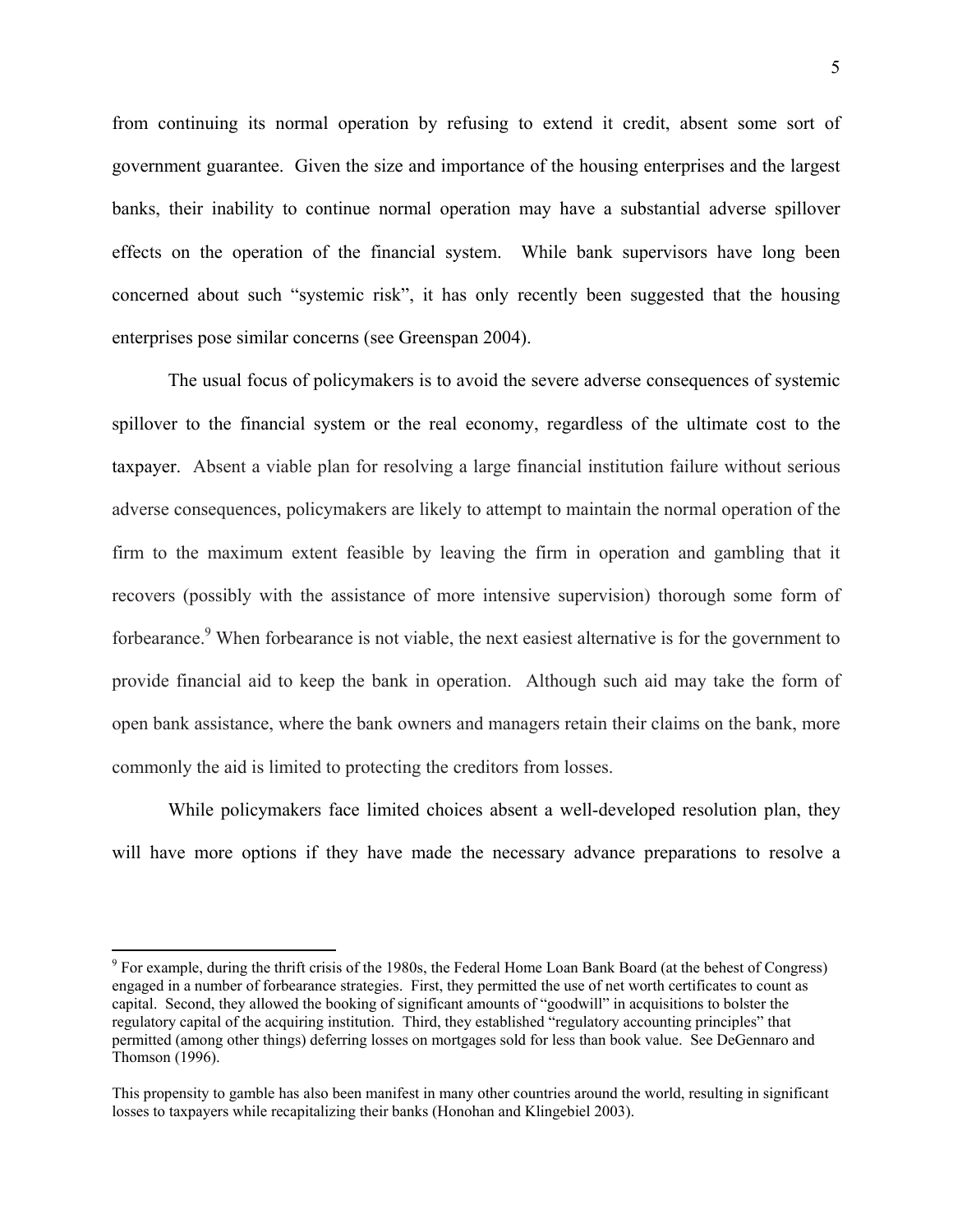from continuing its normal operation by refusing to extend it credit, absent some sort of government guarantee. Given the size and importance of the housing enterprises and the largest banks, their inability to continue normal operation may have a substantial adverse spillover effects on the operation of the financial system. While bank supervisors have long been concerned about such "systemic risk", it has only recently been suggested that the housing enterprises pose similar concerns (see Greenspan 2004).

The usual focus of policymakers is to avoid the severe adverse consequences of systemic spillover to the financial system or the real economy, regardless of the ultimate cost to the taxpayer. Absent a viable plan for resolving a large financial institution failure without serious adverse consequences, policymakers are likely to attempt to maintain the normal operation of the firm to the maximum extent feasible by leaving the firm in operation and gambling that it recovers (possibly with the assistance of more intensive supervision) thorough some form of forbearance.[9] When forbearance is not viable, the next easiest alternative is for the government to provide financial aid to keep the bank in operation. Although such aid may take the form of open bank assistance, where the bank owners and managers retain their claims on the bank, more commonly the aid is limited to protecting the creditors from losses.

While policymakers face limited choices absent a well-developed resolution plan, they will have more options if they have made the necessary advance preparations to resolve a

[9] For example, during the thrift crisis of the 1980s, the Federal Home Loan Bank Board (at the behest of Congress) engaged in a number of forbearance strategies. First, they permitted the use of net worth certificates to count as capital. Second, they allowed the booking of significant amounts of "goodwill" in acquisitions to bolster the regulatory capital of the acquiring institution. Third, they established "regulatory accounting principles" that permitted (among other things) deferring losses on mortgages sold for less than book value. See DeGennaro and Thomson (1996).

This propensity to gamble has also been manifest in many other countries around the world, resulting in significant losses to taxpayers while recapitalizing their banks (Honohan and Klingebiel 2003).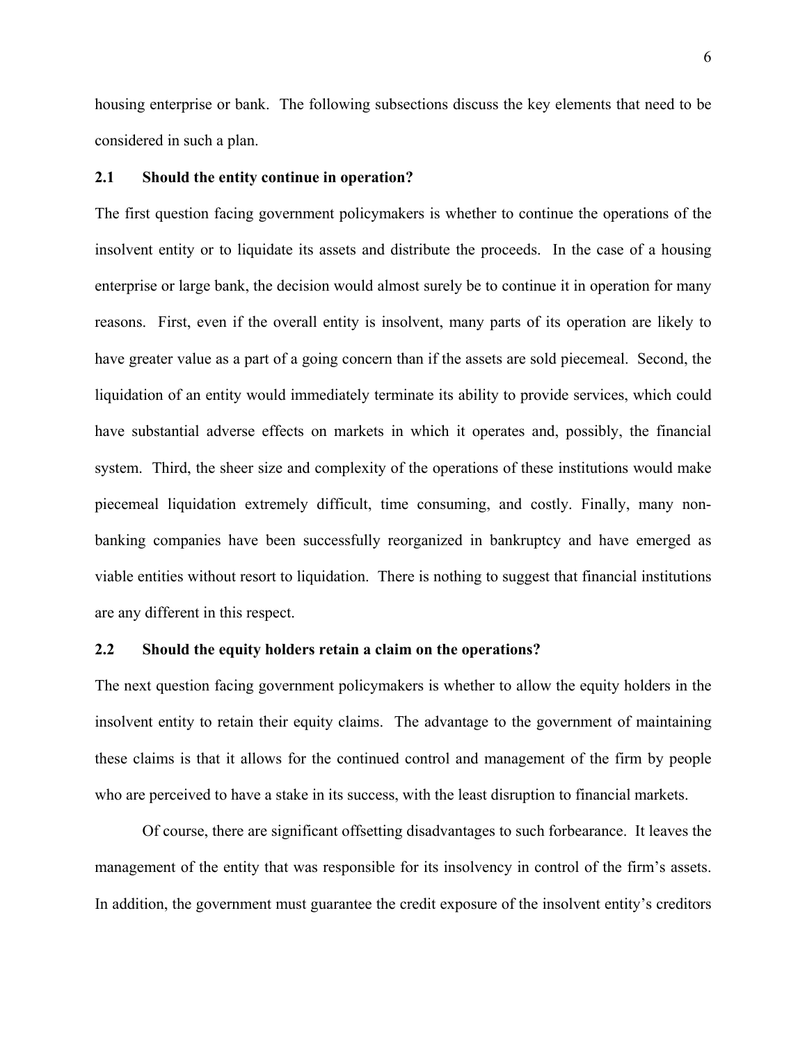housing enterprise or bank. The following subsections discuss the key elements that need to be considered in such a plan.

### 2.1 Should the entity continue in operation?

The first question facing government policymakers is whether to continue the operations of the insolvent entity or to liquidate its assets and distribute the proceeds. In the case of a housing enterprise or large bank, the decision would almost surely be to continue it in operation for many reasons. First, even if the overall entity is insolvent, many parts of its operation are likely to have greater value as a part of a going concern than if the assets are sold piecemeal. Second, the liquidation of an entity would immediately terminate its ability to provide services, which could have substantial adverse effects on markets in which it operates and, possibly, the financial system. Third, the sheer size and complexity of the operations of these institutions would make piecemeal liquidation extremely difficult, time consuming, and costly. Finally, many non-banking companies have been successfully reorganized in bankruptcy and have emerged as viable entities without resort to liquidation. There is nothing to suggest that financial institutions are any different in this respect.

### 2.2 Should the equity holders retain a claim on the operations?

The next question facing government policymakers is whether to allow the equity holders in the insolvent entity to retain their equity claims. The advantage to the government of maintaining these claims is that it allows for the continued control and management of the firm by people who are perceived to have a stake in its success, with the least disruption to financial markets.

Of course, there are significant offsetting disadvantages to such forbearance. It leaves the management of the entity that was responsible for its insolvency in control of the firm's assets. In addition, the government must guarantee the credit exposure of the insolvent entity's creditors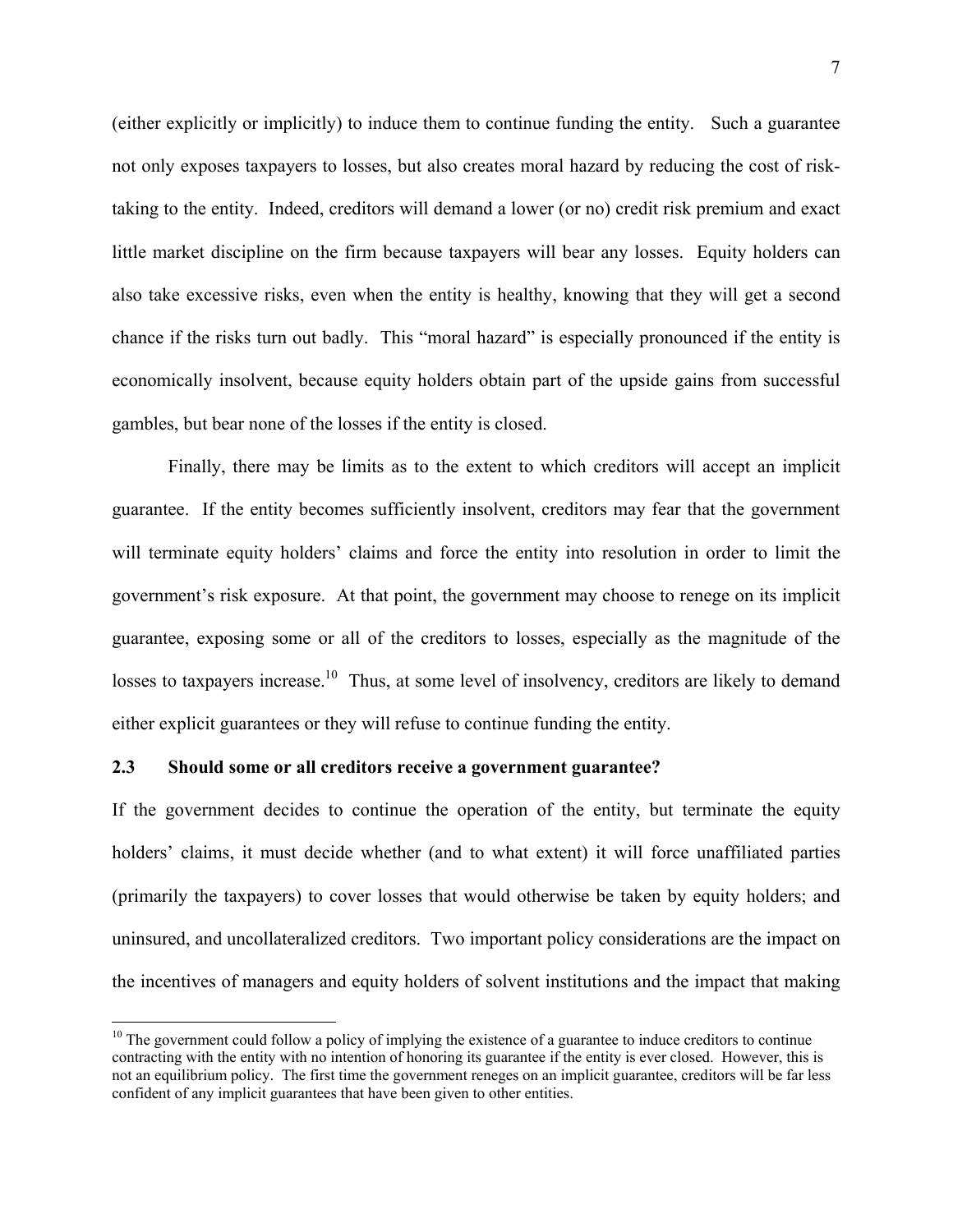(either explicitly or implicitly) to induce them to continue funding the entity. Such a guarantee not only exposes taxpayers to losses, but also creates moral hazard by reducing the cost of risk-taking to the entity. Indeed, creditors will demand a lower (or no) credit risk premium and exact little market discipline on the firm because taxpayers will bear any losses. Equity holders can also take excessive risks, even when the entity is healthy, knowing that they will get a second chance if the risks turn out badly. This "moral hazard" is especially pronounced if the entity is economically insolvent, because equity holders obtain part of the upside gains from successful gambles, but bear none of the losses if the entity is closed.

Finally, there may be limits as to the extent to which creditors will accept an implicit guarantee. If the entity becomes sufficiently insolvent, creditors may fear that the government will terminate equity holders' claims and force the entity into resolution in order to limit the government's risk exposure. At that point, the government may choose to renege on its implicit guarantee, exposing some or all of the creditors to losses, especially as the magnitude of the losses to taxpayers increase.[10] Thus, at some level of insolvency, creditors are likely to demand either explicit guarantees or they will refuse to continue funding the entity.

### 2.3 Should some or all creditors receive a government guarantee?

If the government decides to continue the operation of the entity, but terminate the equity holders' claims, it must decide whether (and to what extent) it will force unaffiliated parties (primarily the taxpayers) to cover losses that would otherwise be taken by equity holders; and uninsured, and uncollateralized creditors. Two important policy considerations are the impact on the incentives of managers and equity holders of solvent institutions and the impact that making

[10] The government could follow a policy of implying the existence of a guarantee to induce creditors to continue contracting with the entity with no intention of honoring its guarantee if the entity is ever closed. However, this is not an equilibrium policy. The first time the government reneges on an implicit guarantee, creditors will be far less confident of any implicit guarantees that have been given to other entities.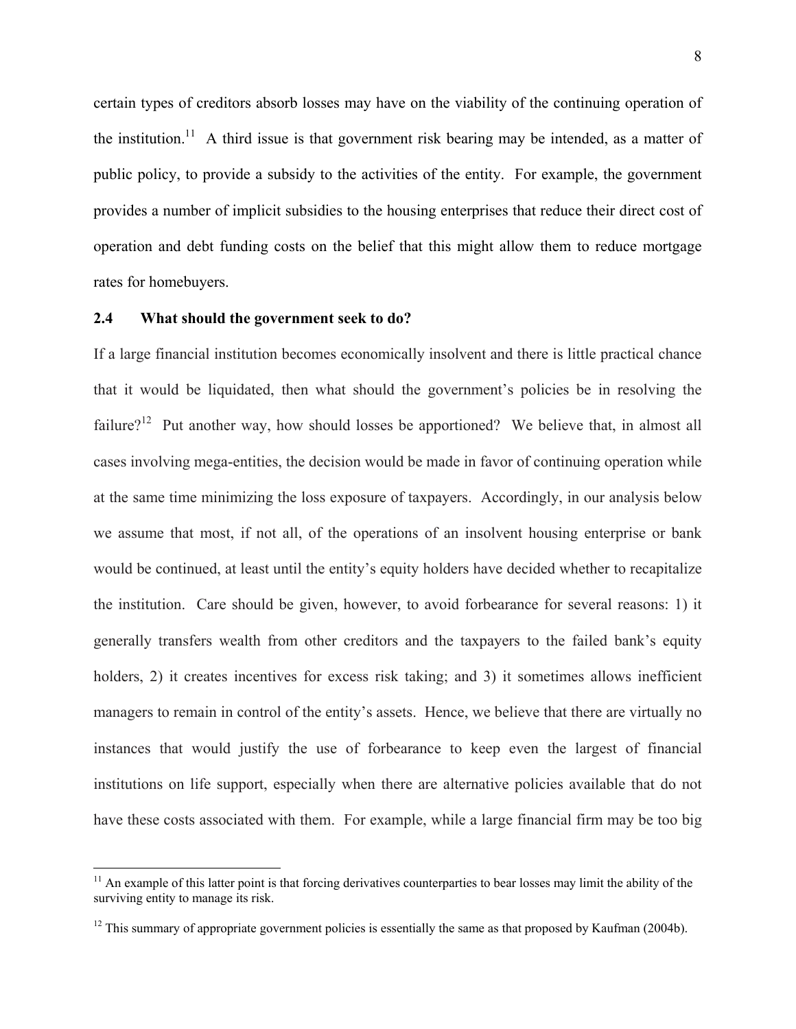certain types of creditors absorb losses may have on the viability of the continuing operation of the institution.[11] A third issue is that government risk bearing may be intended, as a matter of public policy, to provide a subsidy to the activities of the entity. For example, the government provides a number of implicit subsidies to the housing enterprises that reduce their direct cost of operation and debt funding costs on the belief that this might allow them to reduce mortgage rates for homebuyers.

### 2.4 What should the government seek to do?

If a large financial institution becomes economically insolvent and there is little practical chance that it would be liquidated, then what should the government's policies be in resolving the failure?[12] Put another way, how should losses be apportioned? We believe that, in almost all cases involving mega-entities, the decision would be made in favor of continuing operation while at the same time minimizing the loss exposure of taxpayers. Accordingly, in our analysis below we assume that most, if not all, of the operations of an insolvent housing enterprise or bank would be continued, at least until the entity's equity holders have decided whether to recapitalize the institution. Care should be given, however, to avoid forbearance for several reasons: 1) it generally transfers wealth from other creditors and the taxpayers to the failed bank's equity holders, 2) it creates incentives for excess risk taking; and 3) it sometimes allows inefficient managers to remain in control of the entity's assets. Hence, we believe that there are virtually no instances that would justify the use of forbearance to keep even the largest of financial institutions on life support, especially when there are alternative policies available that do not have these costs associated with them. For example, while a large financial firm may be too big

---

[11] An example of this latter point is that forcing derivatives counterparties to bear losses may limit the ability of the surviving entity to manage its risk.

[12] This summary of appropriate government policies is essentially the same as that proposed by Kaufman (2004b).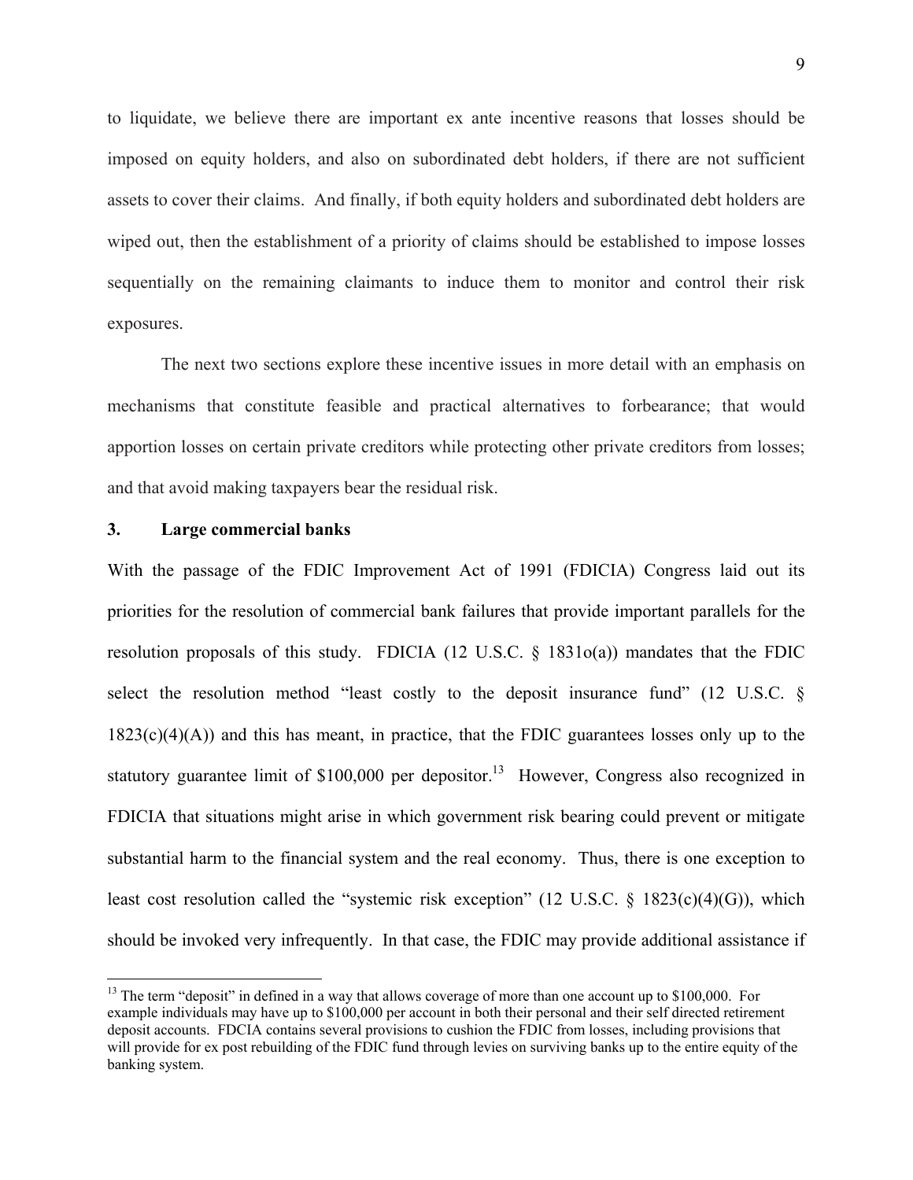to liquidate, we believe there are important ex ante incentive reasons that losses should be imposed on equity holders, and also on subordinated debt holders, if there are not sufficient assets to cover their claims. And finally, if both equity holders and subordinated debt holders are wiped out, then the establishment of a priority of claims should be established to impose losses sequentially on the remaining claimants to induce them to monitor and control their risk exposures.

The next two sections explore these incentive issues in more detail with an emphasis on mechanisms that constitute feasible and practical alternatives to forbearance; that would apportion losses on certain private creditors while protecting other private creditors from losses; and that avoid making taxpayers bear the residual risk.

## 3. Large commercial banks

With the passage of the FDIC Improvement Act of 1991 (FDICIA) Congress laid out its priorities for the resolution of commercial bank failures that provide important parallels for the resolution proposals of this study. FDICIA (12 U.S.C. § 1831o(a)) mandates that the FDIC select the resolution method "least costly to the deposit insurance fund" (12 U.S.C. § 1823(c)(4)(A)) and this has meant, in practice, that the FDIC guarantees losses only up to the statutory guarantee limit of $100,000 per depositor.[13] However, Congress also recognized in FDICIA that situations might arise in which government risk bearing could prevent or mitigate substantial harm to the financial system and the real economy. Thus, there is one exception to least cost resolution called the "systemic risk exception" (12 U.S.C. § 1823(c)(4)(G)), which should be invoked very infrequently. In that case, the FDIC may provide additional assistance if

[13] The term "deposit" in defined in a way that allows coverage of more than one account up to $100,000. For example individuals may have up to $100,000 per account in both their personal and their self directed retirement deposit accounts. FDCIA contains several provisions to cushion the FDIC from losses, including provisions that will provide for ex post rebuilding of the FDIC fund through levies on surviving banks up to the entire equity of the banking system.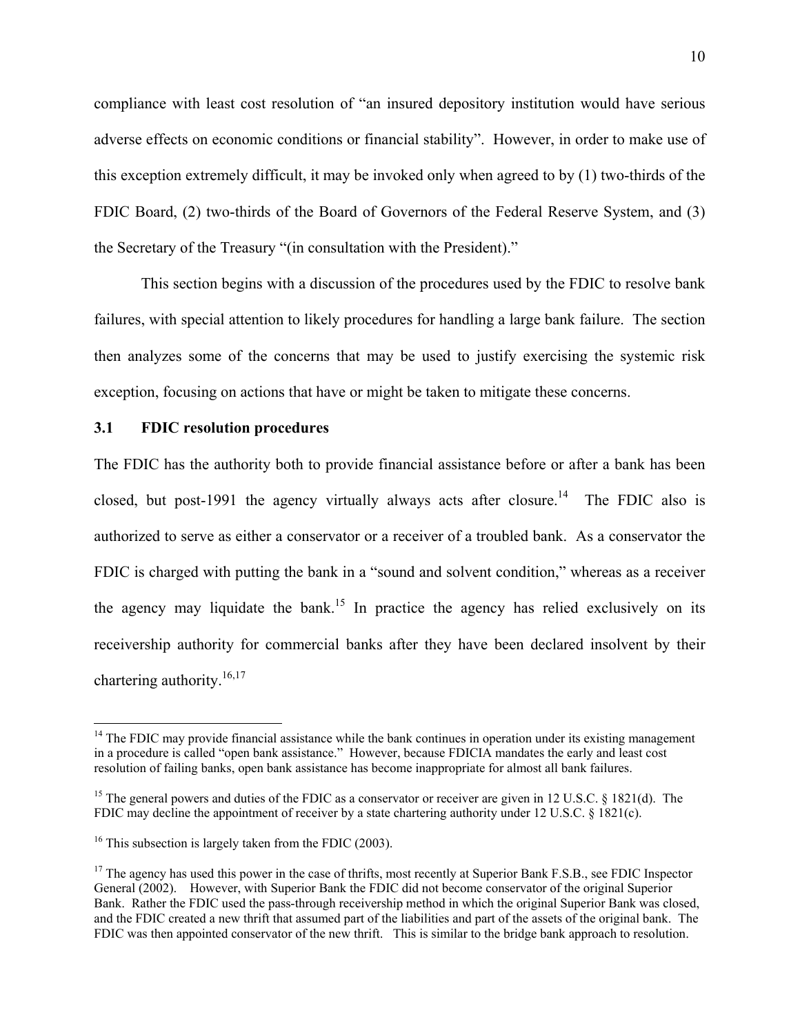compliance with least cost resolution of "an insured depository institution would have serious adverse effects on economic conditions or financial stability". However, in order to make use of this exception extremely difficult, it may be invoked only when agreed to by (1) two-thirds of the FDIC Board, (2) two-thirds of the Board of Governors of the Federal Reserve System, and (3) the Secretary of the Treasury "(in consultation with the President)."

This section begins with a discussion of the procedures used by the FDIC to resolve bank failures, with special attention to likely procedures for handling a large bank failure. The section then analyzes some of the concerns that may be used to justify exercising the systemic risk exception, focusing on actions that have or might be taken to mitigate these concerns.

### 3.1 FDIC resolution procedures

The FDIC has the authority both to provide financial assistance before or after a bank has been closed, but post-1991 the agency virtually always acts after closure.[14] The FDIC also is authorized to serve as either a conservator or a receiver of a troubled bank. As a conservator the FDIC is charged with putting the bank in a "sound and solvent condition," whereas as a receiver the agency may liquidate the bank.[15] In practice the agency has relied exclusively on its receivership authority for commercial banks after they have been declared insolvent by their chartering authority.[16,17]

---

[14] The FDIC may provide financial assistance while the bank continues in operation under its existing management in a procedure is called "open bank assistance." However, because FDICIA mandates the early and least cost resolution of failing banks, open bank assistance has become inappropriate for almost all bank failures.

[15] The general powers and duties of the FDIC as a conservator or receiver are given in 12 U.S.C. § 1821(d). The FDIC may decline the appointment of receiver by a state chartering authority under 12 U.S.C. § 1821(c).

[16] This subsection is largely taken from the FDIC (2003).

[17] The agency has used this power in the case of thrifts, most recently at Superior Bank F.S.B., see FDIC Inspector General (2002). However, with Superior Bank the FDIC did not become conservator of the original Superior Bank. Rather the FDIC used the pass-through receivership method in which the original Superior Bank was closed, and the FDIC created a new thrift that assumed part of the liabilities and part of the assets of the original bank. The FDIC was then appointed conservator of the new thrift. This is similar to the bridge bank approach to resolution.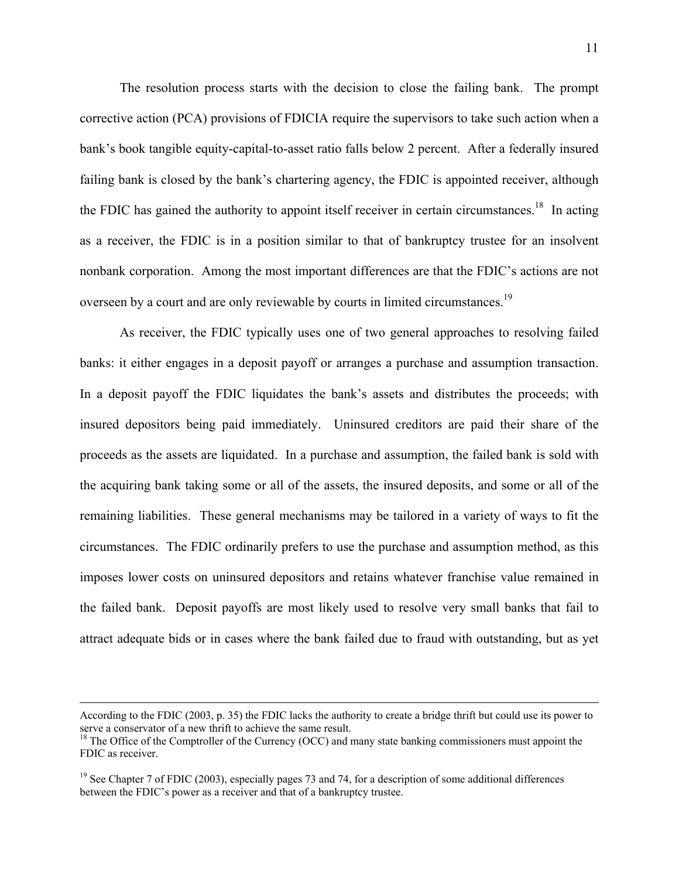The resolution process starts with the decision to close the failing bank. The prompt corrective action (PCA) provisions of FDICIA require the supervisors to take such action when a bank's book tangible equity-capital-to-asset ratio falls below 2 percent. After a federally insured failing bank is closed by the bank's chartering agency, the FDIC is appointed receiver, although the FDIC has gained the authority to appoint itself receiver in certain circumstances.[18] In acting as a receiver, the FDIC is in a position similar to that of bankruptcy trustee for an insolvent nonbank corporation. Among the most important differences are that the FDIC's actions are not overseen by a court and are only reviewable by courts in limited circumstances.[19]

As receiver, the FDIC typically uses one of two general approaches to resolving failed banks: it either engages in a deposit payoff or arranges a purchase and assumption transaction. In a deposit payoff the FDIC liquidates the bank's assets and distributes the proceeds; with insured depositors being paid immediately. Uninsured creditors are paid their share of the proceeds as the assets are liquidated. In a purchase and assumption, the failed bank is sold with the acquiring bank taking some or all of the assets, the insured deposits, and some or all of the remaining liabilities. These general mechanisms may be tailored in a variety of ways to fit the circumstances. The FDIC ordinarily prefers to use the purchase and assumption method, as this imposes lower costs on uninsured depositors and retains whatever franchise value remained in the failed bank. Deposit payoffs are most likely used to resolve very small banks that fail to attract adequate bids or in cases where the bank failed due to fraud with outstanding, but as yet

---

According to the FDIC (2003, p. 35) the FDIC lacks the authority to create a bridge thrift but could use its power to serve a conservator of a new thrift to achieve the same result.

[18] The Office of the Comptroller of the Currency (OCC) and many state banking commissioners must appoint the FDIC as receiver.

[19] See Chapter 7 of FDIC (2003), especially pages 73 and 74, for a description of some additional differences between the FDIC's power as a receiver and that of a bankruptcy trustee.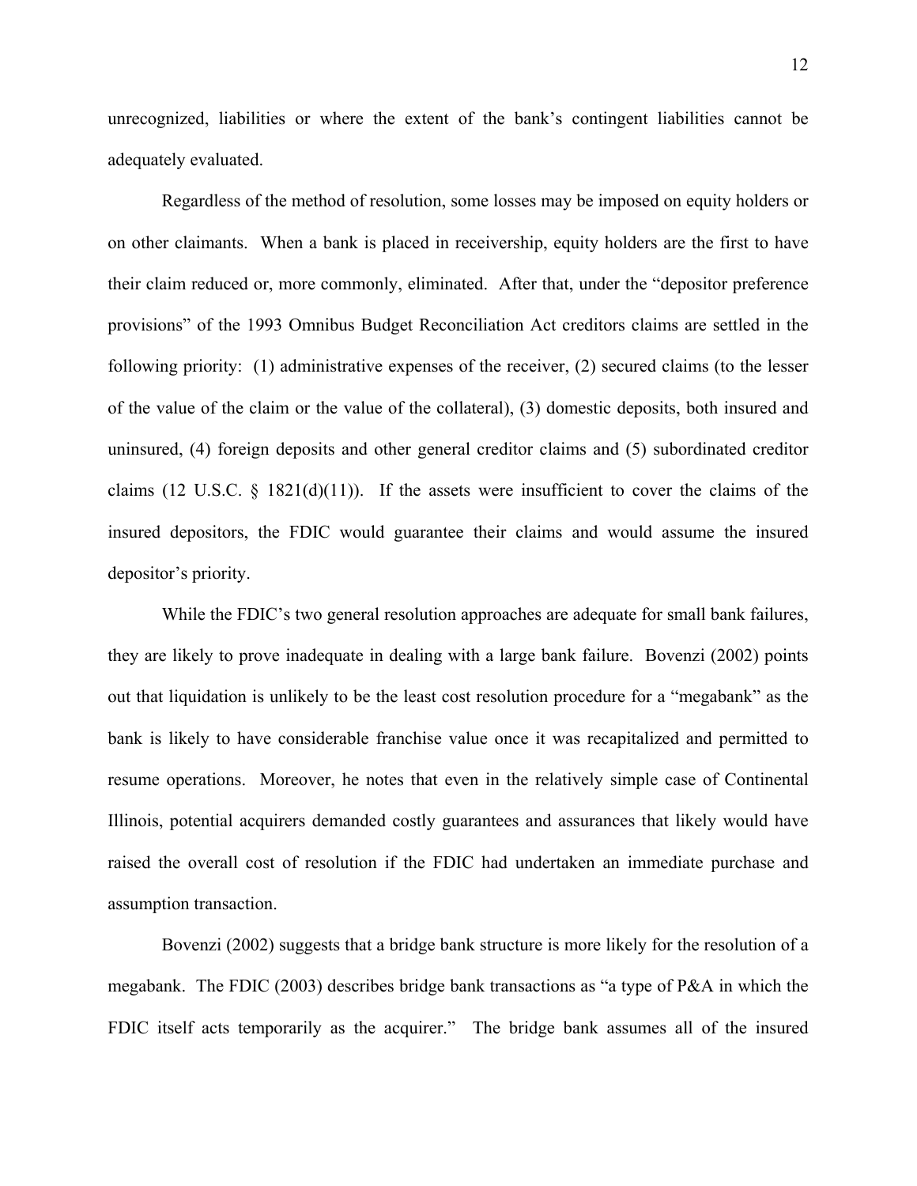unrecognized, liabilities or where the extent of the bank's contingent liabilities cannot be adequately evaluated.

Regardless of the method of resolution, some losses may be imposed on equity holders or on other claimants. When a bank is placed in receivership, equity holders are the first to have their claim reduced or, more commonly, eliminated. After that, under the "depositor preference provisions" of the 1993 Omnibus Budget Reconciliation Act creditors claims are settled in the following priority: (1) administrative expenses of the receiver, (2) secured claims (to the lesser of the value of the claim or the value of the collateral), (3) domestic deposits, both insured and uninsured, (4) foreign deposits and other general creditor claims and (5) subordinated creditor claims (12 U.S.C. § 1821(d)(11)). If the assets were insufficient to cover the claims of the insured depositors, the FDIC would guarantee their claims and would assume the insured depositor's priority.

While the FDIC's two general resolution approaches are adequate for small bank failures, they are likely to prove inadequate in dealing with a large bank failure. Bovenzi (2002) points out that liquidation is unlikely to be the least cost resolution procedure for a "megabank" as the bank is likely to have considerable franchise value once it was recapitalized and permitted to resume operations. Moreover, he notes that even in the relatively simple case of Continental Illinois, potential acquirers demanded costly guarantees and assurances that likely would have raised the overall cost of resolution if the FDIC had undertaken an immediate purchase and assumption transaction.

Bovenzi (2002) suggests that a bridge bank structure is more likely for the resolution of a megabank. The FDIC (2003) describes bridge bank transactions as "a type of P&A in which the FDIC itself acts temporarily as the acquirer." The bridge bank assumes all of the insured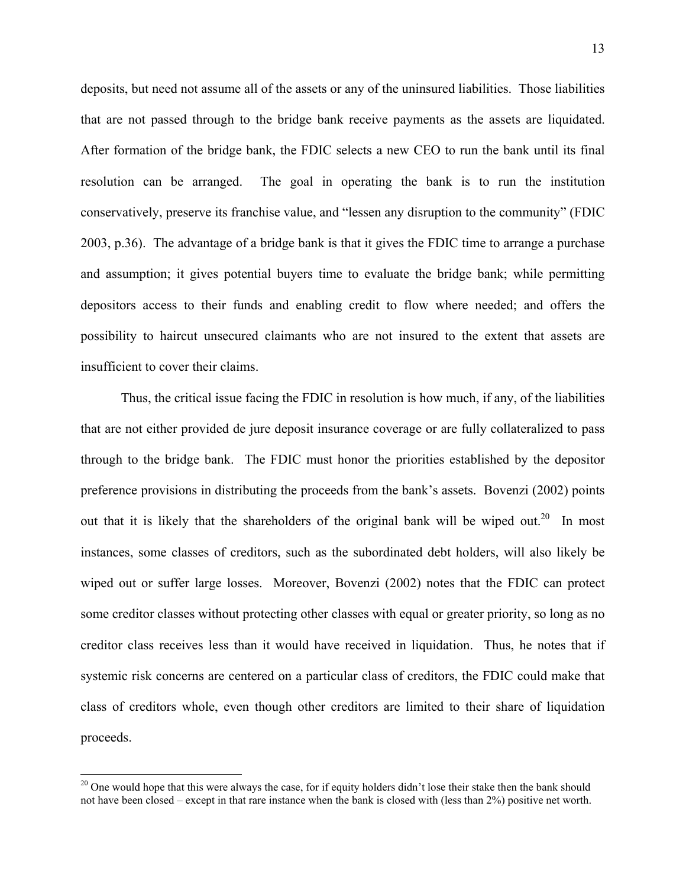deposits, but need not assume all of the assets or any of the uninsured liabilities. Those liabilities that are not passed through to the bridge bank receive payments as the assets are liquidated. After formation of the bridge bank, the FDIC selects a new CEO to run the bank until its final resolution can be arranged. The goal in operating the bank is to run the institution conservatively, preserve its franchise value, and "lessen any disruption to the community" (FDIC 2003, p.36). The advantage of a bridge bank is that it gives the FDIC time to arrange a purchase and assumption; it gives potential buyers time to evaluate the bridge bank; while permitting depositors access to their funds and enabling credit to flow where needed; and offers the possibility to haircut unsecured claimants who are not insured to the extent that assets are insufficient to cover their claims.

Thus, the critical issue facing the FDIC in resolution is how much, if any, of the liabilities that are not either provided de jure deposit insurance coverage or are fully collateralized to pass through to the bridge bank. The FDIC must honor the priorities established by the depositor preference provisions in distributing the proceeds from the bank's assets. Bovenzi (2002) points out that it is likely that the shareholders of the original bank will be wiped out.[20] In most instances, some classes of creditors, such as the subordinated debt holders, will also likely be wiped out or suffer large losses. Moreover, Bovenzi (2002) notes that the FDIC can protect some creditor classes without protecting other classes with equal or greater priority, so long as no creditor class receives less than it would have received in liquidation. Thus, he notes that if systemic risk concerns are centered on a particular class of creditors, the FDIC could make that class of creditors whole, even though other creditors are limited to their share of liquidation proceeds.

[20] One would hope that this were always the case, for if equity holders didn't lose their stake then the bank should not have been closed – except in that rare instance when the bank is closed with (less than 2%) positive net worth.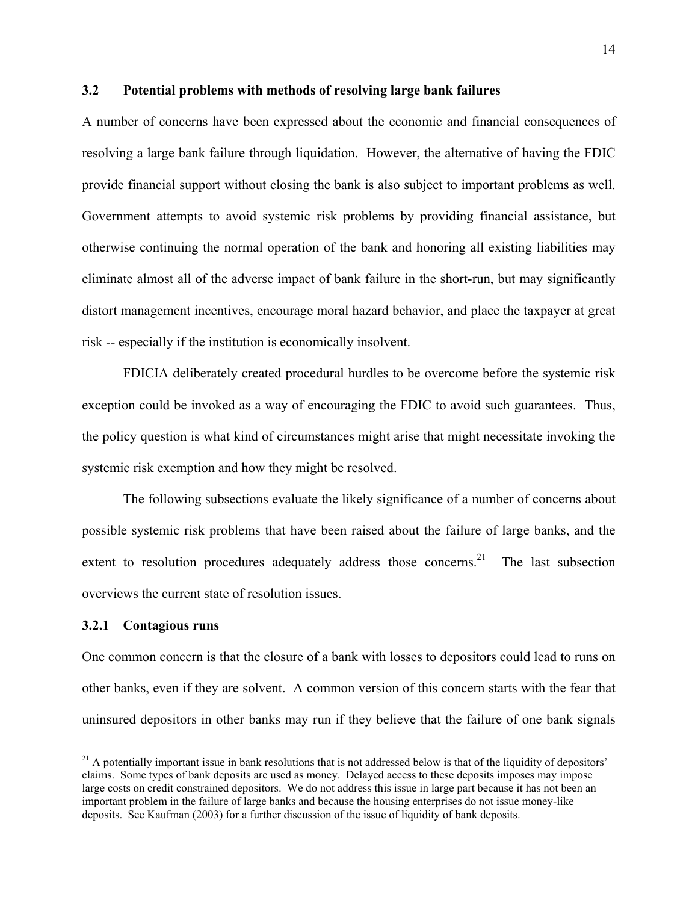### 3.2 Potential problems with methods of resolving large bank failures

A number of concerns have been expressed about the economic and financial consequences of resolving a large bank failure through liquidation. However, the alternative of having the FDIC provide financial support without closing the bank is also subject to important problems as well. Government attempts to avoid systemic risk problems by providing financial assistance, but otherwise continuing the normal operation of the bank and honoring all existing liabilities may eliminate almost all of the adverse impact of bank failure in the short-run, but may significantly distort management incentives, encourage moral hazard behavior, and place the taxpayer at great risk -- especially if the institution is economically insolvent.

FDICIA deliberately created procedural hurdles to be overcome before the systemic risk exception could be invoked as a way of encouraging the FDIC to avoid such guarantees. Thus, the policy question is what kind of circumstances might arise that might necessitate invoking the systemic risk exemption and how they might be resolved.

The following subsections evaluate the likely significance of a number of concerns about possible systemic risk problems that have been raised about the failure of large banks, and the extent to resolution procedures adequately address those concerns.[21] The last subsection overviews the current state of resolution issues.

#### 3.2.1 Contagious runs

One common concern is that the closure of a bank with losses to depositors could lead to runs on other banks, even if they are solvent. A common version of this concern starts with the fear that uninsured depositors in other banks may run if they believe that the failure of one bank signals

[21] A potentially important issue in bank resolutions that is not addressed below is that of the liquidity of depositors' claims. Some types of bank deposits are used as money. Delayed access to these deposits imposes may impose large costs on credit constrained depositors. We do not address this issue in large part because it has not been an important problem in the failure of large banks and because the housing enterprises do not issue money-like deposits. See Kaufman (2003) for a further discussion of the issue of liquidity of bank deposits.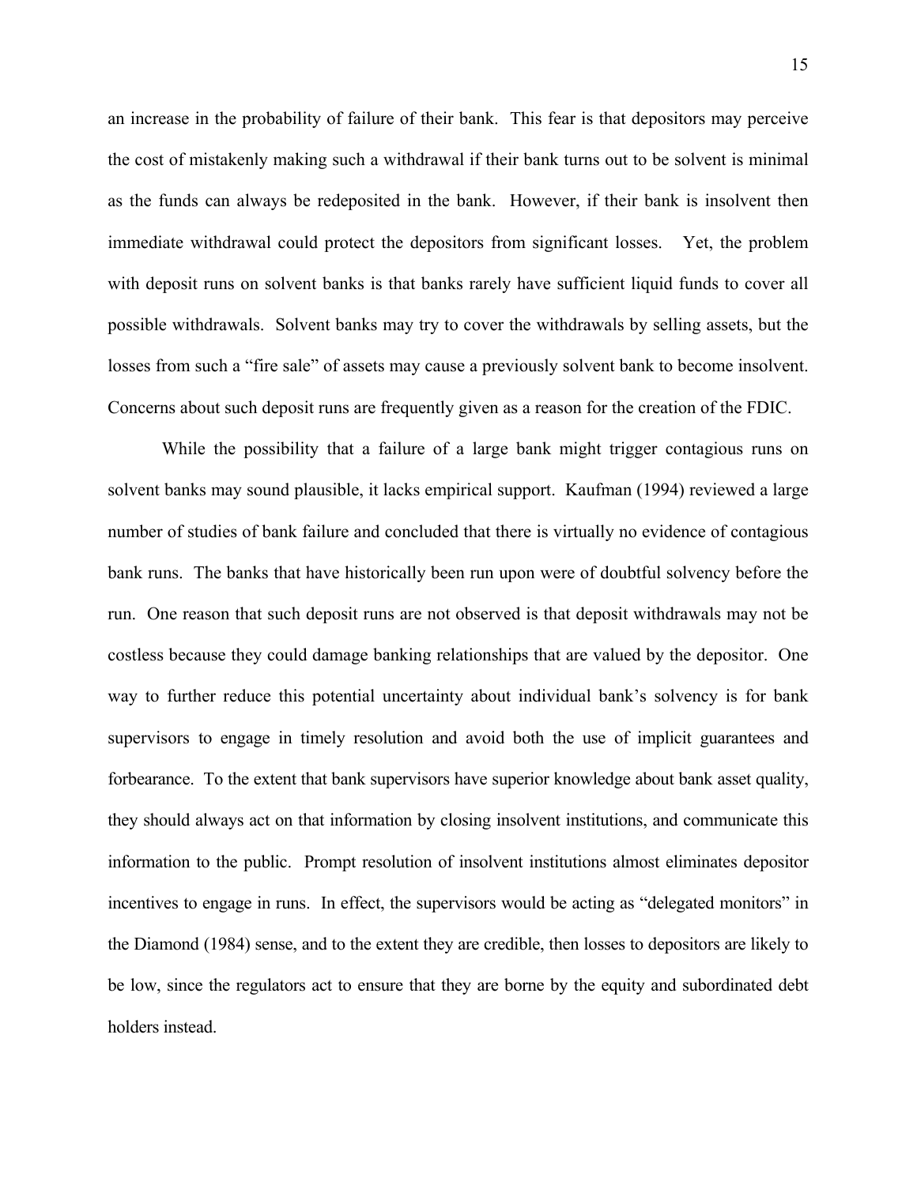an increase in the probability of failure of their bank. This fear is that depositors may perceive the cost of mistakenly making such a withdrawal if their bank turns out to be solvent is minimal as the funds can always be redeposited in the bank. However, if their bank is insolvent then immediate withdrawal could protect the depositors from significant losses. Yet, the problem with deposit runs on solvent banks is that banks rarely have sufficient liquid funds to cover all possible withdrawals. Solvent banks may try to cover the withdrawals by selling assets, but the losses from such a "fire sale" of assets may cause a previously solvent bank to become insolvent. Concerns about such deposit runs are frequently given as a reason for the creation of the FDIC.

While the possibility that a failure of a large bank might trigger contagious runs on solvent banks may sound plausible, it lacks empirical support. Kaufman (1994) reviewed a large number of studies of bank failure and concluded that there is virtually no evidence of contagious bank runs. The banks that have historically been run upon were of doubtful solvency before the run. One reason that such deposit runs are not observed is that deposit withdrawals may not be costless because they could damage banking relationships that are valued by the depositor. One way to further reduce this potential uncertainty about individual bank's solvency is for bank supervisors to engage in timely resolution and avoid both the use of implicit guarantees and forbearance. To the extent that bank supervisors have superior knowledge about bank asset quality, they should always act on that information by closing insolvent institutions, and communicate this information to the public. Prompt resolution of insolvent institutions almost eliminates depositor incentives to engage in runs. In effect, the supervisors would be acting as "delegated monitors" in the Diamond (1984) sense, and to the extent they are credible, then losses to depositors are likely to be low, since the regulators act to ensure that they are borne by the equity and subordinated debt holders instead.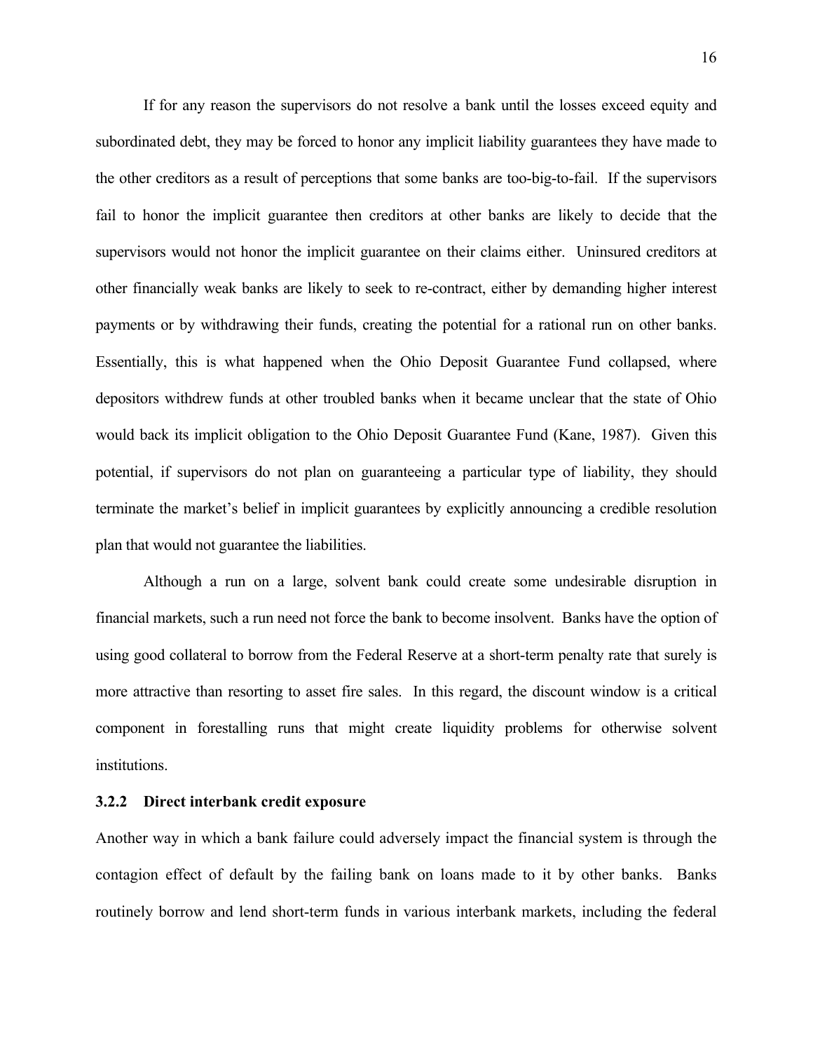If for any reason the supervisors do not resolve a bank until the losses exceed equity and subordinated debt, they may be forced to honor any implicit liability guarantees they have made to the other creditors as a result of perceptions that some banks are too-big-to-fail. If the supervisors fail to honor the implicit guarantee then creditors at other banks are likely to decide that the supervisors would not honor the implicit guarantee on their claims either. Uninsured creditors at other financially weak banks are likely to seek to re-contract, either by demanding higher interest payments or by withdrawing their funds, creating the potential for a rational run on other banks. Essentially, this is what happened when the Ohio Deposit Guarantee Fund collapsed, where depositors withdrew funds at other troubled banks when it became unclear that the state of Ohio would back its implicit obligation to the Ohio Deposit Guarantee Fund (Kane, 1987). Given this potential, if supervisors do not plan on guaranteeing a particular type of liability, they should terminate the market's belief in implicit guarantees by explicitly announcing a credible resolution plan that would not guarantee the liabilities.

Although a run on a large, solvent bank could create some undesirable disruption in financial markets, such a run need not force the bank to become insolvent. Banks have the option of using good collateral to borrow from the Federal Reserve at a short-term penalty rate that surely is more attractive than resorting to asset fire sales. In this regard, the discount window is a critical component in forestalling runs that might create liquidity problems for otherwise solvent institutions.

### 3.2.2 Direct interbank credit exposure

Another way in which a bank failure could adversely impact the financial system is through the contagion effect of default by the failing bank on loans made to it by other banks. Banks routinely borrow and lend short-term funds in various interbank markets, including the federal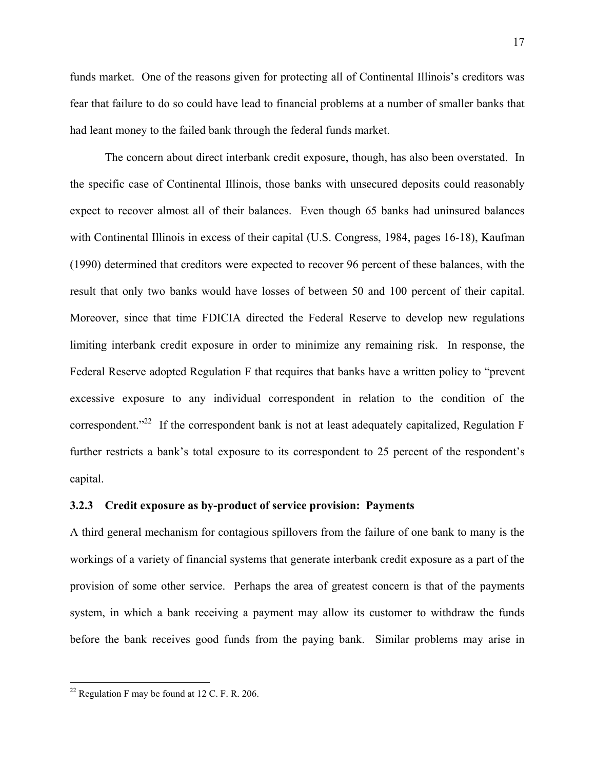funds market. One of the reasons given for protecting all of Continental Illinois's creditors was fear that failure to do so could have lead to financial problems at a number of smaller banks that had leant money to the failed bank through the federal funds market.

The concern about direct interbank credit exposure, though, has also been overstated. In the specific case of Continental Illinois, those banks with unsecured deposits could reasonably expect to recover almost all of their balances. Even though 65 banks had uninsured balances with Continental Illinois in excess of their capital (U.S. Congress, 1984, pages 16-18), Kaufman (1990) determined that creditors were expected to recover 96 percent of these balances, with the result that only two banks would have losses of between 50 and 100 percent of their capital. Moreover, since that time FDICIA directed the Federal Reserve to develop new regulations limiting interbank credit exposure in order to minimize any remaining risk. In response, the Federal Reserve adopted Regulation F that requires that banks have a written policy to "prevent excessive exposure to any individual correspondent in relation to the condition of the correspondent."[22] If the correspondent bank is not at least adequately capitalized, Regulation F further restricts a bank's total exposure to its correspondent to 25 percent of the respondent's capital.

### 3.2.3 Credit exposure as by-product of service provision: Payments

A third general mechanism for contagious spillovers from the failure of one bank to many is the workings of a variety of financial systems that generate interbank credit exposure as a part of the provision of some other service. Perhaps the area of greatest concern is that of the payments system, in which a bank receiving a payment may allow its customer to withdraw the funds before the bank receives good funds from the paying bank. Similar problems may arise in

[22] Regulation F may be found at 12 C. F. R. 206.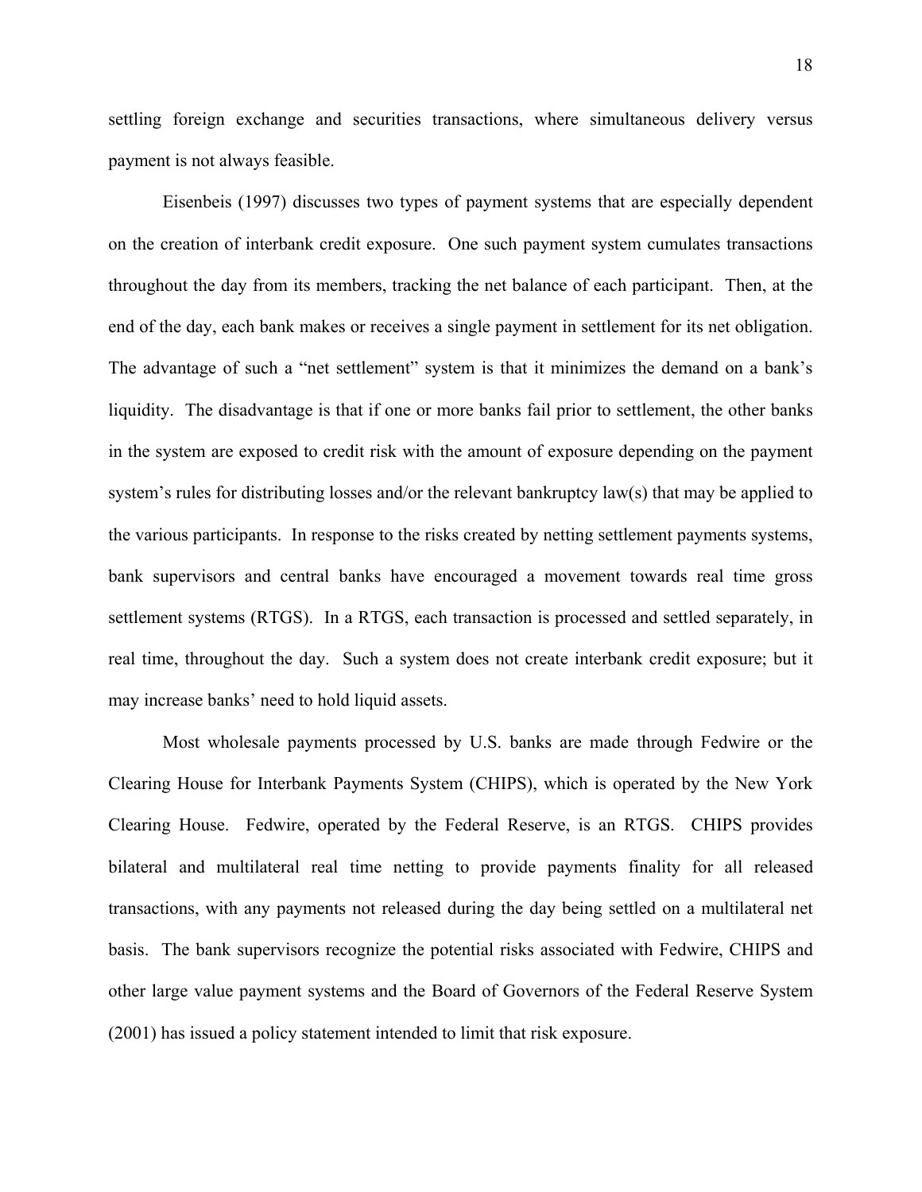settling foreign exchange and securities transactions, where simultaneous delivery versus payment is not always feasible.

Eisenbeis (1997) discusses two types of payment systems that are especially dependent on the creation of interbank credit exposure. One such payment system cumulates transactions throughout the day from its members, tracking the net balance of each participant. Then, at the end of the day, each bank makes or receives a single payment in settlement for its net obligation. The advantage of such a "net settlement" system is that it minimizes the demand on a bank's liquidity. The disadvantage is that if one or more banks fail prior to settlement, the other banks in the system are exposed to credit risk with the amount of exposure depending on the payment system's rules for distributing losses and/or the relevant bankruptcy law(s) that may be applied to the various participants. In response to the risks created by netting settlement payments systems, bank supervisors and central banks have encouraged a movement towards real time gross settlement systems (RTGS). In a RTGS, each transaction is processed and settled separately, in real time, throughout the day. Such a system does not create interbank credit exposure; but it may increase banks' need to hold liquid assets.

Most wholesale payments processed by U.S. banks are made through Fedwire or the Clearing House for Interbank Payments System (CHIPS), which is operated by the New York Clearing House. Fedwire, operated by the Federal Reserve, is an RTGS. CHIPS provides bilateral and multilateral real time netting to provide payments finality for all released transactions, with any payments not released during the day being settled on a multilateral net basis. The bank supervisors recognize the potential risks associated with Fedwire, CHIPS and other large value payment systems and the Board of Governors of the Federal Reserve System (2001) has issued a policy statement intended to limit that risk exposure.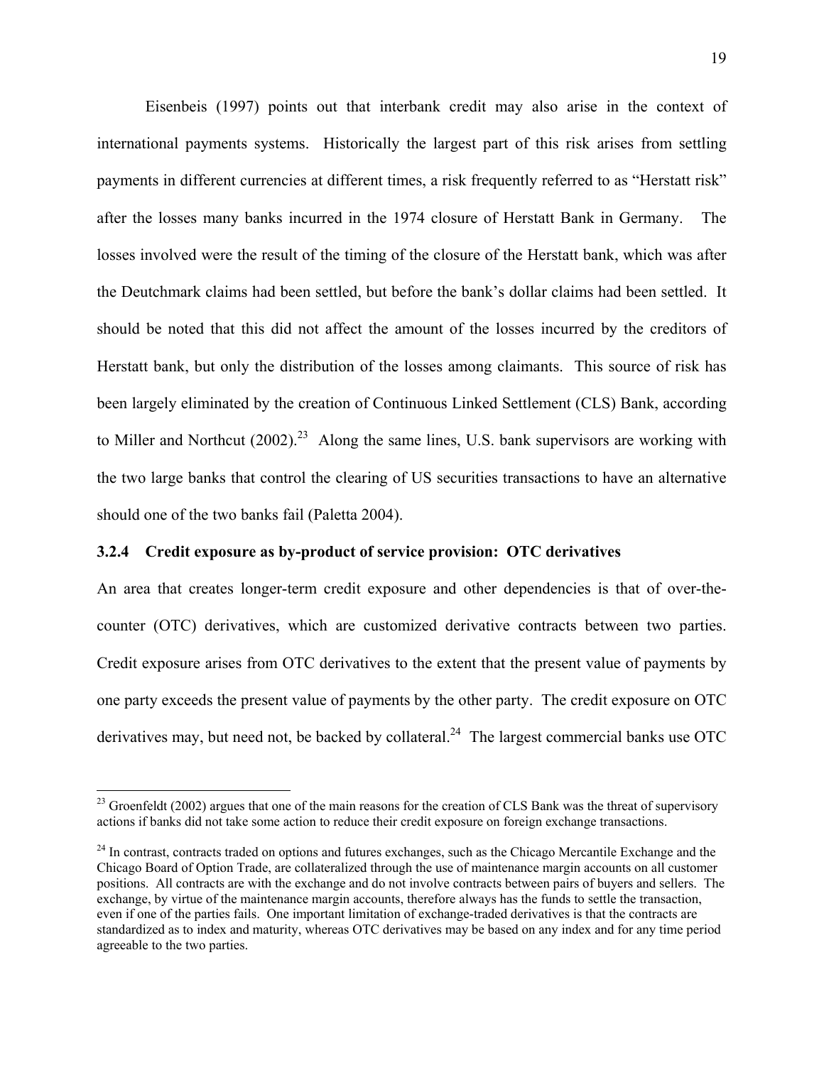Eisenbeis (1997) points out that interbank credit may also arise in the context of international payments systems. Historically the largest part of this risk arises from settling payments in different currencies at different times, a risk frequently referred to as "Herstatt risk" after the losses many banks incurred in the 1974 closure of Herstatt Bank in Germany. The losses involved were the result of the timing of the closure of the Herstatt bank, which was after the Deutchmark claims had been settled, but before the bank's dollar claims had been settled. It should be noted that this did not affect the amount of the losses incurred by the creditors of Herstatt bank, but only the distribution of the losses among claimants. This source of risk has been largely eliminated by the creation of Continuous Linked Settlement (CLS) Bank, according to Miller and Northcut (2002).[23] Along the same lines, U.S. bank supervisors are working with the two large banks that control the clearing of US securities transactions to have an alternative should one of the two banks fail (Paletta 2004).

### 3.2.4 Credit exposure as by-product of service provision: OTC derivatives

An area that creates longer-term credit exposure and other dependencies is that of over-the-counter (OTC) derivatives, which are customized derivative contracts between two parties. Credit exposure arises from OTC derivatives to the extent that the present value of payments by one party exceeds the present value of payments by the other party. The credit exposure on OTC derivatives may, but need not, be backed by collateral.[24] The largest commercial banks use OTC

---

[23] Groenfeldt (2002) argues that one of the main reasons for the creation of CLS Bank was the threat of supervisory actions if banks did not take some action to reduce their credit exposure on foreign exchange transactions.

[24] In contrast, contracts traded on options and futures exchanges, such as the Chicago Mercantile Exchange and the Chicago Board of Option Trade, are collateralized through the use of maintenance margin accounts on all customer positions. All contracts are with the exchange and do not involve contracts between pairs of buyers and sellers. The exchange, by virtue of the maintenance margin accounts, therefore always has the funds to settle the transaction, even if one of the parties fails. One important limitation of exchange-traded derivatives is that the contracts are standardized as to index and maturity, whereas OTC derivatives may be based on any index and for any time period agreeable to the two parties.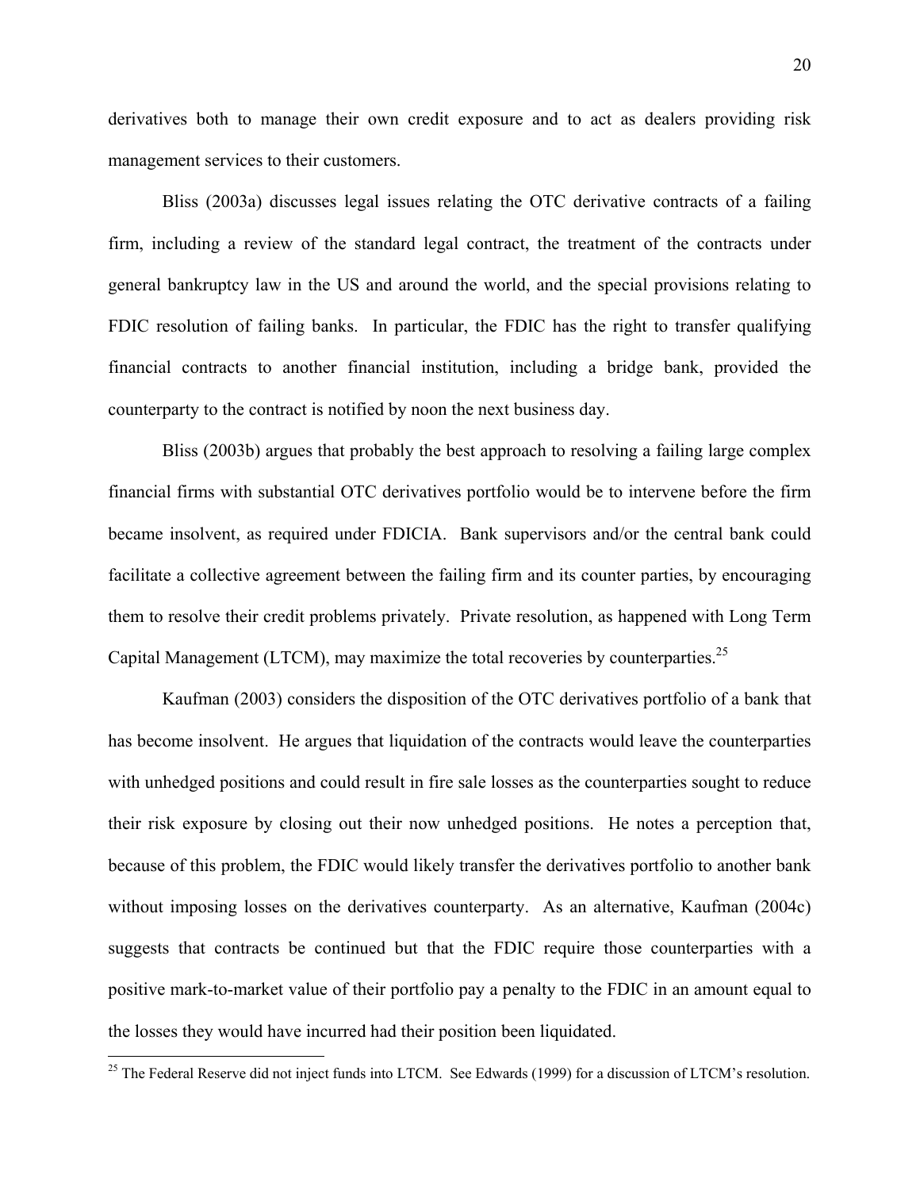derivatives both to manage their own credit exposure and to act as dealers providing risk management services to their customers.

Bliss (2003a) discusses legal issues relating the OTC derivative contracts of a failing firm, including a review of the standard legal contract, the treatment of the contracts under general bankruptcy law in the US and around the world, and the special provisions relating to FDIC resolution of failing banks. In particular, the FDIC has the right to transfer qualifying financial contracts to another financial institution, including a bridge bank, provided the counterparty to the contract is notified by noon the next business day.

Bliss (2003b) argues that probably the best approach to resolving a failing large complex financial firms with substantial OTC derivatives portfolio would be to intervene before the firm became insolvent, as required under FDICIA. Bank supervisors and/or the central bank could facilitate a collective agreement between the failing firm and its counter parties, by encouraging them to resolve their credit problems privately. Private resolution, as happened with Long Term Capital Management (LTCM), may maximize the total recoveries by counterparties.[25]

Kaufman (2003) considers the disposition of the OTC derivatives portfolio of a bank that has become insolvent. He argues that liquidation of the contracts would leave the counterparties with unhedged positions and could result in fire sale losses as the counterparties sought to reduce their risk exposure by closing out their now unhedged positions. He notes a perception that, because of this problem, the FDIC would likely transfer the derivatives portfolio to another bank without imposing losses on the derivatives counterparty. As an alternative, Kaufman (2004c) suggests that contracts be continued but that the FDIC require those counterparties with a positive mark-to-market value of their portfolio pay a penalty to the FDIC in an amount equal to the losses they would have incurred had their position been liquidated.

[25] The Federal Reserve did not inject funds into LTCM. See Edwards (1999) for a discussion of LTCM's resolution.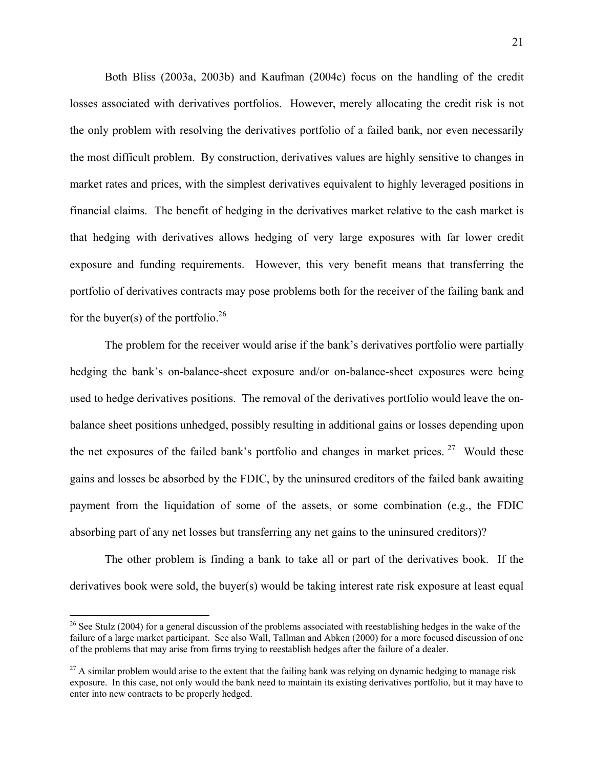Both Bliss (2003a, 2003b) and Kaufman (2004c) focus on the handling of the credit losses associated with derivatives portfolios. However, merely allocating the credit risk is not the only problem with resolving the derivatives portfolio of a failed bank, nor even necessarily the most difficult problem. By construction, derivatives values are highly sensitive to changes in market rates and prices, with the simplest derivatives equivalent to highly leveraged positions in financial claims. The benefit of hedging in the derivatives market relative to the cash market is that hedging with derivatives allows hedging of very large exposures with far lower credit exposure and funding requirements. However, this very benefit means that transferring the portfolio of derivatives contracts may pose problems both for the receiver of the failing bank and for the buyer(s) of the portfolio.[26]

The problem for the receiver would arise if the bank's derivatives portfolio were partially hedging the bank's on-balance-sheet exposure and/or on-balance-sheet exposures were being used to hedge derivatives positions. The removal of the derivatives portfolio would leave the on-balance sheet positions unhedged, possibly resulting in additional gains or losses depending upon the net exposures of the failed bank's portfolio and changes in market prices.[27] Would these gains and losses be absorbed by the FDIC, by the uninsured creditors of the failed bank awaiting payment from the liquidation of some of the assets, or some combination (e.g., the FDIC absorbing part of any net losses but transferring any net gains to the uninsured creditors)?

The other problem is finding a bank to take all or part of the derivatives book. If the derivatives book were sold, the buyer(s) would be taking interest rate risk exposure at least equal

[26] See Stulz (2004) for a general discussion of the problems associated with reestablishing hedges in the wake of the failure of a large market participant. See also Wall, Tallman and Abken (2000) for a more focused discussion of one of the problems that may arise from firms trying to reestablish hedges after the failure of a dealer.

[27] A similar problem would arise to the extent that the failing bank was relying on dynamic hedging to manage risk exposure. In this case, not only would the bank need to maintain its existing derivatives portfolio, but it may have to enter into new contracts to be properly hedged.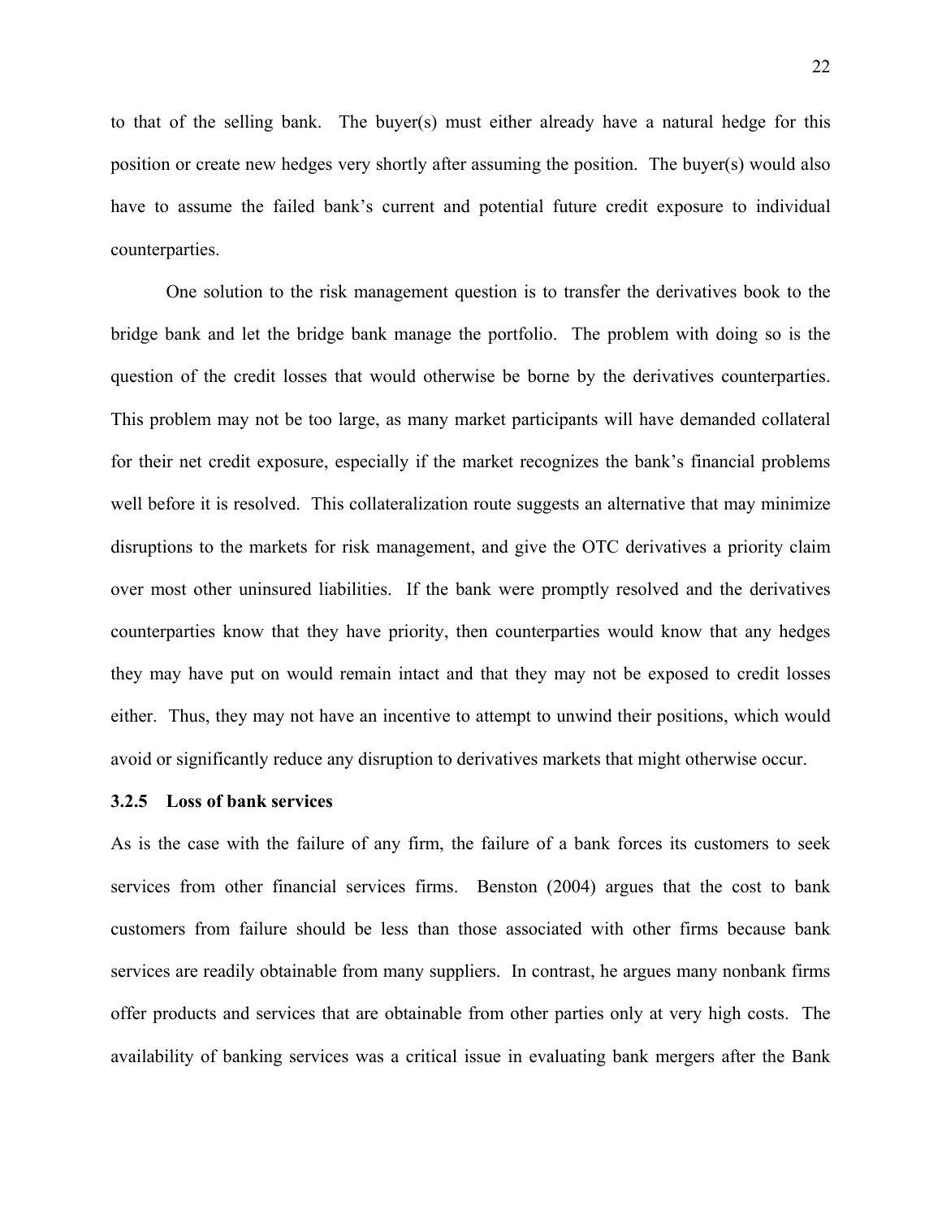to that of the selling bank. The buyer(s) must either already have a natural hedge for this position or create new hedges very shortly after assuming the position. The buyer(s) would also have to assume the failed bank's current and potential future credit exposure to individual counterparties.

One solution to the risk management question is to transfer the derivatives book to the bridge bank and let the bridge bank manage the portfolio. The problem with doing so is the question of the credit losses that would otherwise be borne by the derivatives counterparties. This problem may not be too large, as many market participants will have demanded collateral for their net credit exposure, especially if the market recognizes the bank's financial problems well before it is resolved. This collateralization route suggests an alternative that may minimize disruptions to the markets for risk management, and give the OTC derivatives a priority claim over most other uninsured liabilities. If the bank were promptly resolved and the derivatives counterparties know that they have priority, then counterparties would know that any hedges they may have put on would remain intact and that they may not be exposed to credit losses either. Thus, they may not have an incentive to attempt to unwind their positions, which would avoid or significantly reduce any disruption to derivatives markets that might otherwise occur.

### 3.2.5 Loss of bank services

As is the case with the failure of any firm, the failure of a bank forces its customers to seek services from other financial services firms. Benston (2004) argues that the cost to bank customers from failure should be less than those associated with other firms because bank services are readily obtainable from many suppliers. In contrast, he argues many nonbank firms offer products and services that are obtainable from other parties only at very high costs. The availability of banking services was a critical issue in evaluating bank mergers after the Bank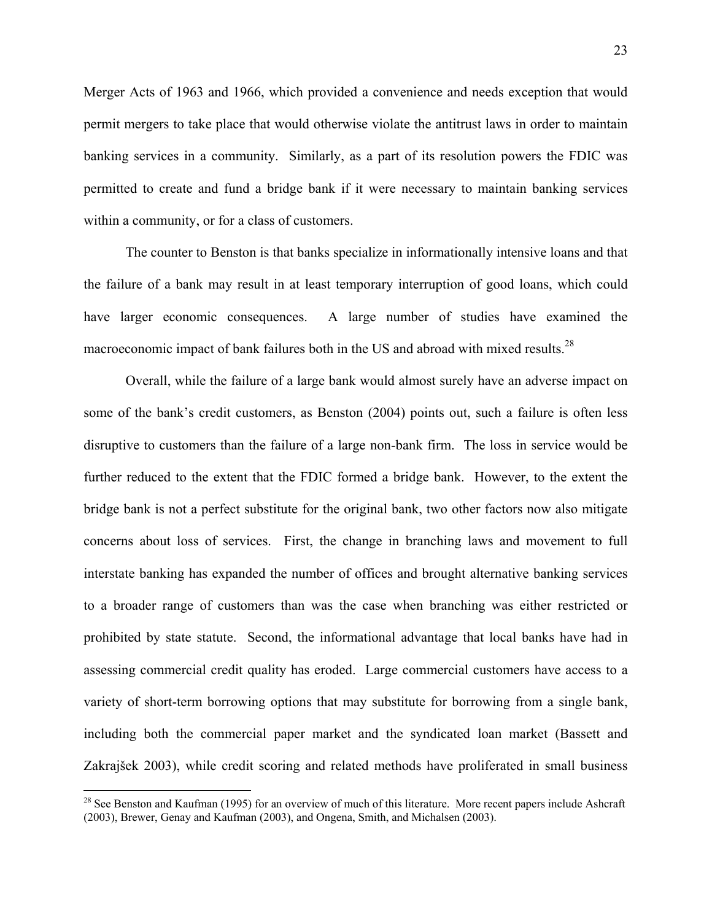Merger Acts of 1963 and 1966, which provided a convenience and needs exception that would permit mergers to take place that would otherwise violate the antitrust laws in order to maintain banking services in a community. Similarly, as a part of its resolution powers the FDIC was permitted to create and fund a bridge bank if it were necessary to maintain banking services within a community, or for a class of customers.

The counter to Benston is that banks specialize in informationally intensive loans and that the failure of a bank may result in at least temporary interruption of good loans, which could have larger economic consequences. A large number of studies have examined the macroeconomic impact of bank failures both in the US and abroad with mixed results.[28]

Overall, while the failure of a large bank would almost surely have an adverse impact on some of the bank's credit customers, as Benston (2004) points out, such a failure is often less disruptive to customers than the failure of a large non-bank firm. The loss in service would be further reduced to the extent that the FDIC formed a bridge bank. However, to the extent the bridge bank is not a perfect substitute for the original bank, two other factors now also mitigate concerns about loss of services. First, the change in branching laws and movement to full interstate banking has expanded the number of offices and brought alternative banking services to a broader range of customers than was the case when branching was either restricted or prohibited by state statute. Second, the informational advantage that local banks have had in assessing commercial credit quality has eroded. Large commercial customers have access to a variety of short-term borrowing options that may substitute for borrowing from a single bank, including both the commercial paper market and the syndicated loan market (Bassett and Zakrajšek 2003), while credit scoring and related methods have proliferated in small business

[28] See Benston and Kaufman (1995) for an overview of much of this literature. More recent papers include Ashcraft (2003), Brewer, Genay and Kaufman (2003), and Ongena, Smith, and Michalsen (2003).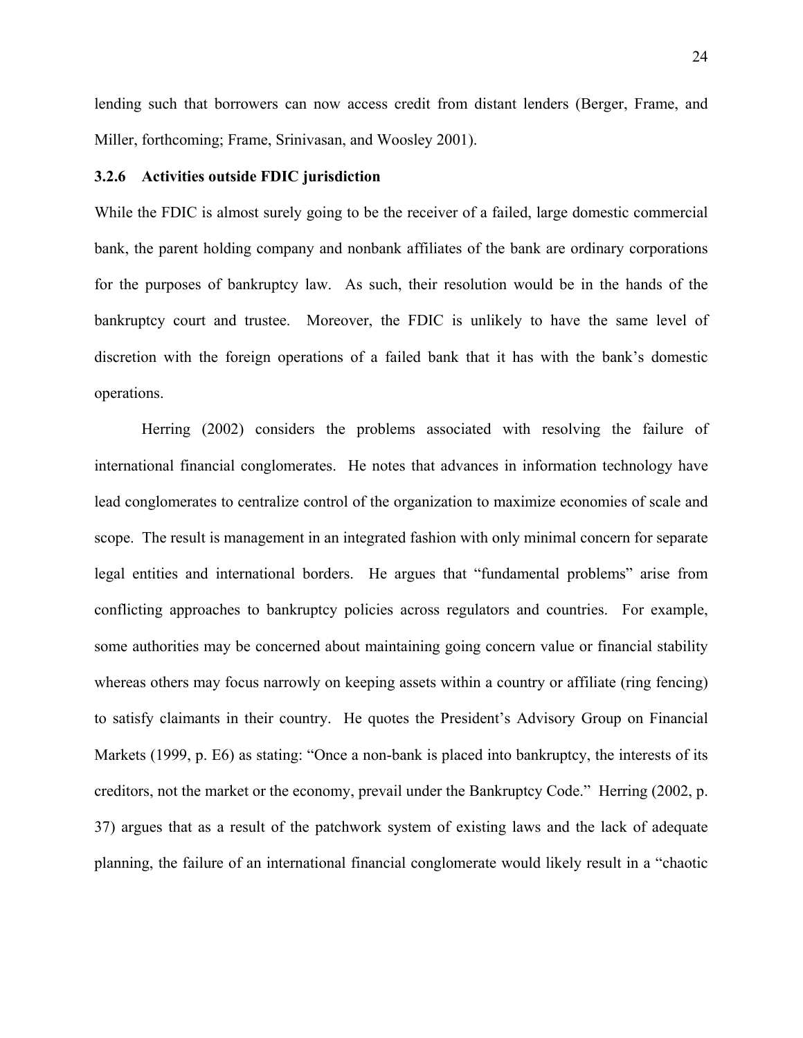lending such that borrowers can now access credit from distant lenders (Berger, Frame, and Miller, forthcoming; Frame, Srinivasan, and Woosley 2001).

### 3.2.6 Activities outside FDIC jurisdiction

While the FDIC is almost surely going to be the receiver of a failed, large domestic commercial bank, the parent holding company and nonbank affiliates of the bank are ordinary corporations for the purposes of bankruptcy law. As such, their resolution would be in the hands of the bankruptcy court and trustee. Moreover, the FDIC is unlikely to have the same level of discretion with the foreign operations of a failed bank that it has with the bank's domestic operations.

Herring (2002) considers the problems associated with resolving the failure of international financial conglomerates. He notes that advances in information technology have lead conglomerates to centralize control of the organization to maximize economies of scale and scope. The result is management in an integrated fashion with only minimal concern for separate legal entities and international borders. He argues that "fundamental problems" arise from conflicting approaches to bankruptcy policies across regulators and countries. For example, some authorities may be concerned about maintaining going concern value or financial stability whereas others may focus narrowly on keeping assets within a country or affiliate (ring fencing) to satisfy claimants in their country. He quotes the President's Advisory Group on Financial Markets (1999, p. E6) as stating: "Once a non-bank is placed into bankruptcy, the interests of its creditors, not the market or the economy, prevail under the Bankruptcy Code." Herring (2002, p. 37) argues that as a result of the patchwork system of existing laws and the lack of adequate planning, the failure of an international financial conglomerate would likely result in a "chaotic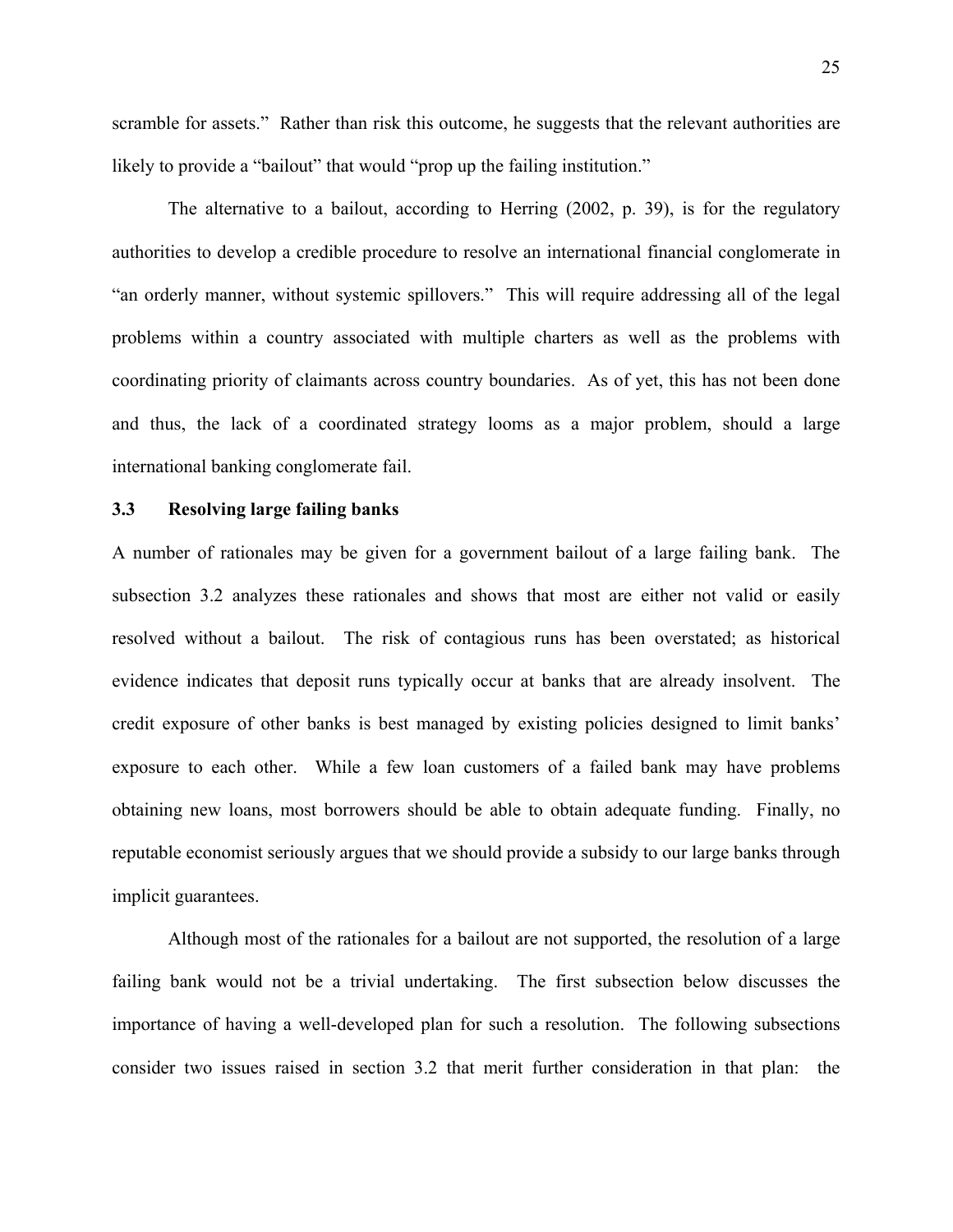scramble for assets." Rather than risk this outcome, he suggests that the relevant authorities are likely to provide a "bailout" that would "prop up the failing institution."

The alternative to a bailout, according to Herring (2002, p. 39), is for the regulatory authorities to develop a credible procedure to resolve an international financial conglomerate in "an orderly manner, without systemic spillovers." This will require addressing all of the legal problems within a country associated with multiple charters as well as the problems with coordinating priority of claimants across country boundaries. As of yet, this has not been done and thus, the lack of a coordinated strategy looms as a major problem, should a large international banking conglomerate fail.

### 3.3 Resolving large failing banks

A number of rationales may be given for a government bailout of a large failing bank. The subsection 3.2 analyzes these rationales and shows that most are either not valid or easily resolved without a bailout. The risk of contagious runs has been overstated; as historical evidence indicates that deposit runs typically occur at banks that are already insolvent. The credit exposure of other banks is best managed by existing policies designed to limit banks' exposure to each other. While a few loan customers of a failed bank may have problems obtaining new loans, most borrowers should be able to obtain adequate funding. Finally, no reputable economist seriously argues that we should provide a subsidy to our large banks through implicit guarantees.

Although most of the rationales for a bailout are not supported, the resolution of a large failing bank would not be a trivial undertaking. The first subsection below discusses the importance of having a well-developed plan for such a resolution. The following subsections consider two issues raised in section 3.2 that merit further consideration in that plan: the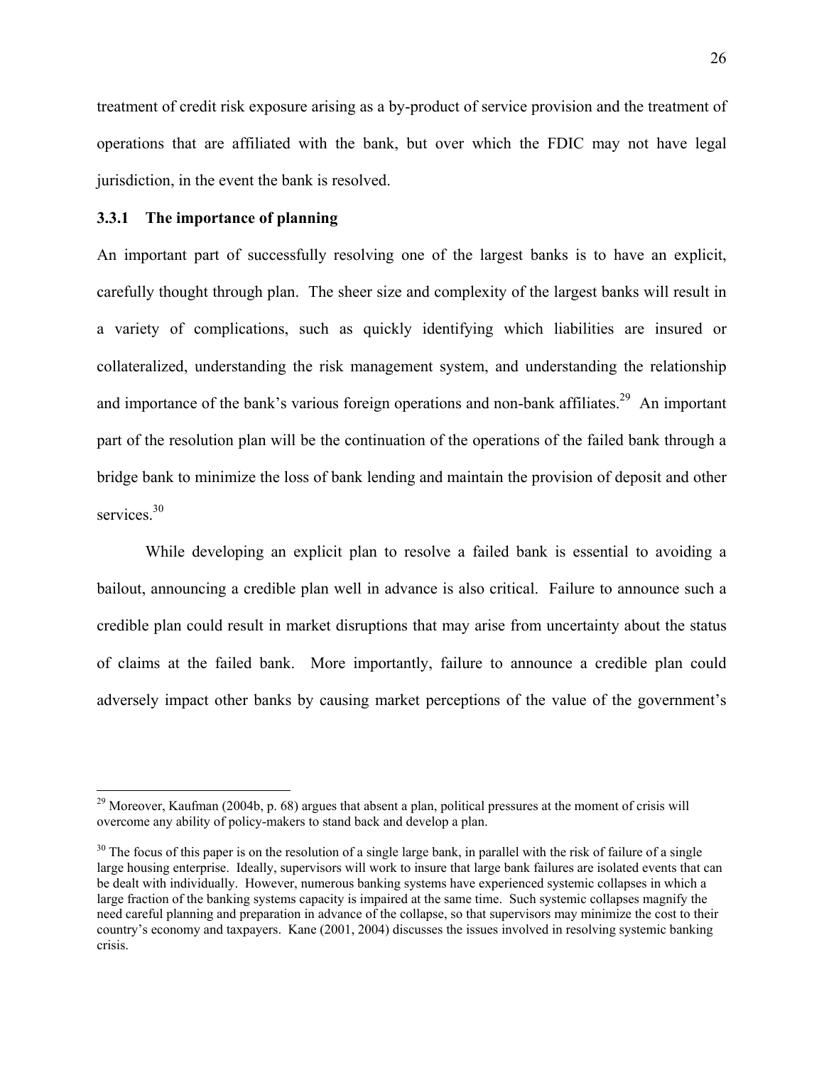treatment of credit risk exposure arising as a by-product of service provision and the treatment of operations that are affiliated with the bank, but over which the FDIC may not have legal jurisdiction, in the event the bank is resolved.

### 3.3.1 The importance of planning

An important part of successfully resolving one of the largest banks is to have an explicit, carefully thought through plan. The sheer size and complexity of the largest banks will result in a variety of complications, such as quickly identifying which liabilities are insured or collateralized, understanding the risk management system, and understanding the relationship and importance of the bank's various foreign operations and non-bank affiliates.[29] An important part of the resolution plan will be the continuation of the operations of the failed bank through a bridge bank to minimize the loss of bank lending and maintain the provision of deposit and other services.[30]

While developing an explicit plan to resolve a failed bank is essential to avoiding a bailout, announcing a credible plan well in advance is also critical. Failure to announce such a credible plan could result in market disruptions that may arise from uncertainty about the status of claims at the failed bank. More importantly, failure to announce a credible plan could adversely impact other banks by causing market perceptions of the value of the government's

---

[29] Moreover, Kaufman (2004b, p. 68) argues that absent a plan, political pressures at the moment of crisis will overcome any ability of policy-makers to stand back and develop a plan.

[30] The focus of this paper is on the resolution of a single large bank, in parallel with the risk of failure of a single large housing enterprise. Ideally, supervisors will work to insure that large bank failures are isolated events that can be dealt with individually. However, numerous banking systems have experienced systemic collapses in which a large fraction of the banking systems capacity is impaired at the same time. Such systemic collapses magnify the need careful planning and preparation in advance of the collapse, so that supervisors may minimize the cost to their country's economy and taxpayers. Kane (2001, 2004) discusses the issues involved in resolving systemic banking crisis.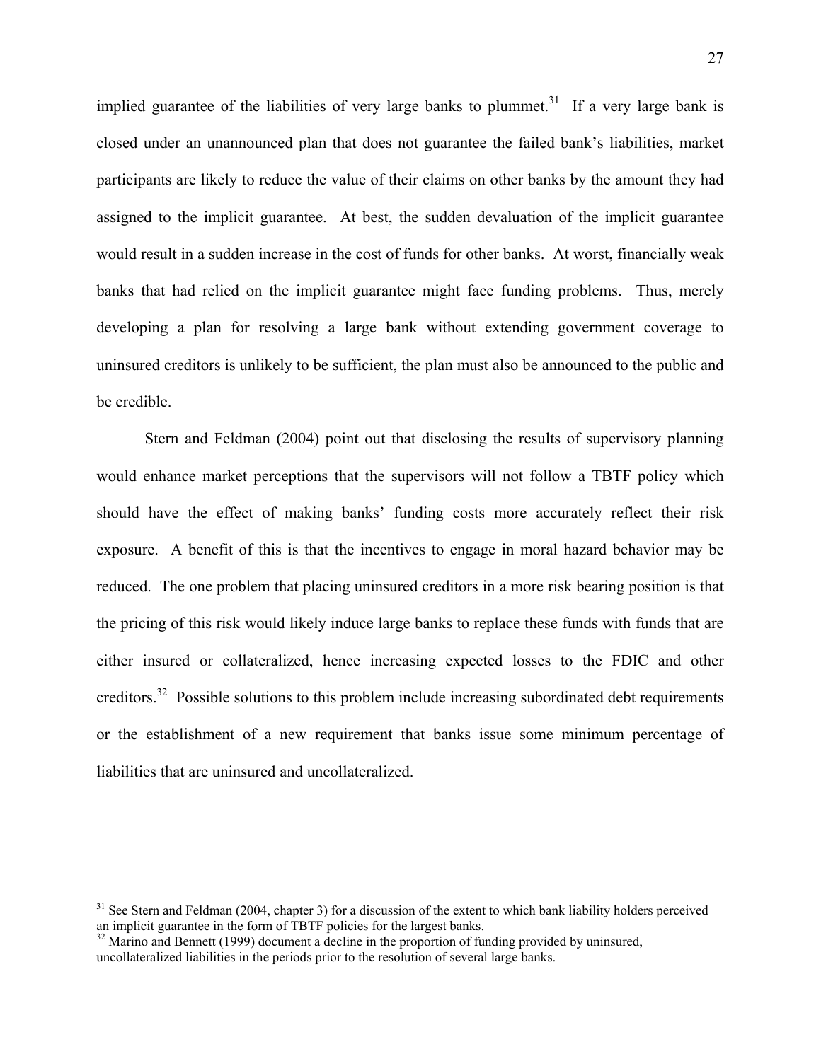implied guarantee of the liabilities of very large banks to plummet.[31] If a very large bank is closed under an unannounced plan that does not guarantee the failed bank's liabilities, market participants are likely to reduce the value of their claims on other banks by the amount they had assigned to the implicit guarantee. At best, the sudden devaluation of the implicit guarantee would result in a sudden increase in the cost of funds for other banks. At worst, financially weak banks that had relied on the implicit guarantee might face funding problems. Thus, merely developing a plan for resolving a large bank without extending government coverage to uninsured creditors is unlikely to be sufficient, the plan must also be announced to the public and be credible.

Stern and Feldman (2004) point out that disclosing the results of supervisory planning would enhance market perceptions that the supervisors will not follow a TBTF policy which should have the effect of making banks' funding costs more accurately reflect their risk exposure. A benefit of this is that the incentives to engage in moral hazard behavior may be reduced. The one problem that placing uninsured creditors in a more risk bearing position is that the pricing of this risk would likely induce large banks to replace these funds with funds that are either insured or collateralized, hence increasing expected losses to the FDIC and other creditors.[32] Possible solutions to this problem include increasing subordinated debt requirements or the establishment of a new requirement that banks issue some minimum percentage of liabilities that are uninsured and uncollateralized.

---

[31] See Stern and Feldman (2004, chapter 3) for a discussion of the extent to which bank liability holders perceived an implicit guarantee in the form of TBTF policies for the largest banks.

[32] Marino and Bennett (1999) document a decline in the proportion of funding provided by uninsured, uncollateralized liabilities in the periods prior to the resolution of several large banks.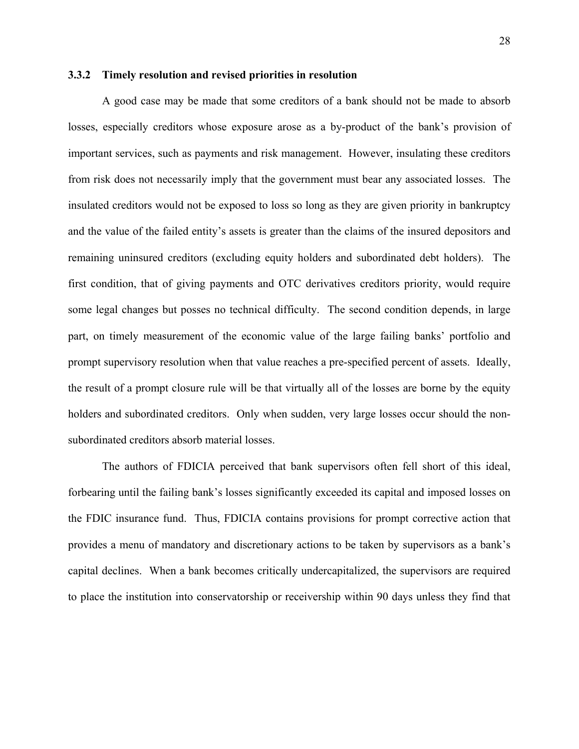### 3.3.2 Timely resolution and revised priorities in resolution

A good case may be made that some creditors of a bank should not be made to absorb losses, especially creditors whose exposure arose as a by-product of the bank's provision of important services, such as payments and risk management. However, insulating these creditors from risk does not necessarily imply that the government must bear any associated losses. The insulated creditors would not be exposed to loss so long as they are given priority in bankruptcy and the value of the failed entity's assets is greater than the claims of the insured depositors and remaining uninsured creditors (excluding equity holders and subordinated debt holders). The first condition, that of giving payments and OTC derivatives creditors priority, would require some legal changes but posses no technical difficulty. The second condition depends, in large part, on timely measurement of the economic value of the large failing banks' portfolio and prompt supervisory resolution when that value reaches a pre-specified percent of assets. Ideally, the result of a prompt closure rule will be that virtually all of the losses are borne by the equity holders and subordinated creditors. Only when sudden, very large losses occur should the non-subordinated creditors absorb material losses.

The authors of FDICIA perceived that bank supervisors often fell short of this ideal, forbearing until the failing bank's losses significantly exceeded its capital and imposed losses on the FDIC insurance fund. Thus, FDICIA contains provisions for prompt corrective action that provides a menu of mandatory and discretionary actions to be taken by supervisors as a bank's capital declines. When a bank becomes critically undercapitalized, the supervisors are required to place the institution into conservatorship or receivership within 90 days unless they find that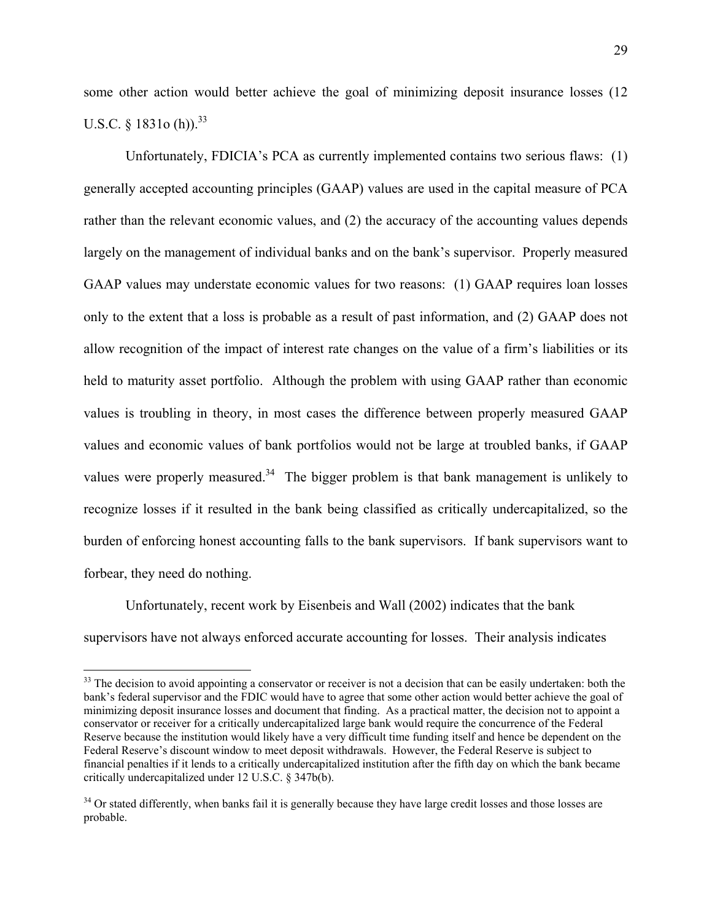some other action would better achieve the goal of minimizing deposit insurance losses (12 U.S.C. § 1831o (h)).[33]

Unfortunately, FDICIA's PCA as currently implemented contains two serious flaws: (1) generally accepted accounting principles (GAAP) values are used in the capital measure of PCA rather than the relevant economic values, and (2) the accuracy of the accounting values depends largely on the management of individual banks and on the bank's supervisor. Properly measured GAAP values may understate economic values for two reasons: (1) GAAP requires loan losses only to the extent that a loss is probable as a result of past information, and (2) GAAP does not allow recognition of the impact of interest rate changes on the value of a firm's liabilities or its held to maturity asset portfolio. Although the problem with using GAAP rather than economic values is troubling in theory, in most cases the difference between properly measured GAAP values and economic values of bank portfolios would not be large at troubled banks, if GAAP values were properly measured.[34] The bigger problem is that bank management is unlikely to recognize losses if it resulted in the bank being classified as critically undercapitalized, so the burden of enforcing honest accounting falls to the bank supervisors. If bank supervisors want to forbear, they need do nothing.

Unfortunately, recent work by Eisenbeis and Wall (2002) indicates that the bank supervisors have not always enforced accurate accounting for losses. Their analysis indicates

---

[33] The decision to avoid appointing a conservator or receiver is not a decision that can be easily undertaken: both the bank's federal supervisor and the FDIC would have to agree that some other action would better achieve the goal of minimizing deposit insurance losses and document that finding. As a practical matter, the decision not to appoint a conservator or receiver for a critically undercapitalized large bank would require the concurrence of the Federal Reserve because the institution would likely have a very difficult time funding itself and hence be dependent on the Federal Reserve's discount window to meet deposit withdrawals. However, the Federal Reserve is subject to financial penalties if it lends to a critically undercapitalized institution after the fifth day on which the bank became critically undercapitalized under 12 U.S.C. § 347b(b).

[34] Or stated differently, when banks fail it is generally because they have large credit losses and those losses are probable.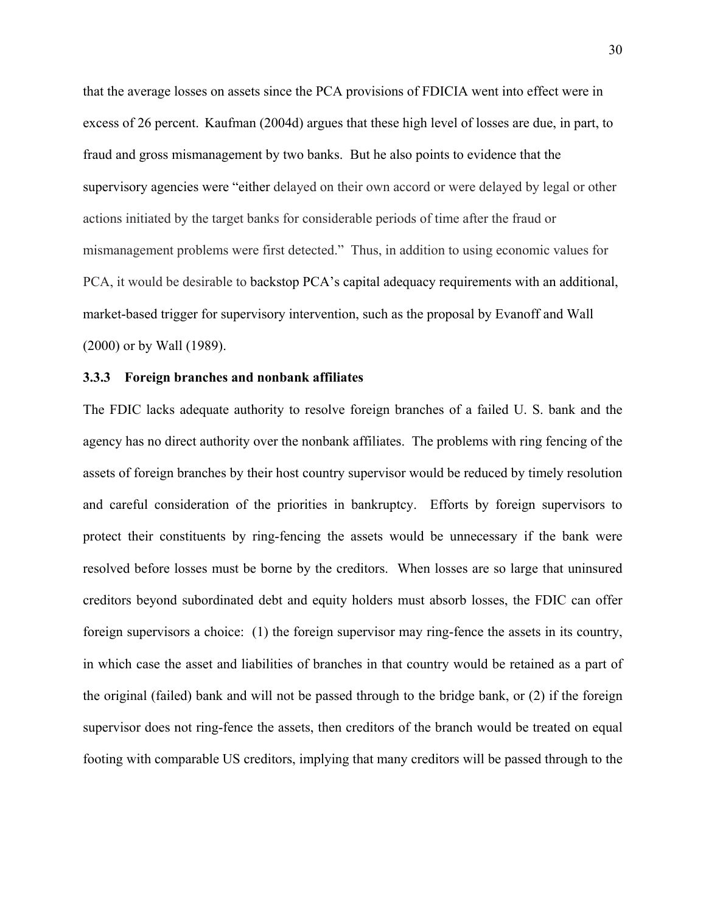that the average losses on assets since the PCA provisions of FDICIA went into effect were in excess of 26 percent. Kaufman (2004d) argues that these high level of losses are due, in part, to fraud and gross mismanagement by two banks. But he also points to evidence that the supervisory agencies were "either delayed on their own accord or were delayed by legal or other actions initiated by the target banks for considerable periods of time after the fraud or mismanagement problems were first detected." Thus, in addition to using economic values for PCA, it would be desirable to backstop PCA's capital adequacy requirements with an additional, market-based trigger for supervisory intervention, such as the proposal by Evanoff and Wall (2000) or by Wall (1989).

### 3.3.3 Foreign branches and nonbank affiliates

The FDIC lacks adequate authority to resolve foreign branches of a failed U. S. bank and the agency has no direct authority over the nonbank affiliates. The problems with ring fencing of the assets of foreign branches by their host country supervisor would be reduced by timely resolution and careful consideration of the priorities in bankruptcy. Efforts by foreign supervisors to protect their constituents by ring-fencing the assets would be unnecessary if the bank were resolved before losses must be borne by the creditors. When losses are so large that uninsured creditors beyond subordinated debt and equity holders must absorb losses, the FDIC can offer foreign supervisors a choice: (1) the foreign supervisor may ring-fence the assets in its country, in which case the asset and liabilities of branches in that country would be retained as a part of the original (failed) bank and will not be passed through to the bridge bank, or (2) if the foreign supervisor does not ring-fence the assets, then creditors of the branch would be treated on equal footing with comparable US creditors, implying that many creditors will be passed through to the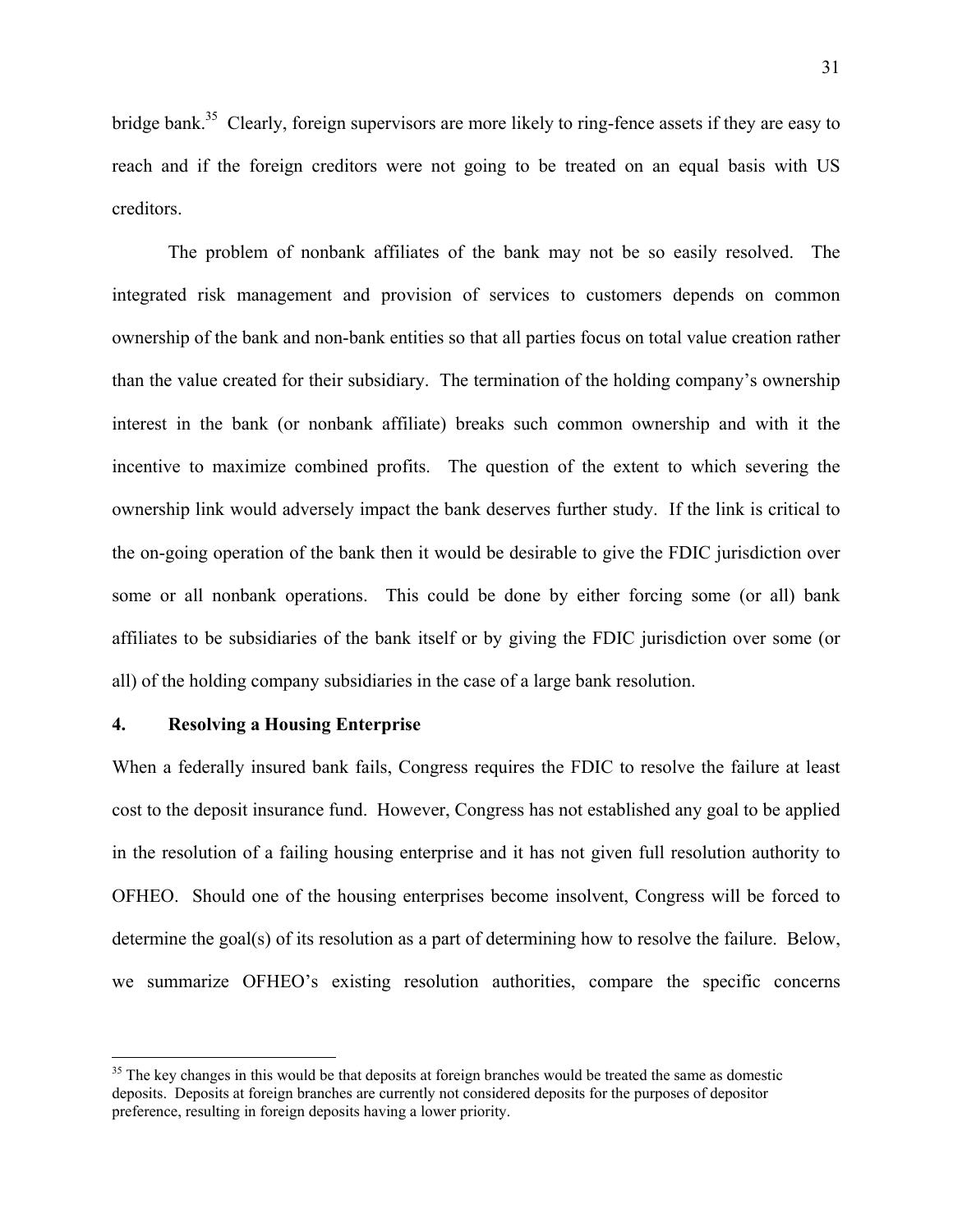bridge bank.[35] Clearly, foreign supervisors are more likely to ring-fence assets if they are easy to reach and if the foreign creditors were not going to be treated on an equal basis with US creditors.

The problem of nonbank affiliates of the bank may not be so easily resolved. The integrated risk management and provision of services to customers depends on common ownership of the bank and non-bank entities so that all parties focus on total value creation rather than the value created for their subsidiary. The termination of the holding company's ownership interest in the bank (or nonbank affiliate) breaks such common ownership and with it the incentive to maximize combined profits. The question of the extent to which severing the ownership link would adversely impact the bank deserves further study. If the link is critical to the on-going operation of the bank then it would be desirable to give the FDIC jurisdiction over some or all nonbank operations. This could be done by either forcing some (or all) bank affiliates to be subsidiaries of the bank itself or by giving the FDIC jurisdiction over some (or all) of the holding company subsidiaries in the case of a large bank resolution.

## 4. Resolving a Housing Enterprise

When a federally insured bank fails, Congress requires the FDIC to resolve the failure at least cost to the deposit insurance fund. However, Congress has not established any goal to be applied in the resolution of a failing housing enterprise and it has not given full resolution authority to OFHEO. Should one of the housing enterprises become insolvent, Congress will be forced to determine the goal(s) of its resolution as a part of determining how to resolve the failure. Below, we summarize OFHEO's existing resolution authorities, compare the specific concerns

---

[35] The key changes in this would be that deposits at foreign branches would be treated the same as domestic deposits. Deposits at foreign branches are currently not considered deposits for the purposes of depositor preference, resulting in foreign deposits having a lower priority.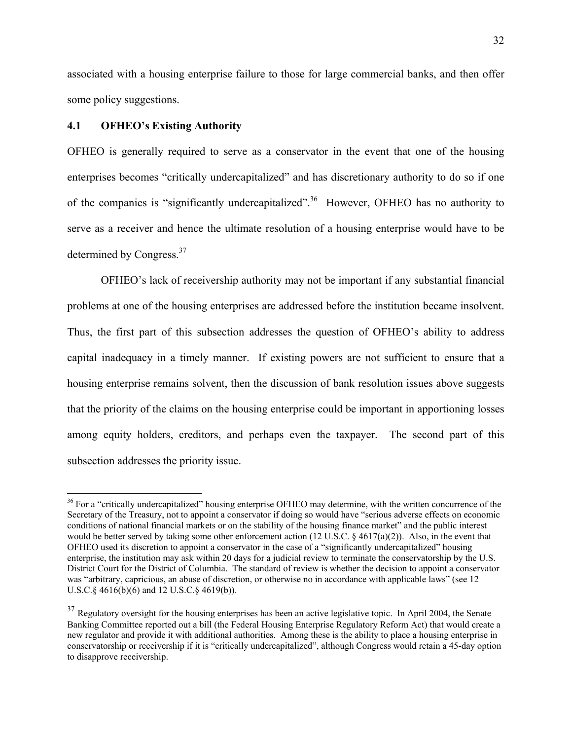associated with a housing enterprise failure to those for large commercial banks, and then offer some policy suggestions.

### 4.1 OFHEO's Existing Authority

OFHEO is generally required to serve as a conservator in the event that one of the housing enterprises becomes "critically undercapitalized" and has discretionary authority to do so if one of the companies is "significantly undercapitalized".[36] However, OFHEO has no authority to serve as a receiver and hence the ultimate resolution of a housing enterprise would have to be determined by Congress.[37]

OFHEO's lack of receivership authority may not be important if any substantial financial problems at one of the housing enterprises are addressed before the institution became insolvent. Thus, the first part of this subsection addresses the question of OFHEO's ability to address capital inadequacy in a timely manner. If existing powers are not sufficient to ensure that a housing enterprise remains solvent, then the discussion of bank resolution issues above suggests that the priority of the claims on the housing enterprise could be important in apportioning losses among equity holders, creditors, and perhaps even the taxpayer. The second part of this subsection addresses the priority issue.

---

[36] For a "critically undercapitalized" housing enterprise OFHEO may determine, with the written concurrence of the Secretary of the Treasury, not to appoint a conservator if doing so would have "serious adverse effects on economic conditions of national financial markets or on the stability of the housing finance market" and the public interest would be better served by taking some other enforcement action (12 U.S.C. § 4617(a)(2)). Also, in the event that OFHEO used its discretion to appoint a conservator in the case of a "significantly undercapitalized" housing enterprise, the institution may ask within 20 days for a judicial review to terminate the conservatorship by the U.S. District Court for the District of Columbia. The standard of review is whether the decision to appoint a conservator was "arbitrary, capricious, an abuse of discretion, or otherwise no in accordance with applicable laws" (see 12 U.S.C.§ 4616(b)(6) and 12 U.S.C.§ 4619(b)).

[37] Regulatory oversight for the housing enterprises has been an active legislative topic. In April 2004, the Senate Banking Committee reported out a bill (the Federal Housing Enterprise Regulatory Reform Act) that would create a new regulator and provide it with additional authorities. Among these is the ability to place a housing enterprise in conservatorship or receivership if it is "critically undercapitalized", although Congress would retain a 45-day option to disapprove receivership.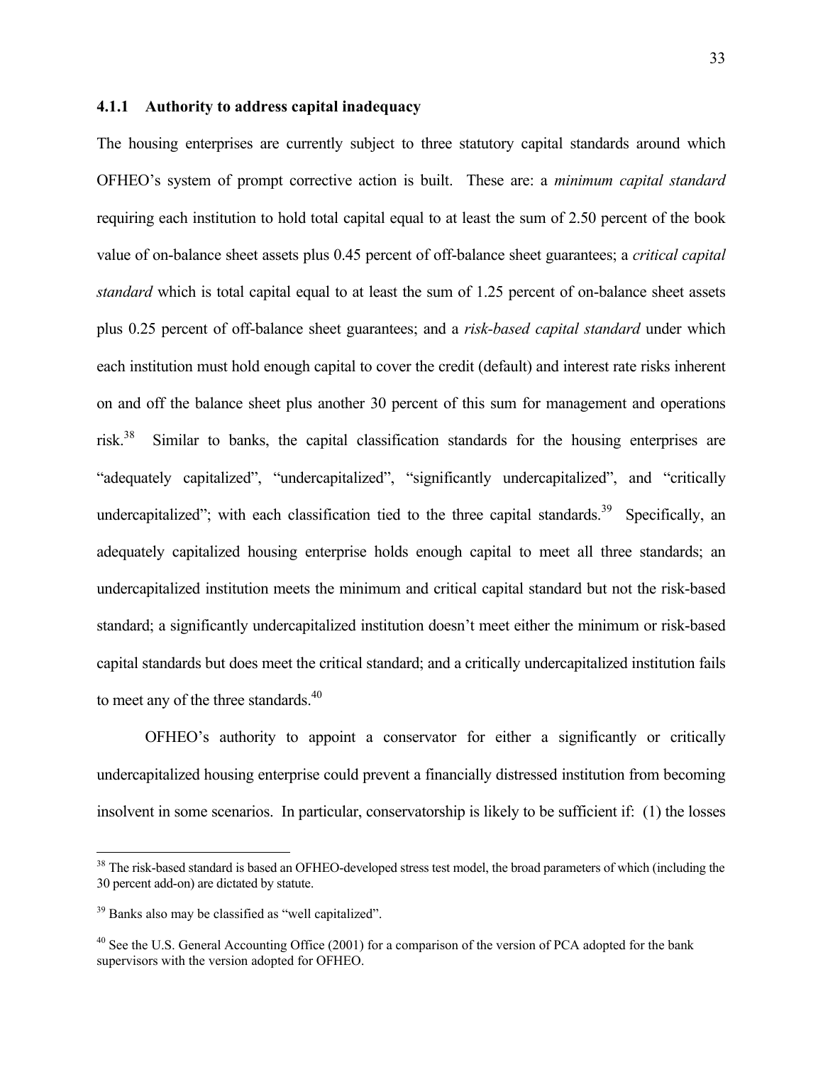### 4.1.1 Authority to address capital inadequacy

The housing enterprises are currently subject to three statutory capital standards around which OFHEO's system of prompt corrective action is built. These are: a *minimum capital standard* requiring each institution to hold total capital equal to at least the sum of 2.50 percent of the book value of on-balance sheet assets plus 0.45 percent of off-balance sheet guarantees; a *critical capital standard* which is total capital equal to at least the sum of 1.25 percent of on-balance sheet assets plus 0.25 percent of off-balance sheet guarantees; and a *risk-based capital standard* under which each institution must hold enough capital to cover the credit (default) and interest rate risks inherent on and off the balance sheet plus another 30 percent of this sum for management and operations risk.[38] Similar to banks, the capital classification standards for the housing enterprises are "adequately capitalized", "undercapitalized", "significantly undercapitalized", and "critically undercapitalized"; with each classification tied to the three capital standards.[39] Specifically, an adequately capitalized housing enterprise holds enough capital to meet all three standards; an undercapitalized institution meets the minimum and critical capital standard but not the risk-based standard; a significantly undercapitalized institution doesn't meet either the minimum or risk-based capital standards but does meet the critical standard; and a critically undercapitalized institution fails to meet any of the three standards.[40]

OFHEO's authority to appoint a conservator for either a significantly or critically undercapitalized housing enterprise could prevent a financially distressed institution from becoming insolvent in some scenarios. In particular, conservatorship is likely to be sufficient if: (1) the losses

---

[38] The risk-based standard is based an OFHEO-developed stress test model, the broad parameters of which (including the 30 percent add-on) are dictated by statute.

[39] Banks also may be classified as "well capitalized".

[40] See the U.S. General Accounting Office (2001) for a comparison of the version of PCA adopted for the bank supervisors with the version adopted for OFHEO.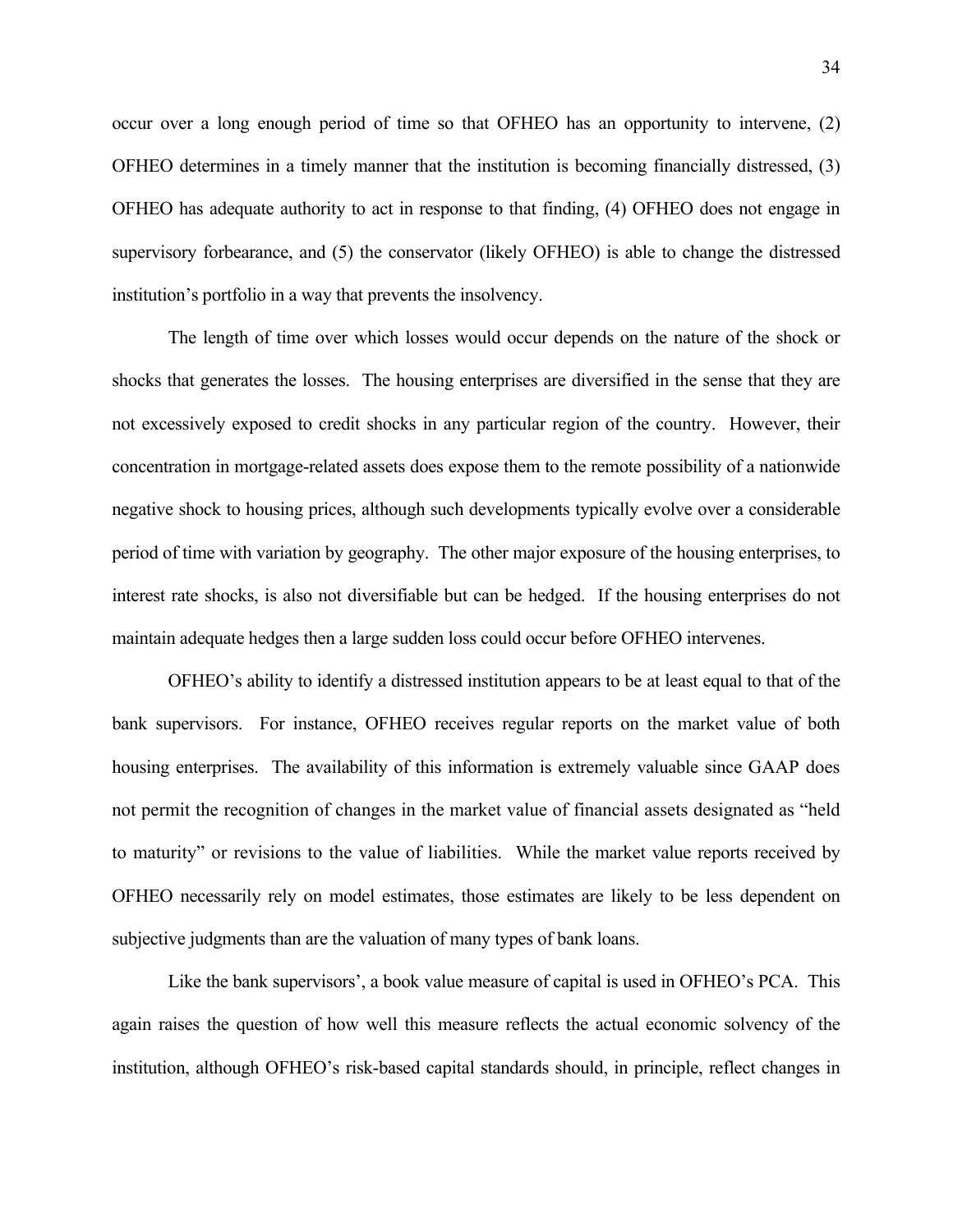occur over a long enough period of time so that OFHEO has an opportunity to intervene, (2) OFHEO determines in a timely manner that the institution is becoming financially distressed, (3) OFHEO has adequate authority to act in response to that finding, (4) OFHEO does not engage in supervisory forbearance, and (5) the conservator (likely OFHEO) is able to change the distressed institution's portfolio in a way that prevents the insolvency.

The length of time over which losses would occur depends on the nature of the shock or shocks that generates the losses. The housing enterprises are diversified in the sense that they are not excessively exposed to credit shocks in any particular region of the country. However, their concentration in mortgage-related assets does expose them to the remote possibility of a nationwide negative shock to housing prices, although such developments typically evolve over a considerable period of time with variation by geography. The other major exposure of the housing enterprises, to interest rate shocks, is also not diversifiable but can be hedged. If the housing enterprises do not maintain adequate hedges then a large sudden loss could occur before OFHEO intervenes.

OFHEO's ability to identify a distressed institution appears to be at least equal to that of the bank supervisors. For instance, OFHEO receives regular reports on the market value of both housing enterprises. The availability of this information is extremely valuable since GAAP does not permit the recognition of changes in the market value of financial assets designated as "held to maturity" or revisions to the value of liabilities. While the market value reports received by OFHEO necessarily rely on model estimates, those estimates are likely to be less dependent on subjective judgments than are the valuation of many types of bank loans.

Like the bank supervisors', a book value measure of capital is used in OFHEO's PCA. This again raises the question of how well this measure reflects the actual economic solvency of the institution, although OFHEO's risk-based capital standards should, in principle, reflect changes in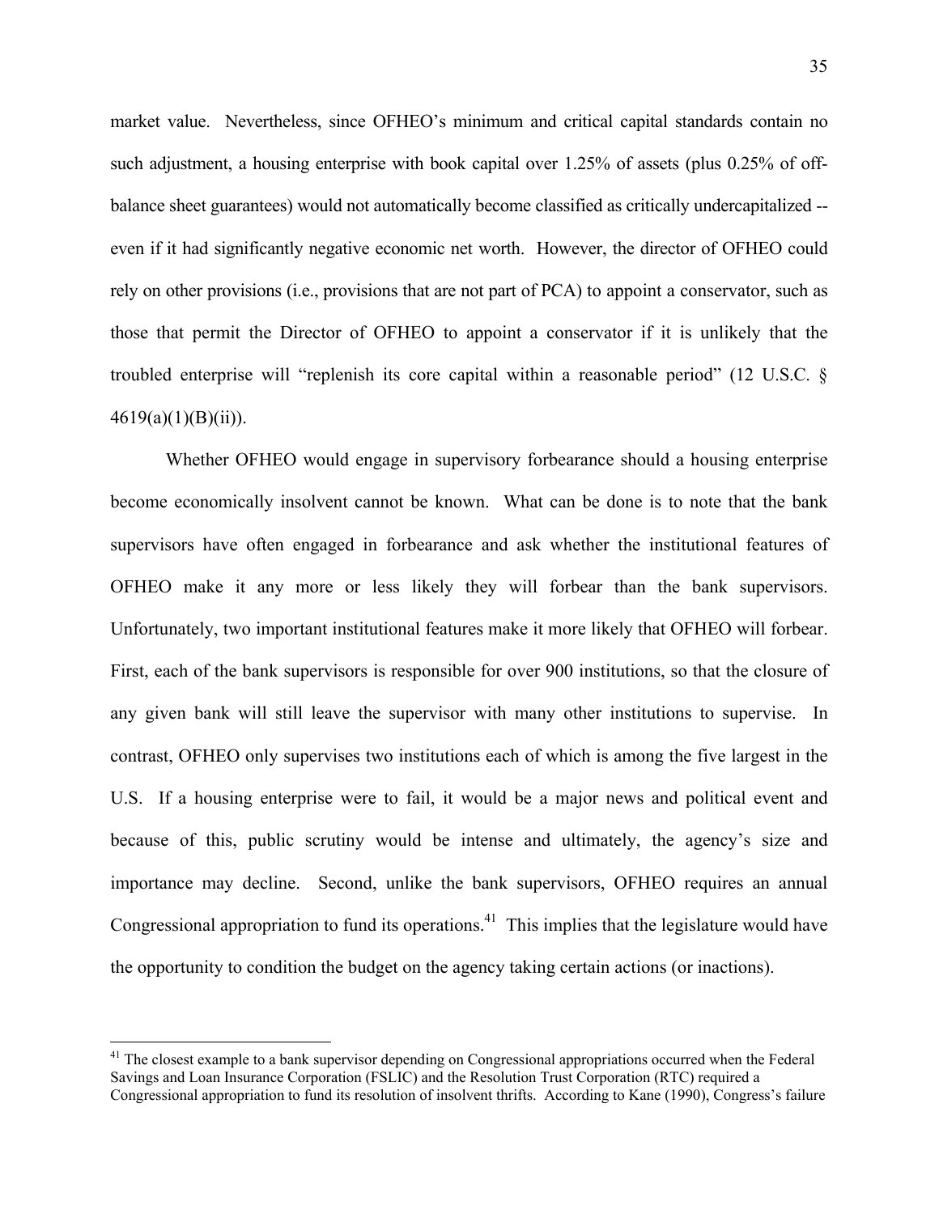market value. Nevertheless, since OFHEO's minimum and critical capital standards contain no such adjustment, a housing enterprise with book capital over 1.25% of assets (plus 0.25% of off-balance sheet guarantees) would not automatically become classified as critically undercapitalized -- even if it had significantly negative economic net worth. However, the director of OFHEO could rely on other provisions (i.e., provisions that are not part of PCA) to appoint a conservator, such as those that permit the Director of OFHEO to appoint a conservator if it is unlikely that the troubled enterprise will "replenish its core capital within a reasonable period" (12 U.S.C. § 4619(a)(1)(B)(ii)).

Whether OFHEO would engage in supervisory forbearance should a housing enterprise become economically insolvent cannot be known. What can be done is to note that the bank supervisors have often engaged in forbearance and ask whether the institutional features of OFHEO make it any more or less likely they will forbear than the bank supervisors. Unfortunately, two important institutional features make it more likely that OFHEO will forbear. First, each of the bank supervisors is responsible for over 900 institutions, so that the closure of any given bank will still leave the supervisor with many other institutions to supervise. In contrast, OFHEO only supervises two institutions each of which is among the five largest in the U.S. If a housing enterprise were to fail, it would be a major news and political event and because of this, public scrutiny would be intense and ultimately, the agency's size and importance may decline. Second, unlike the bank supervisors, OFHEO requires an annual Congressional appropriation to fund its operations.[41] This implies that the legislature would have the opportunity to condition the budget on the agency taking certain actions (or inactions).

[41] The closest example to a bank supervisor depending on Congressional appropriations occurred when the Federal Savings and Loan Insurance Corporation (FSLIC) and the Resolution Trust Corporation (RTC) required a Congressional appropriation to fund its resolution of insolvent thrifts. According to Kane (1990), Congress's failure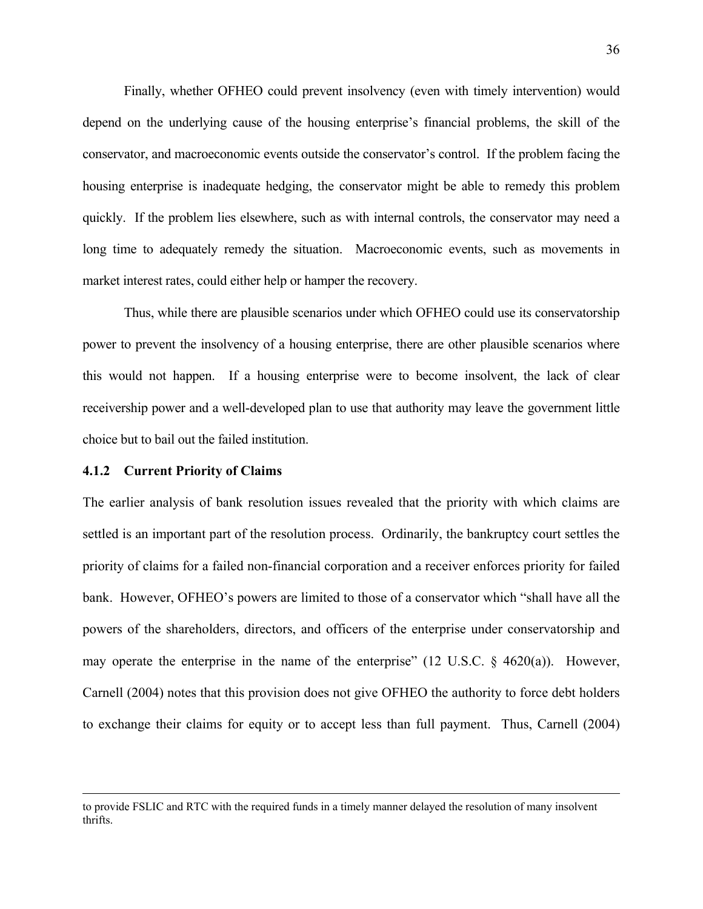Finally, whether OFHEO could prevent insolvency (even with timely intervention) would depend on the underlying cause of the housing enterprise's financial problems, the skill of the conservator, and macroeconomic events outside the conservator's control. If the problem facing the housing enterprise is inadequate hedging, the conservator might be able to remedy this problem quickly. If the problem lies elsewhere, such as with internal controls, the conservator may need a long time to adequately remedy the situation. Macroeconomic events, such as movements in market interest rates, could either help or hamper the recovery.

Thus, while there are plausible scenarios under which OFHEO could use its conservatorship power to prevent the insolvency of a housing enterprise, there are other plausible scenarios where this would not happen. If a housing enterprise were to become insolvent, the lack of clear receivership power and a well-developed plan to use that authority may leave the government little choice but to bail out the failed institution.

### 4.1.2 Current Priority of Claims

The earlier analysis of bank resolution issues revealed that the priority with which claims are settled is an important part of the resolution process. Ordinarily, the bankruptcy court settles the priority of claims for a failed non-financial corporation and a receiver enforces priority for failed bank. However, OFHEO's powers are limited to those of a conservator which "shall have all the powers of the shareholders, directors, and officers of the enterprise under conservatorship and may operate the enterprise in the name of the enterprise" (12 U.S.C. § 4620(a)). However, Carnell (2004) notes that this provision does not give OFHEO the authority to force debt holders to exchange their claims for equity or to accept less than full payment. Thus, Carnell (2004)

---

to provide FSLIC and RTC with the required funds in a timely manner delayed the resolution of many insolvent thrifts.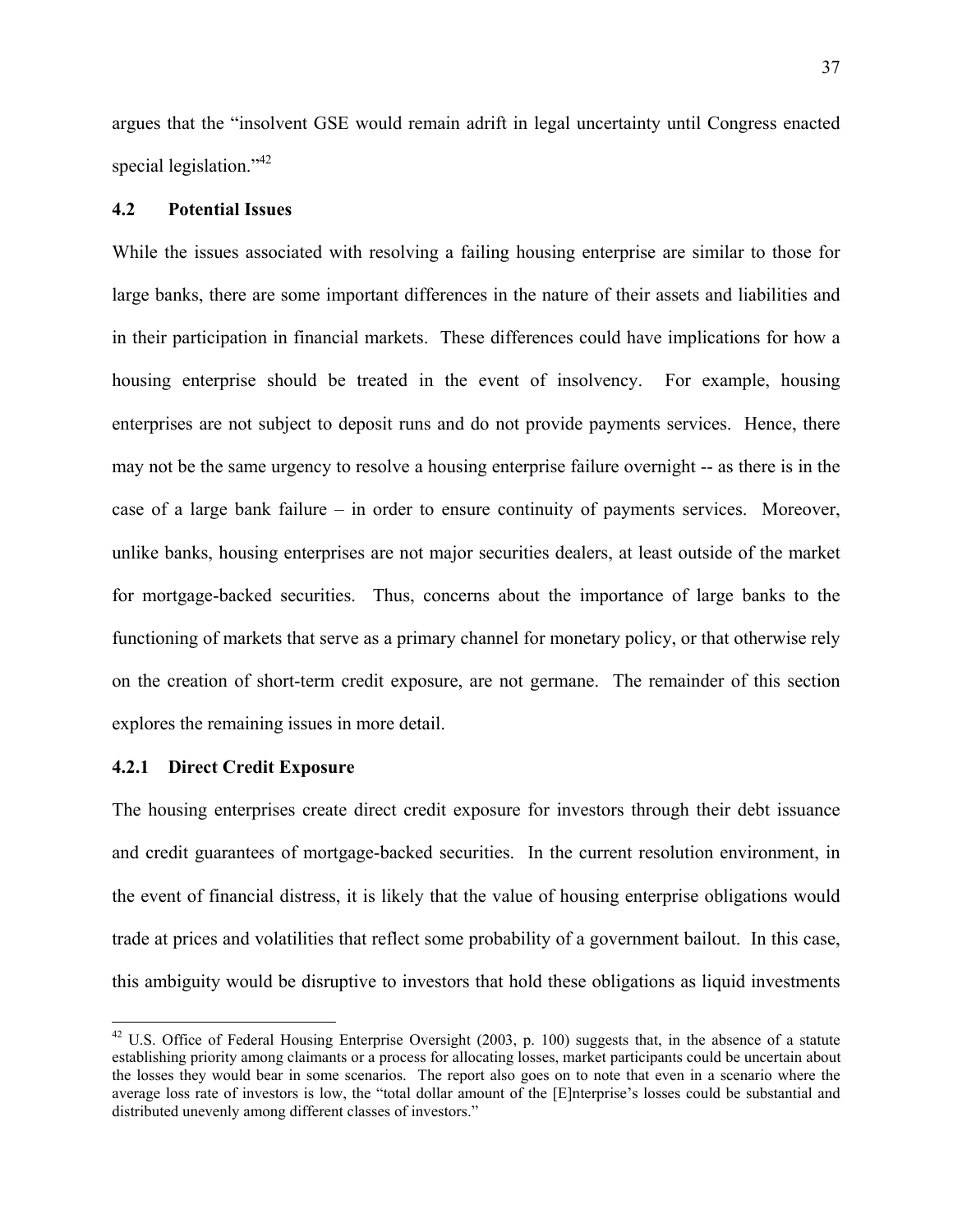argues that the "insolvent GSE would remain adrift in legal uncertainty until Congress enacted special legislation."[42]

### 4.2 Potential Issues

While the issues associated with resolving a failing housing enterprise are similar to those for large banks, there are some important differences in the nature of their assets and liabilities and in their participation in financial markets. These differences could have implications for how a housing enterprise should be treated in the event of insolvency. For example, housing enterprises are not subject to deposit runs and do not provide payments services. Hence, there may not be the same urgency to resolve a housing enterprise failure overnight -- as there is in the case of a large bank failure – in order to ensure continuity of payments services. Moreover, unlike banks, housing enterprises are not major securities dealers, at least outside of the market for mortgage-backed securities. Thus, concerns about the importance of large banks to the functioning of markets that serve as a primary channel for monetary policy, or that otherwise rely on the creation of short-term credit exposure, are not germane. The remainder of this section explores the remaining issues in more detail.

#### 4.2.1 Direct Credit Exposure

The housing enterprises create direct credit exposure for investors through their debt issuance and credit guarantees of mortgage-backed securities. In the current resolution environment, in the event of financial distress, it is likely that the value of housing enterprise obligations would trade at prices and volatilities that reflect some probability of a government bailout. In this case, this ambiguity would be disruptive to investors that hold these obligations as liquid investments

[42] U.S. Office of Federal Housing Enterprise Oversight (2003, p. 100) suggests that, in the absence of a statute establishing priority among claimants or a process for allocating losses, market participants could be uncertain about the losses they would bear in some scenarios. The report also goes on to note that even in a scenario where the average loss rate of investors is low, the "total dollar amount of the [E]nterprise's losses could be substantial and distributed unevenly among different classes of investors."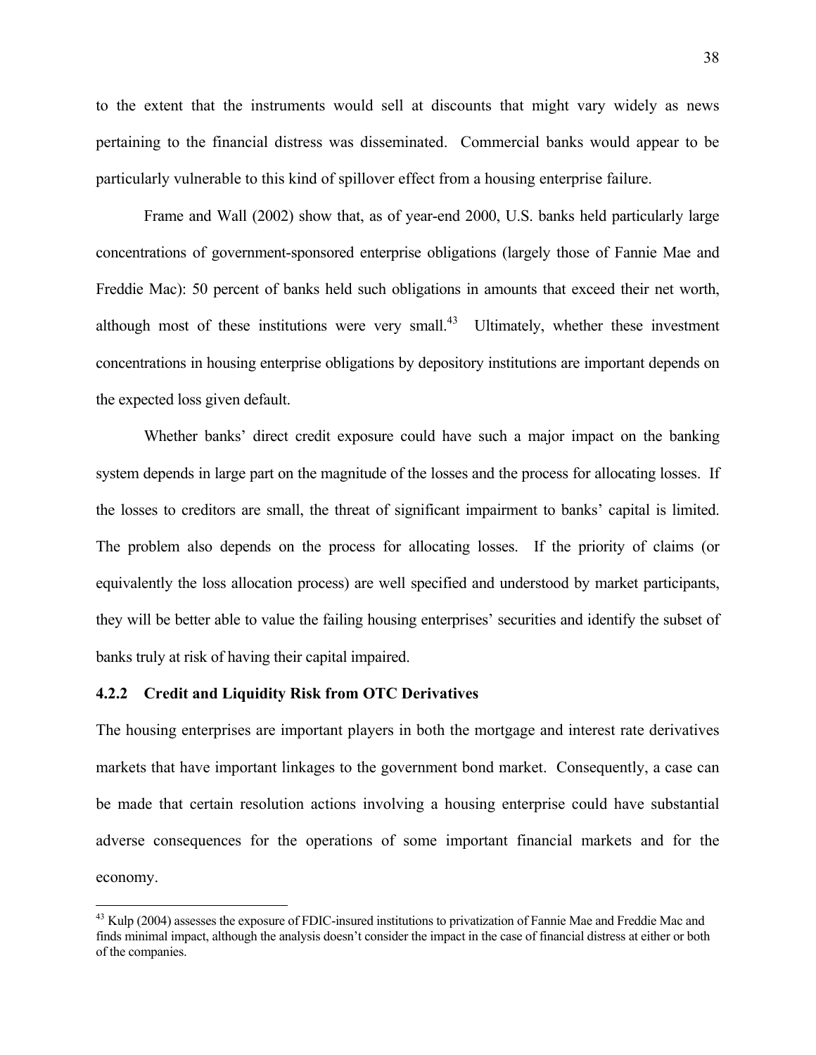to the extent that the instruments would sell at discounts that might vary widely as news pertaining to the financial distress was disseminated. Commercial banks would appear to be particularly vulnerable to this kind of spillover effect from a housing enterprise failure.

Frame and Wall (2002) show that, as of year-end 2000, U.S. banks held particularly large concentrations of government-sponsored enterprise obligations (largely those of Fannie Mae and Freddie Mac): 50 percent of banks held such obligations in amounts that exceed their net worth, although most of these institutions were very small.[43] Ultimately, whether these investment concentrations in housing enterprise obligations by depository institutions are important depends on the expected loss given default.

Whether banks' direct credit exposure could have such a major impact on the banking system depends in large part on the magnitude of the losses and the process for allocating losses. If the losses to creditors are small, the threat of significant impairment to banks' capital is limited. The problem also depends on the process for allocating losses. If the priority of claims (or equivalently the loss allocation process) are well specified and understood by market participants, they will be better able to value the failing housing enterprises' securities and identify the subset of banks truly at risk of having their capital impaired.

### 4.2.2 Credit and Liquidity Risk from OTC Derivatives

The housing enterprises are important players in both the mortgage and interest rate derivatives markets that have important linkages to the government bond market. Consequently, a case can be made that certain resolution actions involving a housing enterprise could have substantial adverse consequences for the operations of some important financial markets and for the economy.

---

[43] Kulp (2004) assesses the exposure of FDIC-insured institutions to privatization of Fannie Mae and Freddie Mac and finds minimal impact, although the analysis doesn't consider the impact in the case of financial distress at either or both of the companies.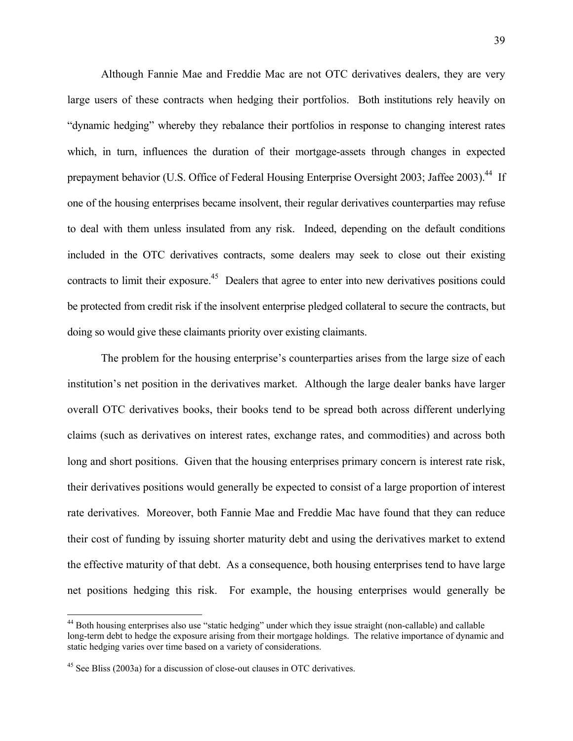Although Fannie Mae and Freddie Mac are not OTC derivatives dealers, they are very large users of these contracts when hedging their portfolios. Both institutions rely heavily on "dynamic hedging" whereby they rebalance their portfolios in response to changing interest rates which, in turn, influences the duration of their mortgage-assets through changes in expected prepayment behavior (U.S. Office of Federal Housing Enterprise Oversight 2003; Jaffee 2003).[44] If one of the housing enterprises became insolvent, their regular derivatives counterparties may refuse to deal with them unless insulated from any risk. Indeed, depending on the default conditions included in the OTC derivatives contracts, some dealers may seek to close out their existing contracts to limit their exposure.[45] Dealers that agree to enter into new derivatives positions could be protected from credit risk if the insolvent enterprise pledged collateral to secure the contracts, but doing so would give these claimants priority over existing claimants.

The problem for the housing enterprise's counterparties arises from the large size of each institution's net position in the derivatives market. Although the large dealer banks have larger overall OTC derivatives books, their books tend to be spread both across different underlying claims (such as derivatives on interest rates, exchange rates, and commodities) and across both long and short positions. Given that the housing enterprises primary concern is interest rate risk, their derivatives positions would generally be expected to consist of a large proportion of interest rate derivatives. Moreover, both Fannie Mae and Freddie Mac have found that they can reduce their cost of funding by issuing shorter maturity debt and using the derivatives market to extend the effective maturity of that debt. As a consequence, both housing enterprises tend to have large net positions hedging this risk. For example, the housing enterprises would generally be

---

[44] Both housing enterprises also use "static hedging" under which they issue straight (non-callable) and callable long-term debt to hedge the exposure arising from their mortgage holdings. The relative importance of dynamic and static hedging varies over time based on a variety of considerations.

[45] See Bliss (2003a) for a discussion of close-out clauses in OTC derivatives.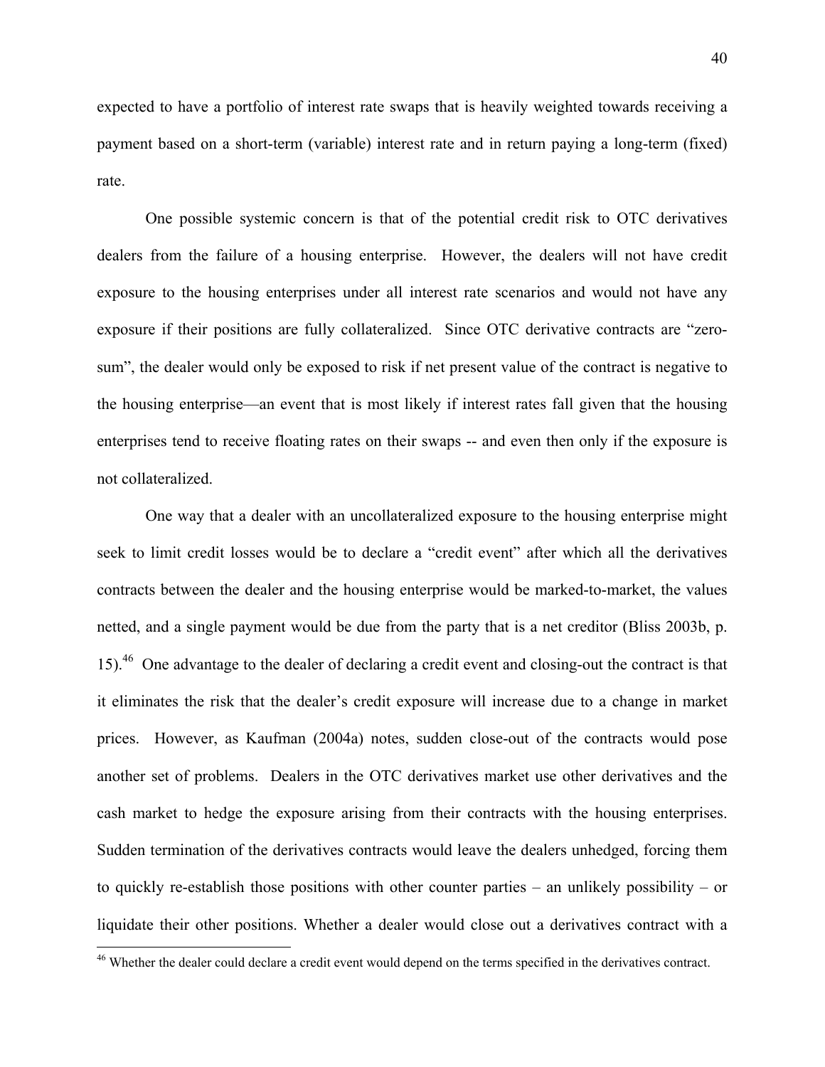expected to have a portfolio of interest rate swaps that is heavily weighted towards receiving a payment based on a short-term (variable) interest rate and in return paying a long-term (fixed) rate.

One possible systemic concern is that of the potential credit risk to OTC derivatives dealers from the failure of a housing enterprise. However, the dealers will not have credit exposure to the housing enterprises under all interest rate scenarios and would not have any exposure if their positions are fully collateralized. Since OTC derivative contracts are "zero-sum", the dealer would only be exposed to risk if net present value of the contract is negative to the housing enterprise—an event that is most likely if interest rates fall given that the housing enterprises tend to receive floating rates on their swaps -- and even then only if the exposure is not collateralized.

One way that a dealer with an uncollateralized exposure to the housing enterprise might seek to limit credit losses would be to declare a "credit event" after which all the derivatives contracts between the dealer and the housing enterprise would be marked-to-market, the values netted, and a single payment would be due from the party that is a net creditor (Bliss 2003b, p. 15).[46] One advantage to the dealer of declaring a credit event and closing-out the contract is that it eliminates the risk that the dealer's credit exposure will increase due to a change in market prices. However, as Kaufman (2004a) notes, sudden close-out of the contracts would pose another set of problems. Dealers in the OTC derivatives market use other derivatives and the cash market to hedge the exposure arising from their contracts with the housing enterprises. Sudden termination of the derivatives contracts would leave the dealers unhedged, forcing them to quickly re-establish those positions with other counter parties – an unlikely possibility – or liquidate their other positions. Whether a dealer would close out a derivatives contract with a

[46] Whether the dealer could declare a credit event would depend on the terms specified in the derivatives contract.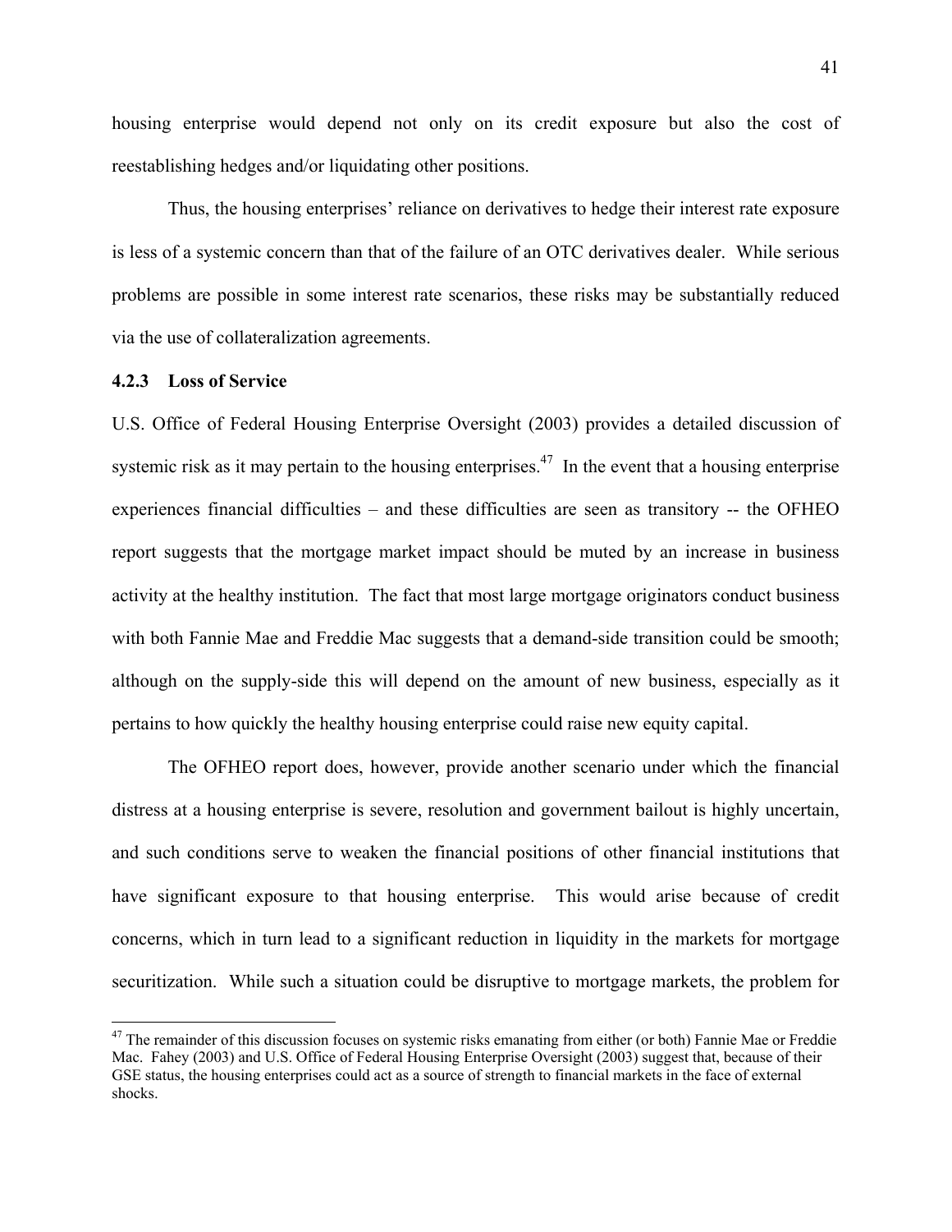housing enterprise would depend not only on its credit exposure but also the cost of reestablishing hedges and/or liquidating other positions.

Thus, the housing enterprises' reliance on derivatives to hedge their interest rate exposure is less of a systemic concern than that of the failure of an OTC derivatives dealer. While serious problems are possible in some interest rate scenarios, these risks may be substantially reduced via the use of collateralization agreements.

### 4.2.3 Loss of Service

U.S. Office of Federal Housing Enterprise Oversight (2003) provides a detailed discussion of systemic risk as it may pertain to the housing enterprises.[47] In the event that a housing enterprise experiences financial difficulties – and these difficulties are seen as transitory -- the OFHEO report suggests that the mortgage market impact should be muted by an increase in business activity at the healthy institution. The fact that most large mortgage originators conduct business with both Fannie Mae and Freddie Mac suggests that a demand-side transition could be smooth; although on the supply-side this will depend on the amount of new business, especially as it pertains to how quickly the healthy housing enterprise could raise new equity capital.

The OFHEO report does, however, provide another scenario under which the financial distress at a housing enterprise is severe, resolution and government bailout is highly uncertain, and such conditions serve to weaken the financial positions of other financial institutions that have significant exposure to that housing enterprise. This would arise because of credit concerns, which in turn lead to a significant reduction in liquidity in the markets for mortgage securitization. While such a situation could be disruptive to mortgage markets, the problem for

[47] The remainder of this discussion focuses on systemic risks emanating from either (or both) Fannie Mae or Freddie Mac. Fahey (2003) and U.S. Office of Federal Housing Enterprise Oversight (2003) suggest that, because of their GSE status, the housing enterprises could act as a source of strength to financial markets in the face of external shocks.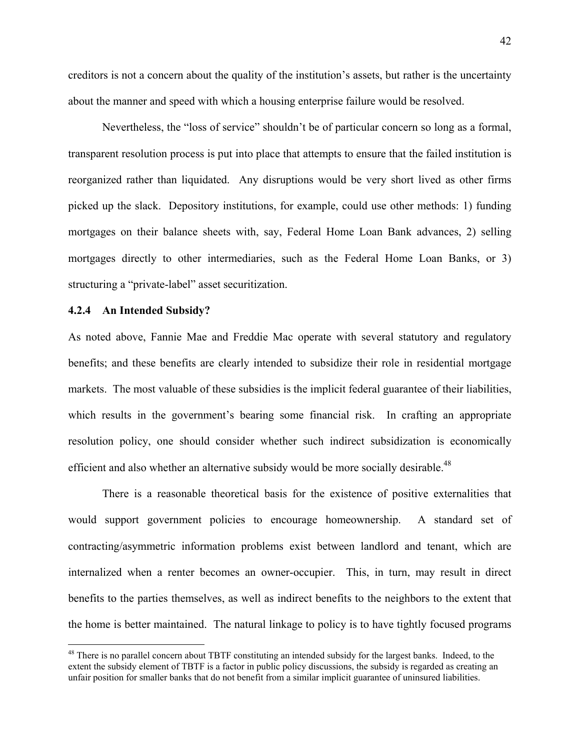creditors is not a concern about the quality of the institution's assets, but rather is the uncertainty about the manner and speed with which a housing enterprise failure would be resolved.

Nevertheless, the "loss of service" shouldn't be of particular concern so long as a formal, transparent resolution process is put into place that attempts to ensure that the failed institution is reorganized rather than liquidated. Any disruptions would be very short lived as other firms picked up the slack. Depository institutions, for example, could use other methods: 1) funding mortgages on their balance sheets with, say, Federal Home Loan Bank advances, 2) selling mortgages directly to other intermediaries, such as the Federal Home Loan Banks, or 3) structuring a "private-label" asset securitization.

### 4.2.4 An Intended Subsidy?

As noted above, Fannie Mae and Freddie Mac operate with several statutory and regulatory benefits; and these benefits are clearly intended to subsidize their role in residential mortgage markets. The most valuable of these subsidies is the implicit federal guarantee of their liabilities, which results in the government's bearing some financial risk. In crafting an appropriate resolution policy, one should consider whether such indirect subsidization is economically efficient and also whether an alternative subsidy would be more socially desirable.[48]

There is a reasonable theoretical basis for the existence of positive externalities that would support government policies to encourage homeownership. A standard set of contracting/asymmetric information problems exist between landlord and tenant, which are internalized when a renter becomes an owner-occupier. This, in turn, may result in direct benefits to the parties themselves, as well as indirect benefits to the neighbors to the extent that the home is better maintained. The natural linkage to policy is to have tightly focused programs

[48] There is no parallel concern about TBTF constituting an intended subsidy for the largest banks. Indeed, to the extent the subsidy element of TBTF is a factor in public policy discussions, the subsidy is regarded as creating an unfair position for smaller banks that do not benefit from a similar implicit guarantee of uninsured liabilities.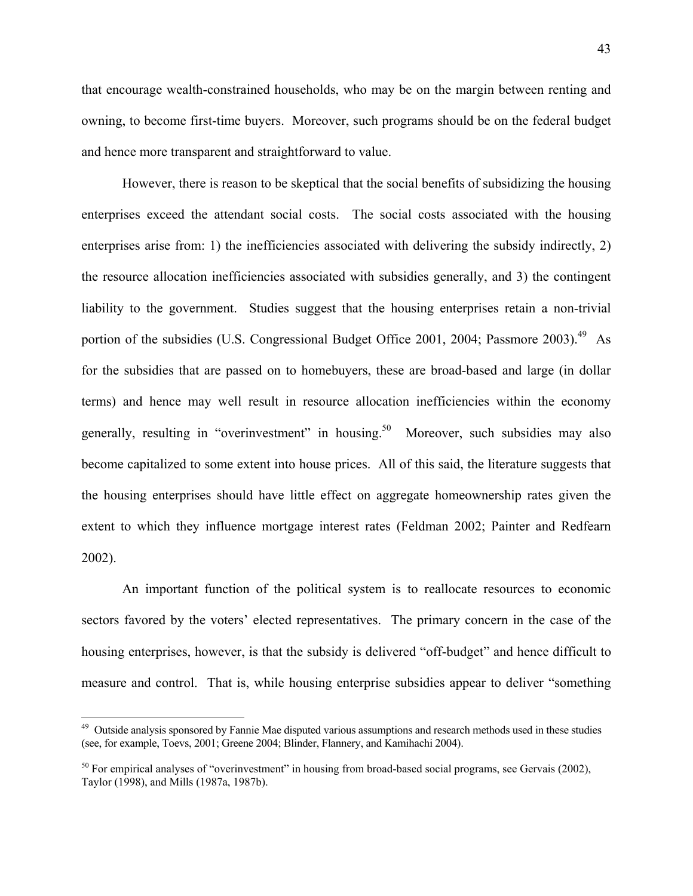that encourage wealth-constrained households, who may be on the margin between renting and owning, to become first-time buyers. Moreover, such programs should be on the federal budget and hence more transparent and straightforward to value.

However, there is reason to be skeptical that the social benefits of subsidizing the housing enterprises exceed the attendant social costs. The social costs associated with the housing enterprises arise from: 1) the inefficiencies associated with delivering the subsidy indirectly, 2) the resource allocation inefficiencies associated with subsidies generally, and 3) the contingent liability to the government. Studies suggest that the housing enterprises retain a non-trivial portion of the subsidies (U.S. Congressional Budget Office 2001, 2004; Passmore 2003).[49] As for the subsidies that are passed on to homebuyers, these are broad-based and large (in dollar terms) and hence may well result in resource allocation inefficiencies within the economy generally, resulting in "overinvestment" in housing.[50] Moreover, such subsidies may also become capitalized to some extent into house prices. All of this said, the literature suggests that the housing enterprises should have little effect on aggregate homeownership rates given the extent to which they influence mortgage interest rates (Feldman 2002; Painter and Redfearn 2002).

An important function of the political system is to reallocate resources to economic sectors favored by the voters' elected representatives. The primary concern in the case of the housing enterprises, however, is that the subsidy is delivered "off-budget" and hence difficult to measure and control. That is, while housing enterprise subsidies appear to deliver "something

---

[49] Outside analysis sponsored by Fannie Mae disputed various assumptions and research methods used in these studies (see, for example, Toevs, 2001; Greene 2004; Blinder, Flannery, and Kamihachi 2004).

[50] For empirical analyses of "overinvestment" in housing from broad-based social programs, see Gervais (2002), Taylor (1998), and Mills (1987a, 1987b).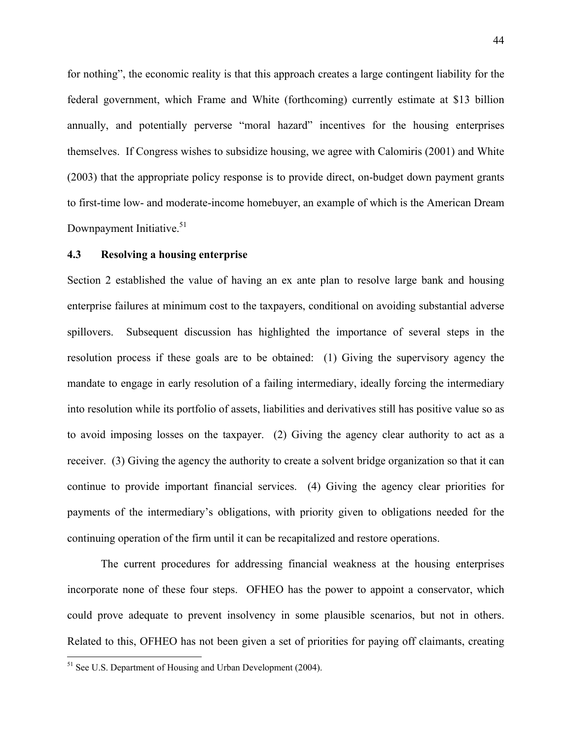for nothing", the economic reality is that this approach creates a large contingent liability for the federal government, which Frame and White (forthcoming) currently estimate at $13 billion annually, and potentially perverse "moral hazard" incentives for the housing enterprises themselves. If Congress wishes to subsidize housing, we agree with Calomiris (2001) and White (2003) that the appropriate policy response is to provide direct, on-budget down payment grants to first-time low- and moderate-income homebuyer, an example of which is the American Dream Downpayment Initiative.[51]

### 4.3 Resolving a housing enterprise

Section 2 established the value of having an ex ante plan to resolve large bank and housing enterprise failures at minimum cost to the taxpayers, conditional on avoiding substantial adverse spillovers. Subsequent discussion has highlighted the importance of several steps in the resolution process if these goals are to be obtained: (1) Giving the supervisory agency the mandate to engage in early resolution of a failing intermediary, ideally forcing the intermediary into resolution while its portfolio of assets, liabilities and derivatives still has positive value so as to avoid imposing losses on the taxpayer. (2) Giving the agency clear authority to act as a receiver. (3) Giving the agency the authority to create a solvent bridge organization so that it can continue to provide important financial services. (4) Giving the agency clear priorities for payments of the intermediary's obligations, with priority given to obligations needed for the continuing operation of the firm until it can be recapitalized and restore operations.

The current procedures for addressing financial weakness at the housing enterprises incorporate none of these four steps. OFHEO has the power to appoint a conservator, which could prove adequate to prevent insolvency in some plausible scenarios, but not in others. Related to this, OFHEO has not been given a set of priorities for paying off claimants, creating

---

[51] See U.S. Department of Housing and Urban Development (2004).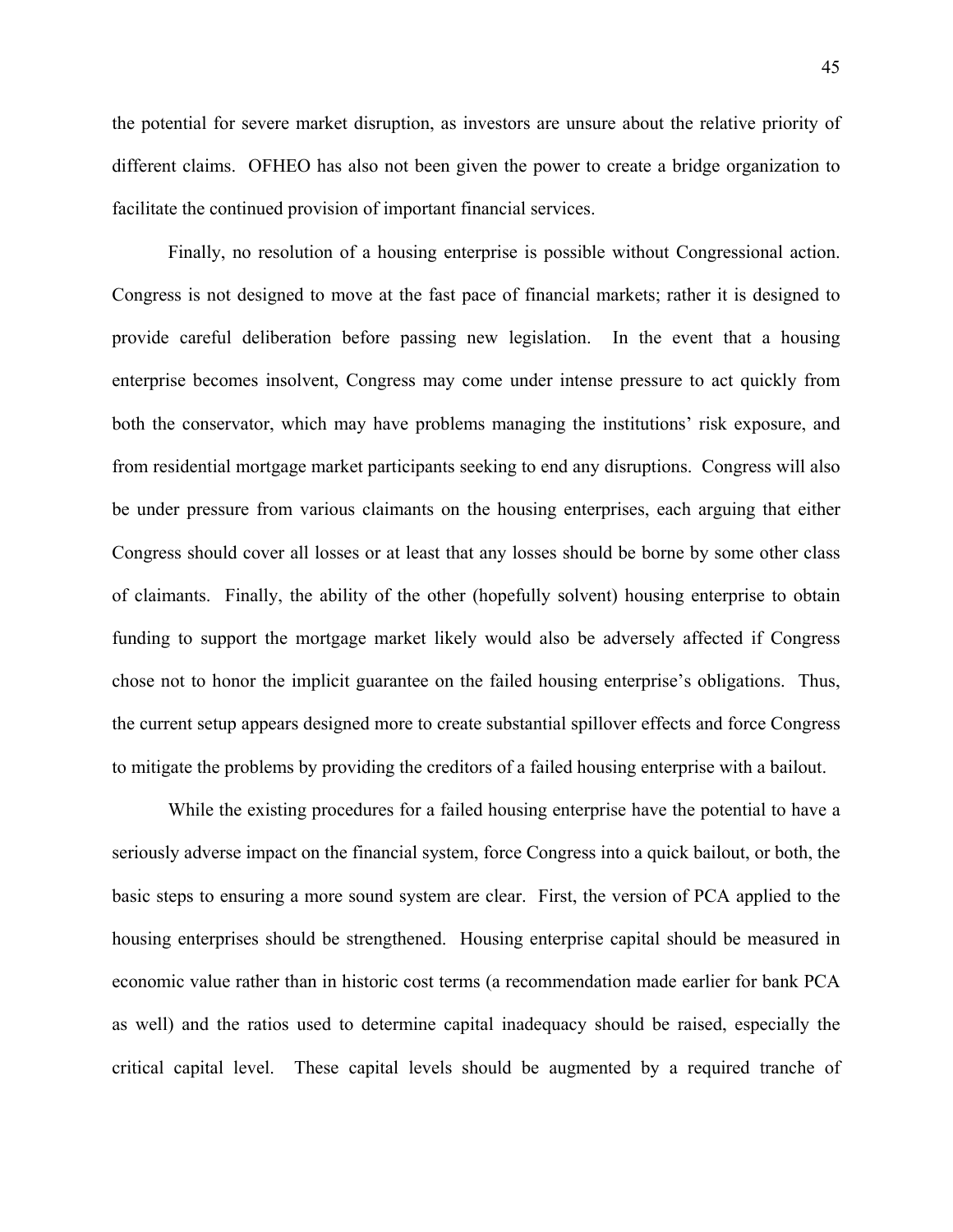the potential for severe market disruption, as investors are unsure about the relative priority of different claims. OFHEO has also not been given the power to create a bridge organization to facilitate the continued provision of important financial services.

Finally, no resolution of a housing enterprise is possible without Congressional action. Congress is not designed to move at the fast pace of financial markets; rather it is designed to provide careful deliberation before passing new legislation. In the event that a housing enterprise becomes insolvent, Congress may come under intense pressure to act quickly from both the conservator, which may have problems managing the institutions' risk exposure, and from residential mortgage market participants seeking to end any disruptions. Congress will also be under pressure from various claimants on the housing enterprises, each arguing that either Congress should cover all losses or at least that any losses should be borne by some other class of claimants. Finally, the ability of the other (hopefully solvent) housing enterprise to obtain funding to support the mortgage market likely would also be adversely affected if Congress chose not to honor the implicit guarantee on the failed housing enterprise's obligations. Thus, the current setup appears designed more to create substantial spillover effects and force Congress to mitigate the problems by providing the creditors of a failed housing enterprise with a bailout.

While the existing procedures for a failed housing enterprise have the potential to have a seriously adverse impact on the financial system, force Congress into a quick bailout, or both, the basic steps to ensuring a more sound system are clear. First, the version of PCA applied to the housing enterprises should be strengthened. Housing enterprise capital should be measured in economic value rather than in historic cost terms (a recommendation made earlier for bank PCA as well) and the ratios used to determine capital inadequacy should be raised, especially the critical capital level. These capital levels should be augmented by a required tranche of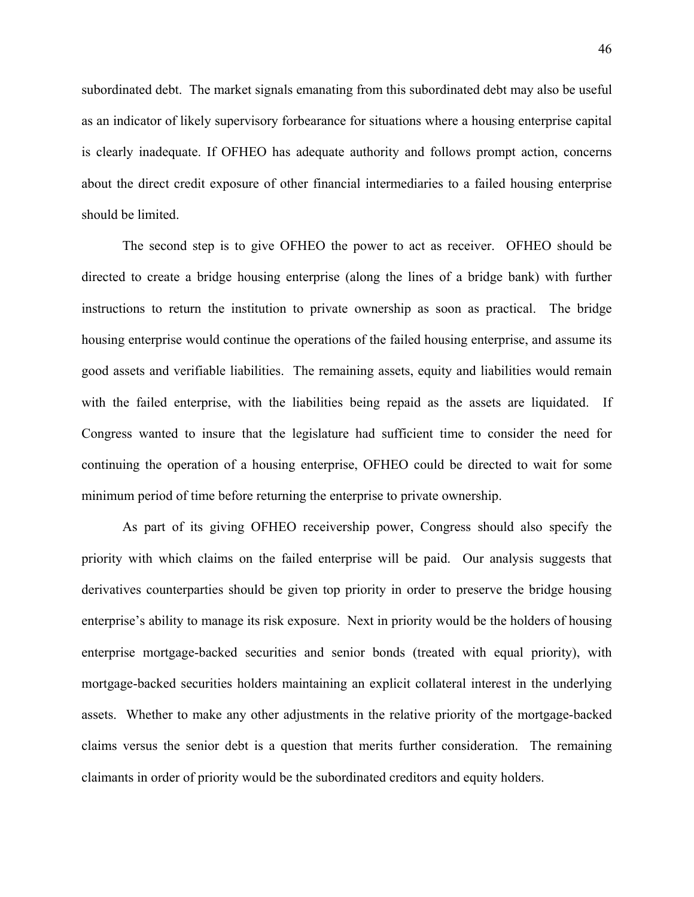subordinated debt. The market signals emanating from this subordinated debt may also be useful as an indicator of likely supervisory forbearance for situations where a housing enterprise capital is clearly inadequate. If OFHEO has adequate authority and follows prompt action, concerns about the direct credit exposure of other financial intermediaries to a failed housing enterprise should be limited.

The second step is to give OFHEO the power to act as receiver. OFHEO should be directed to create a bridge housing enterprise (along the lines of a bridge bank) with further instructions to return the institution to private ownership as soon as practical. The bridge housing enterprise would continue the operations of the failed housing enterprise, and assume its good assets and verifiable liabilities. The remaining assets, equity and liabilities would remain with the failed enterprise, with the liabilities being repaid as the assets are liquidated. If Congress wanted to insure that the legislature had sufficient time to consider the need for continuing the operation of a housing enterprise, OFHEO could be directed to wait for some minimum period of time before returning the enterprise to private ownership.

As part of its giving OFHEO receivership power, Congress should also specify the priority with which claims on the failed enterprise will be paid. Our analysis suggests that derivatives counterparties should be given top priority in order to preserve the bridge housing enterprise's ability to manage its risk exposure. Next in priority would be the holders of housing enterprise mortgage-backed securities and senior bonds (treated with equal priority), with mortgage-backed securities holders maintaining an explicit collateral interest in the underlying assets. Whether to make any other adjustments in the relative priority of the mortgage-backed claims versus the senior debt is a question that merits further consideration. The remaining claimants in order of priority would be the subordinated creditors and equity holders.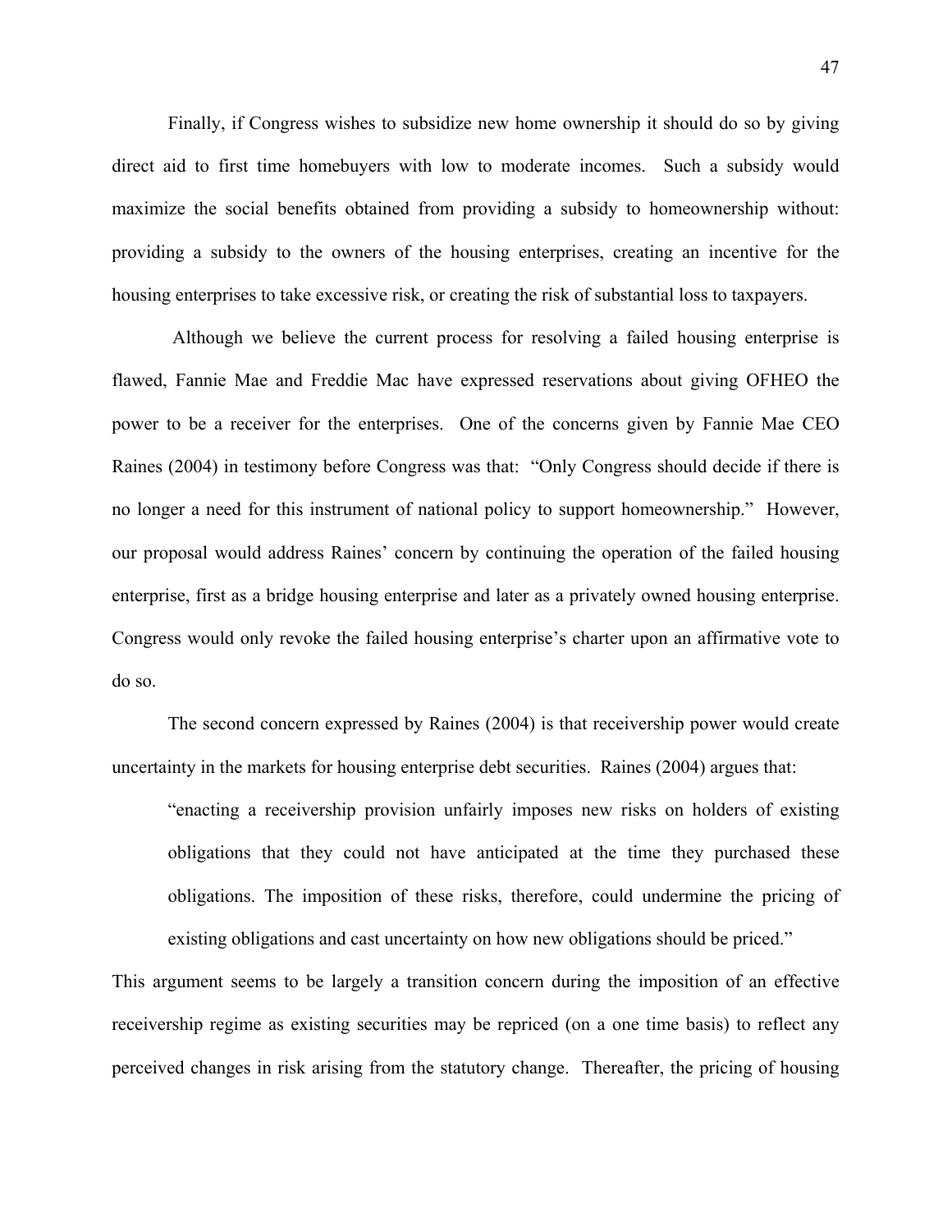Finally, if Congress wishes to subsidize new home ownership it should do so by giving direct aid to first time homebuyers with low to moderate incomes. Such a subsidy would maximize the social benefits obtained from providing a subsidy to homeownership without: providing a subsidy to the owners of the housing enterprises, creating an incentive for the housing enterprises to take excessive risk, or creating the risk of substantial loss to taxpayers.

Although we believe the current process for resolving a failed housing enterprise is flawed, Fannie Mae and Freddie Mac have expressed reservations about giving OFHEO the power to be a receiver for the enterprises. One of the concerns given by Fannie Mae CEO Raines (2004) in testimony before Congress was that: "Only Congress should decide if there is no longer a need for this instrument of national policy to support homeownership." However, our proposal would address Raines' concern by continuing the operation of the failed housing enterprise, first as a bridge housing enterprise and later as a privately owned housing enterprise. Congress would only revoke the failed housing enterprise's charter upon an affirmative vote to do so.

The second concern expressed by Raines (2004) is that receivership power would create uncertainty in the markets for housing enterprise debt securities. Raines (2004) argues that:

> "enacting a receivership provision unfairly imposes new risks on holders of existing obligations that they could not have anticipated at the time they purchased these obligations. The imposition of these risks, therefore, could undermine the pricing of existing obligations and cast uncertainty on how new obligations should be priced."

This argument seems to be largely a transition concern during the imposition of an effective receivership regime as existing securities may be repriced (on a one time basis) to reflect any perceived changes in risk arising from the statutory change. Thereafter, the pricing of housing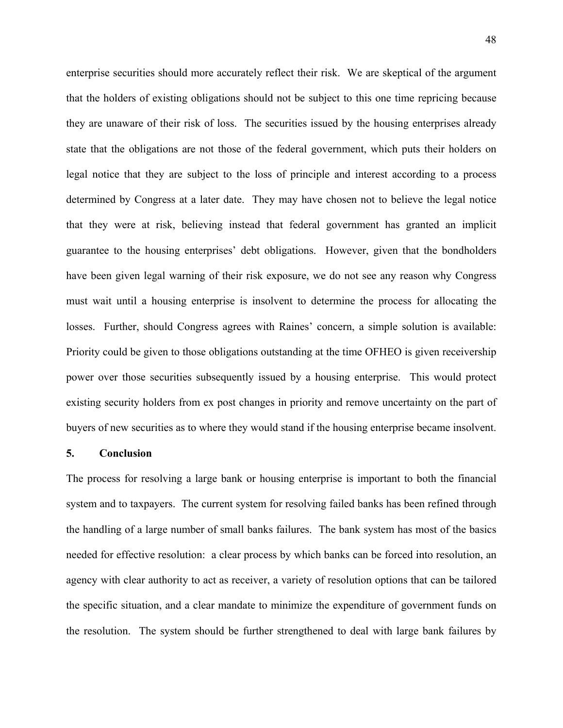enterprise securities should more accurately reflect their risk. We are skeptical of the argument that the holders of existing obligations should not be subject to this one time repricing because they are unaware of their risk of loss. The securities issued by the housing enterprises already state that the obligations are not those of the federal government, which puts their holders on legal notice that they are subject to the loss of principle and interest according to a process determined by Congress at a later date. They may have chosen not to believe the legal notice that they were at risk, believing instead that federal government has granted an implicit guarantee to the housing enterprises' debt obligations. However, given that the bondholders have been given legal warning of their risk exposure, we do not see any reason why Congress must wait until a housing enterprise is insolvent to determine the process for allocating the losses. Further, should Congress agrees with Raines' concern, a simple solution is available: Priority could be given to those obligations outstanding at the time OFHEO is given receivership power over those securities subsequently issued by a housing enterprise. This would protect existing security holders from ex post changes in priority and remove uncertainty on the part of buyers of new securities as to where they would stand if the housing enterprise became insolvent.

## 5. Conclusion

The process for resolving a large bank or housing enterprise is important to both the financial system and to taxpayers. The current system for resolving failed banks has been refined through the handling of a large number of small banks failures. The bank system has most of the basics needed for effective resolution: a clear process by which banks can be forced into resolution, an agency with clear authority to act as receiver, a variety of resolution options that can be tailored the specific situation, and a clear mandate to minimize the expenditure of government funds on the resolution. The system should be further strengthened to deal with large bank failures by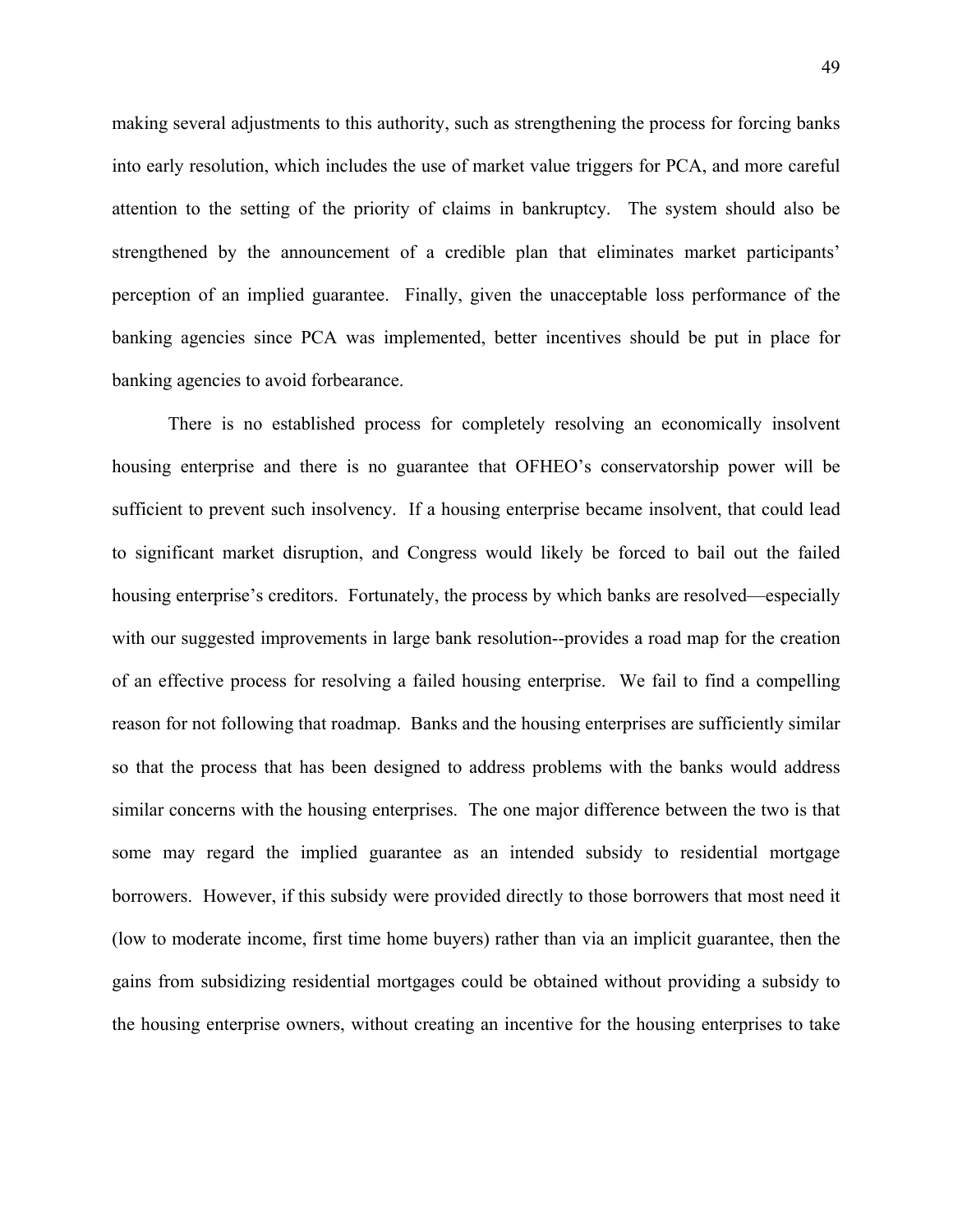making several adjustments to this authority, such as strengthening the process for forcing banks into early resolution, which includes the use of market value triggers for PCA, and more careful attention to the setting of the priority of claims in bankruptcy. The system should also be strengthened by the announcement of a credible plan that eliminates market participants' perception of an implied guarantee. Finally, given the unacceptable loss performance of the banking agencies since PCA was implemented, better incentives should be put in place for banking agencies to avoid forbearance.

There is no established process for completely resolving an economically insolvent housing enterprise and there is no guarantee that OFHEO's conservatorship power will be sufficient to prevent such insolvency. If a housing enterprise became insolvent, that could lead to significant market disruption, and Congress would likely be forced to bail out the failed housing enterprise's creditors. Fortunately, the process by which banks are resolved—especially with our suggested improvements in large bank resolution--provides a road map for the creation of an effective process for resolving a failed housing enterprise. We fail to find a compelling reason for not following that roadmap. Banks and the housing enterprises are sufficiently similar so that the process that has been designed to address problems with the banks would address similar concerns with the housing enterprises. The one major difference between the two is that some may regard the implied guarantee as an intended subsidy to residential mortgage borrowers. However, if this subsidy were provided directly to those borrowers that most need it (low to moderate income, first time home buyers) rather than via an implicit guarantee, then the gains from subsidizing residential mortgages could be obtained without providing a subsidy to the housing enterprise owners, without creating an incentive for the housing enterprises to take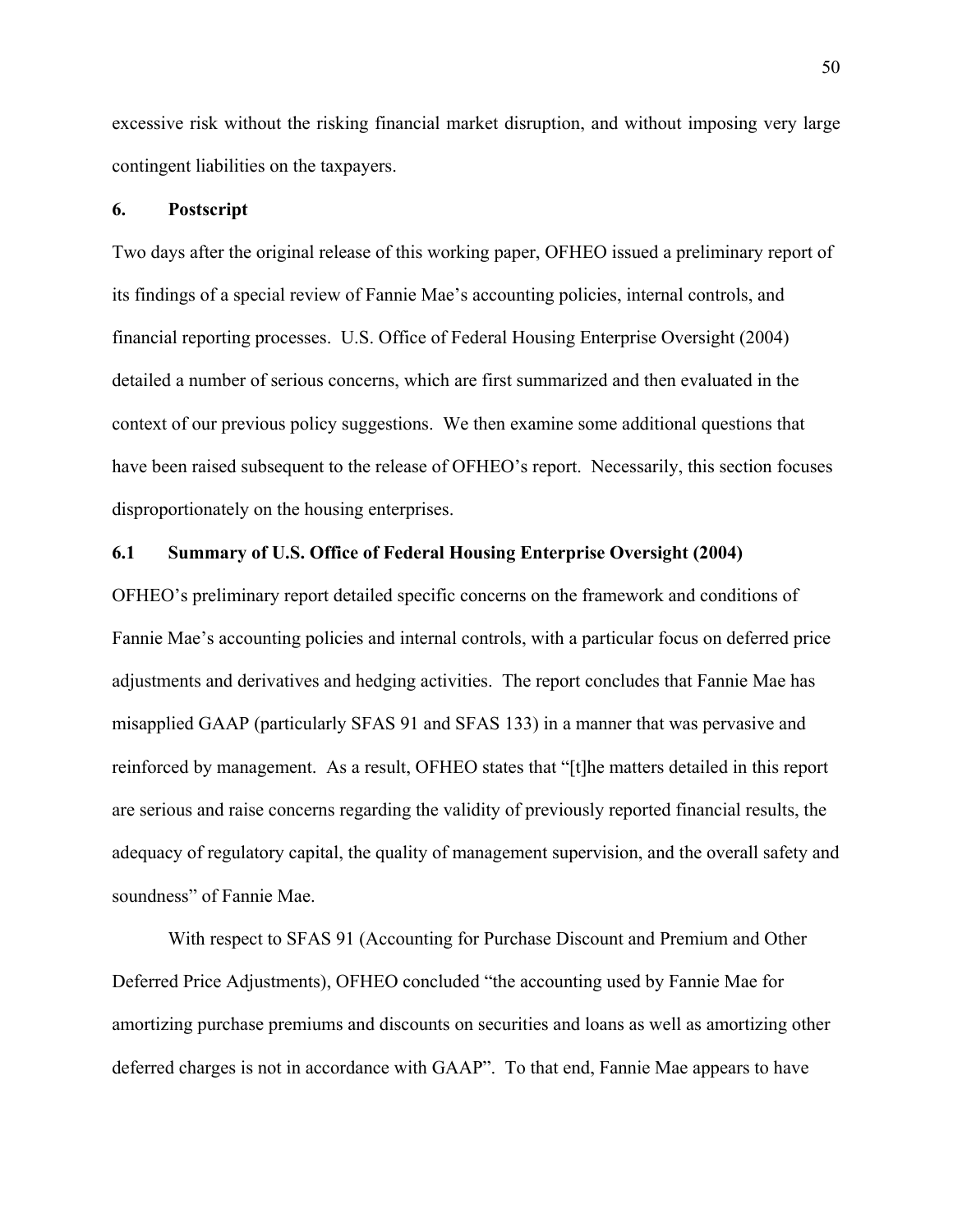excessive risk without the risking financial market disruption, and without imposing very large contingent liabilities on the taxpayers.

## 6. Postscript

Two days after the original release of this working paper, OFHEO issued a preliminary report of its findings of a special review of Fannie Mae's accounting policies, internal controls, and financial reporting processes. U.S. Office of Federal Housing Enterprise Oversight (2004) detailed a number of serious concerns, which are first summarized and then evaluated in the context of our previous policy suggestions. We then examine some additional questions that have been raised subsequent to the release of OFHEO's report. Necessarily, this section focuses disproportionately on the housing enterprises.

### 6.1 Summary of U.S. Office of Federal Housing Enterprise Oversight (2004)

OFHEO's preliminary report detailed specific concerns on the framework and conditions of Fannie Mae's accounting policies and internal controls, with a particular focus on deferred price adjustments and derivatives and hedging activities. The report concludes that Fannie Mae has misapplied GAAP (particularly SFAS 91 and SFAS 133) in a manner that was pervasive and reinforced by management. As a result, OFHEO states that "[t]he matters detailed in this report are serious and raise concerns regarding the validity of previously reported financial results, the adequacy of regulatory capital, the quality of management supervision, and the overall safety and soundness" of Fannie Mae.

With respect to SFAS 91 (Accounting for Purchase Discount and Premium and Other Deferred Price Adjustments), OFHEO concluded "the accounting used by Fannie Mae for amortizing purchase premiums and discounts on securities and loans as well as amortizing other deferred charges is not in accordance with GAAP". To that end, Fannie Mae appears to have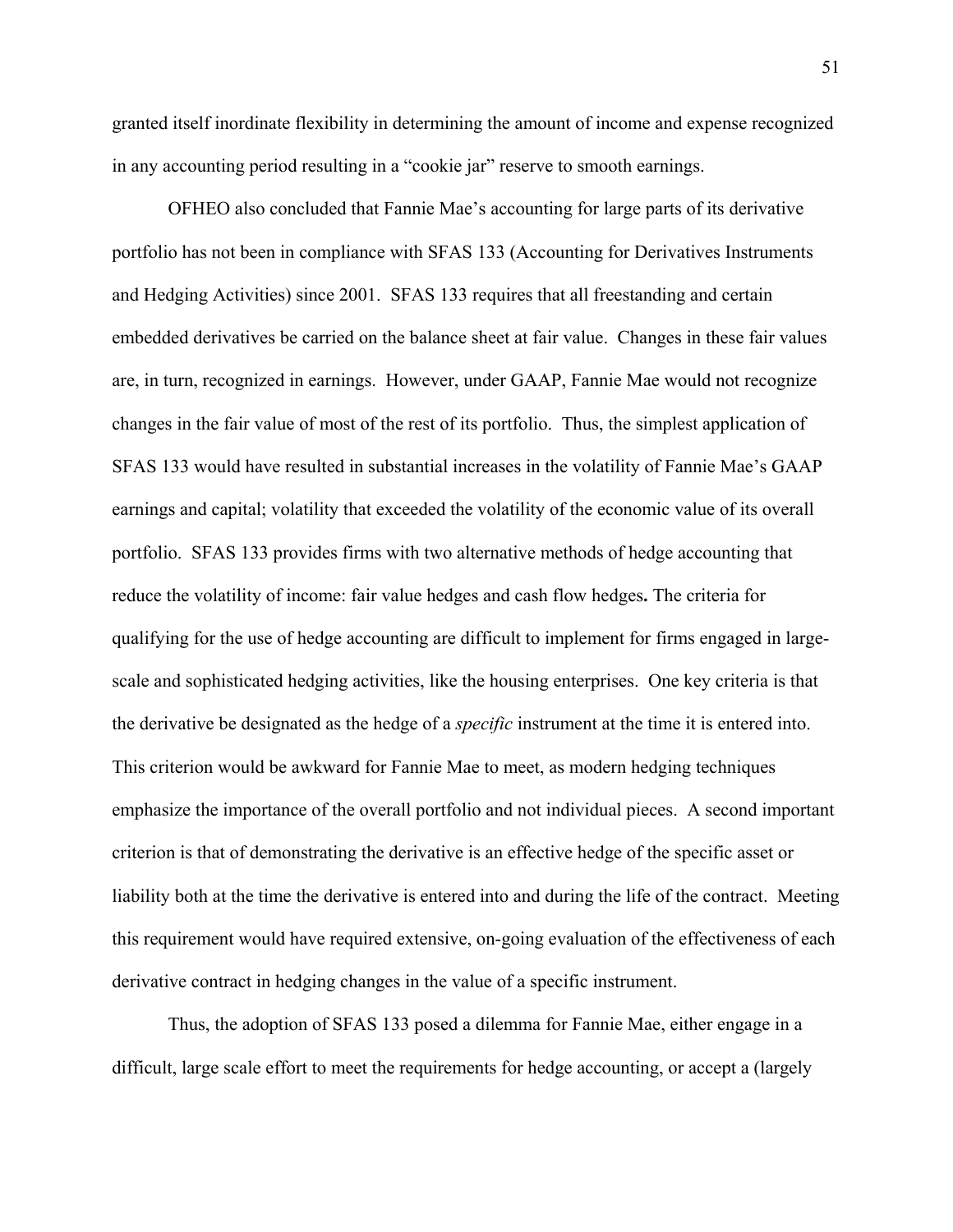granted itself inordinate flexibility in determining the amount of income and expense recognized in any accounting period resulting in a "cookie jar" reserve to smooth earnings.

OFHEO also concluded that Fannie Mae's accounting for large parts of its derivative portfolio has not been in compliance with SFAS 133 (Accounting for Derivatives Instruments and Hedging Activities) since 2001. SFAS 133 requires that all freestanding and certain embedded derivatives be carried on the balance sheet at fair value. Changes in these fair values are, in turn, recognized in earnings. However, under GAAP, Fannie Mae would not recognize changes in the fair value of most of the rest of its portfolio. Thus, the simplest application of SFAS 133 would have resulted in substantial increases in the volatility of Fannie Mae's GAAP earnings and capital; volatility that exceeded the volatility of the economic value of its overall portfolio. SFAS 133 provides firms with two alternative methods of hedge accounting that reduce the volatility of income: fair value hedges and cash flow hedges**.** The criteria for qualifying for the use of hedge accounting are difficult to implement for firms engaged in large-scale and sophisticated hedging activities, like the housing enterprises. One key criteria is that the derivative be designated as the hedge of a *specific* instrument at the time it is entered into. This criterion would be awkward for Fannie Mae to meet, as modern hedging techniques emphasize the importance of the overall portfolio and not individual pieces. A second important criterion is that of demonstrating the derivative is an effective hedge of the specific asset or liability both at the time the derivative is entered into and during the life of the contract. Meeting this requirement would have required extensive, on-going evaluation of the effectiveness of each derivative contract in hedging changes in the value of a specific instrument.

Thus, the adoption of SFAS 133 posed a dilemma for Fannie Mae, either engage in a difficult, large scale effort to meet the requirements for hedge accounting, or accept a (largely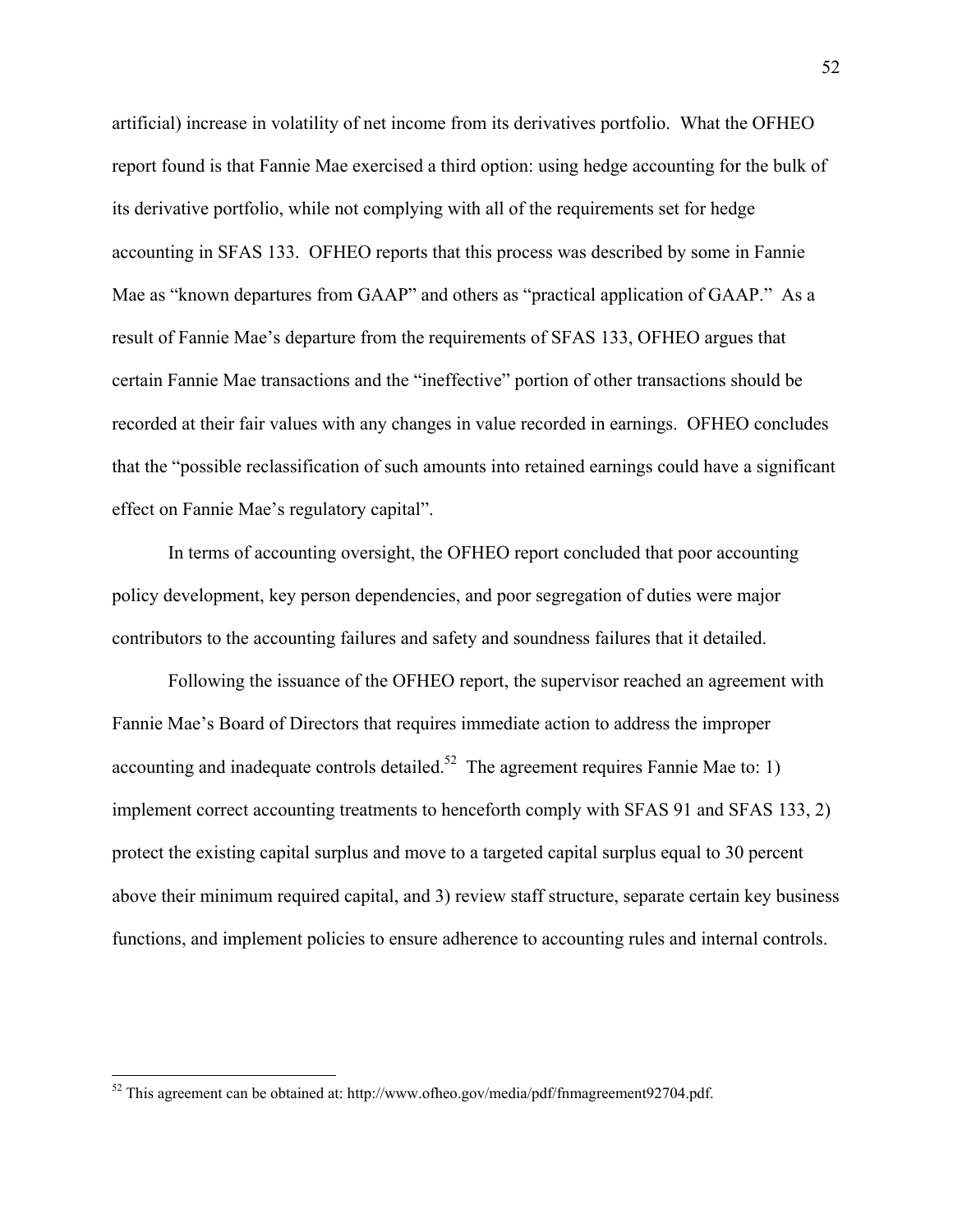artificial) increase in volatility of net income from its derivatives portfolio. What the OFHEO report found is that Fannie Mae exercised a third option: using hedge accounting for the bulk of its derivative portfolio, while not complying with all of the requirements set for hedge accounting in SFAS 133. OFHEO reports that this process was described by some in Fannie Mae as "known departures from GAAP" and others as "practical application of GAAP." As a result of Fannie Mae's departure from the requirements of SFAS 133, OFHEO argues that certain Fannie Mae transactions and the "ineffective" portion of other transactions should be recorded at their fair values with any changes in value recorded in earnings. OFHEO concludes that the "possible reclassification of such amounts into retained earnings could have a significant effect on Fannie Mae's regulatory capital".

In terms of accounting oversight, the OFHEO report concluded that poor accounting policy development, key person dependencies, and poor segregation of duties were major contributors to the accounting failures and safety and soundness failures that it detailed.

Following the issuance of the OFHEO report, the supervisor reached an agreement with Fannie Mae's Board of Directors that requires immediate action to address the improper accounting and inadequate controls detailed.[52] The agreement requires Fannie Mae to: 1) implement correct accounting treatments to henceforth comply with SFAS 91 and SFAS 133, 2) protect the existing capital surplus and move to a targeted capital surplus equal to 30 percent above their minimum required capital, and 3) review staff structure, separate certain key business functions, and implement policies to ensure adherence to accounting rules and internal controls.

[52] This agreement can be obtained at: http://www.ofheo.gov/media/pdf/fnmagreement92704.pdf.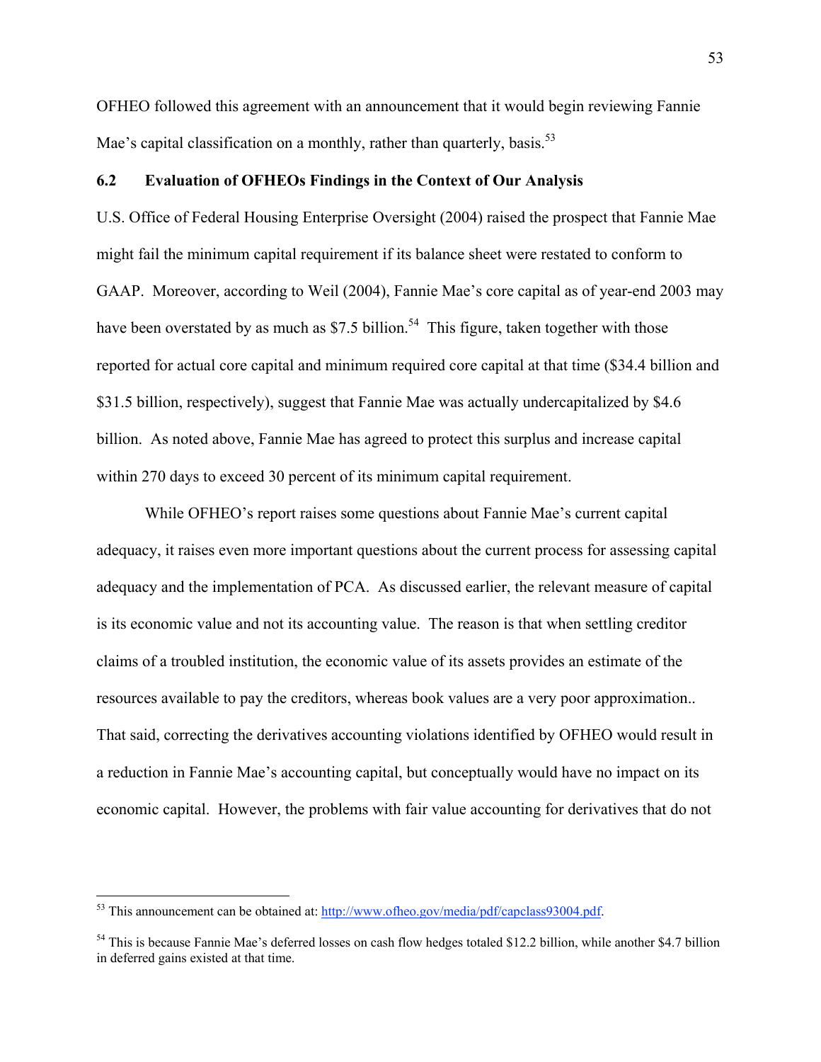OFHEO followed this agreement with an announcement that it would begin reviewing Fannie Mae's capital classification on a monthly, rather than quarterly, basis.[53]

### 6.2 Evaluation of OFHEOs Findings in the Context of Our Analysis

U.S. Office of Federal Housing Enterprise Oversight (2004) raised the prospect that Fannie Mae might fail the minimum capital requirement if its balance sheet were restated to conform to GAAP. Moreover, according to Weil (2004), Fannie Mae's core capital as of year-end 2003 may have been overstated by as much as $7.5 billion.[54] This figure, taken together with those reported for actual core capital and minimum required core capital at that time ($34.4 billion and $31.5 billion, respectively), suggest that Fannie Mae was actually undercapitalized by $4.6 billion. As noted above, Fannie Mae has agreed to protect this surplus and increase capital within 270 days to exceed 30 percent of its minimum capital requirement.

While OFHEO's report raises some questions about Fannie Mae's current capital adequacy, it raises even more important questions about the current process for assessing capital adequacy and the implementation of PCA. As discussed earlier, the relevant measure of capital is its economic value and not its accounting value. The reason is that when settling creditor claims of a troubled institution, the economic value of its assets provides an estimate of the resources available to pay the creditors, whereas book values are a very poor approximation.. That said, correcting the derivatives accounting violations identified by OFHEO would result in a reduction in Fannie Mae's accounting capital, but conceptually would have no impact on its economic capital. However, the problems with fair value accounting for derivatives that do not

---

[53] This announcement can be obtained at: http://www.ofheo.gov/media/pdf/capclass93004.pdf.

[54] This is because Fannie Mae's deferred losses on cash flow hedges totaled $12.2 billion, while another $4.7 billion in deferred gains existed at that time.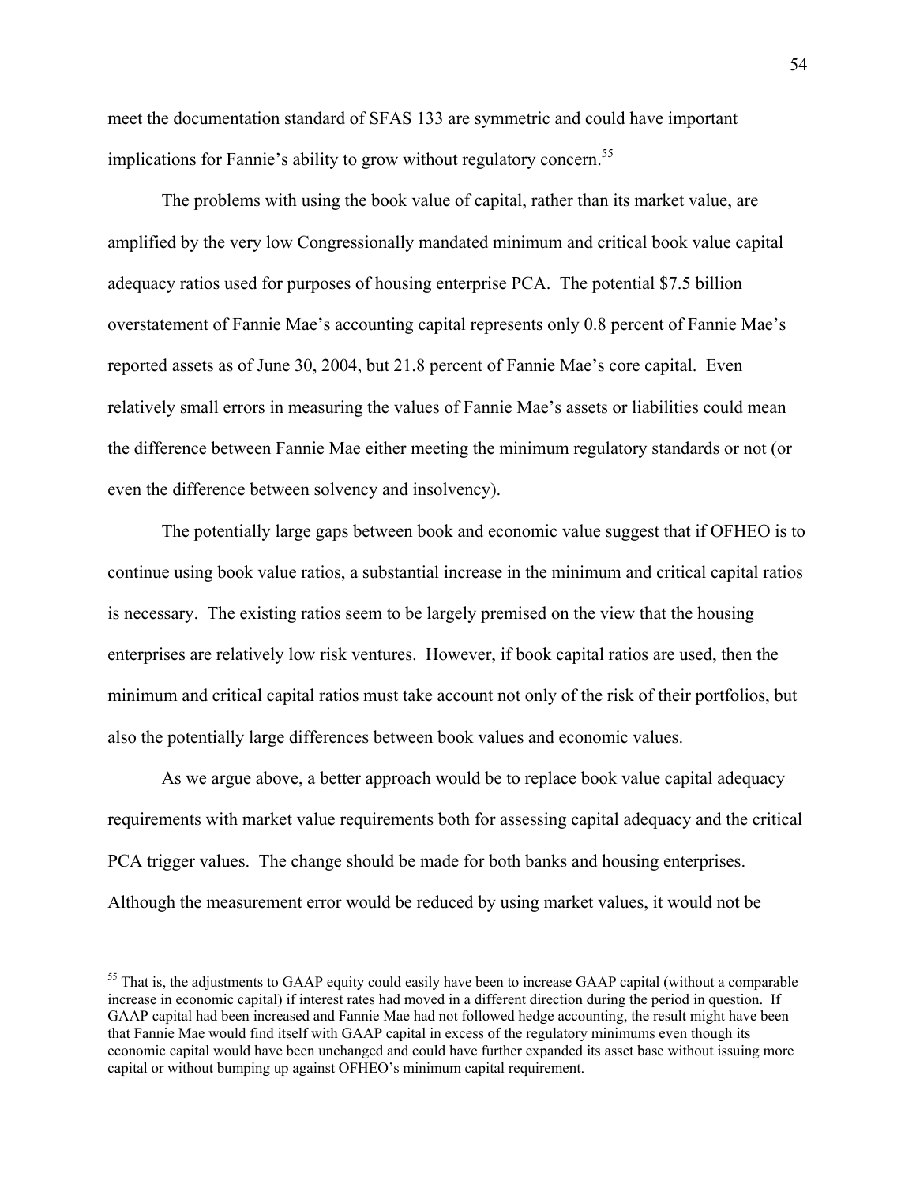meet the documentation standard of SFAS 133 are symmetric and could have important implications for Fannie's ability to grow without regulatory concern.[55]

The problems with using the book value of capital, rather than its market value, are amplified by the very low Congressionally mandated minimum and critical book value capital adequacy ratios used for purposes of housing enterprise PCA. The potential $7.5 billion overstatement of Fannie Mae's accounting capital represents only 0.8 percent of Fannie Mae's reported assets as of June 30, 2004, but 21.8 percent of Fannie Mae's core capital. Even relatively small errors in measuring the values of Fannie Mae's assets or liabilities could mean the difference between Fannie Mae either meeting the minimum regulatory standards or not (or even the difference between solvency and insolvency).

The potentially large gaps between book and economic value suggest that if OFHEO is to continue using book value ratios, a substantial increase in the minimum and critical capital ratios is necessary. The existing ratios seem to be largely premised on the view that the housing enterprises are relatively low risk ventures. However, if book capital ratios are used, then the minimum and critical capital ratios must take account not only of the risk of their portfolios, but also the potentially large differences between book values and economic values.

As we argue above, a better approach would be to replace book value capital adequacy requirements with market value requirements both for assessing capital adequacy and the critical PCA trigger values. The change should be made for both banks and housing enterprises. Although the measurement error would be reduced by using market values, it would not be

---

[55] That is, the adjustments to GAAP equity could easily have been to increase GAAP capital (without a comparable increase in economic capital) if interest rates had moved in a different direction during the period in question. If GAAP capital had been increased and Fannie Mae had not followed hedge accounting, the result might have been that Fannie Mae would find itself with GAAP capital in excess of the regulatory minimums even though its economic capital would have been unchanged and could have further expanded its asset base without issuing more capital or without bumping up against OFHEO's minimum capital requirement.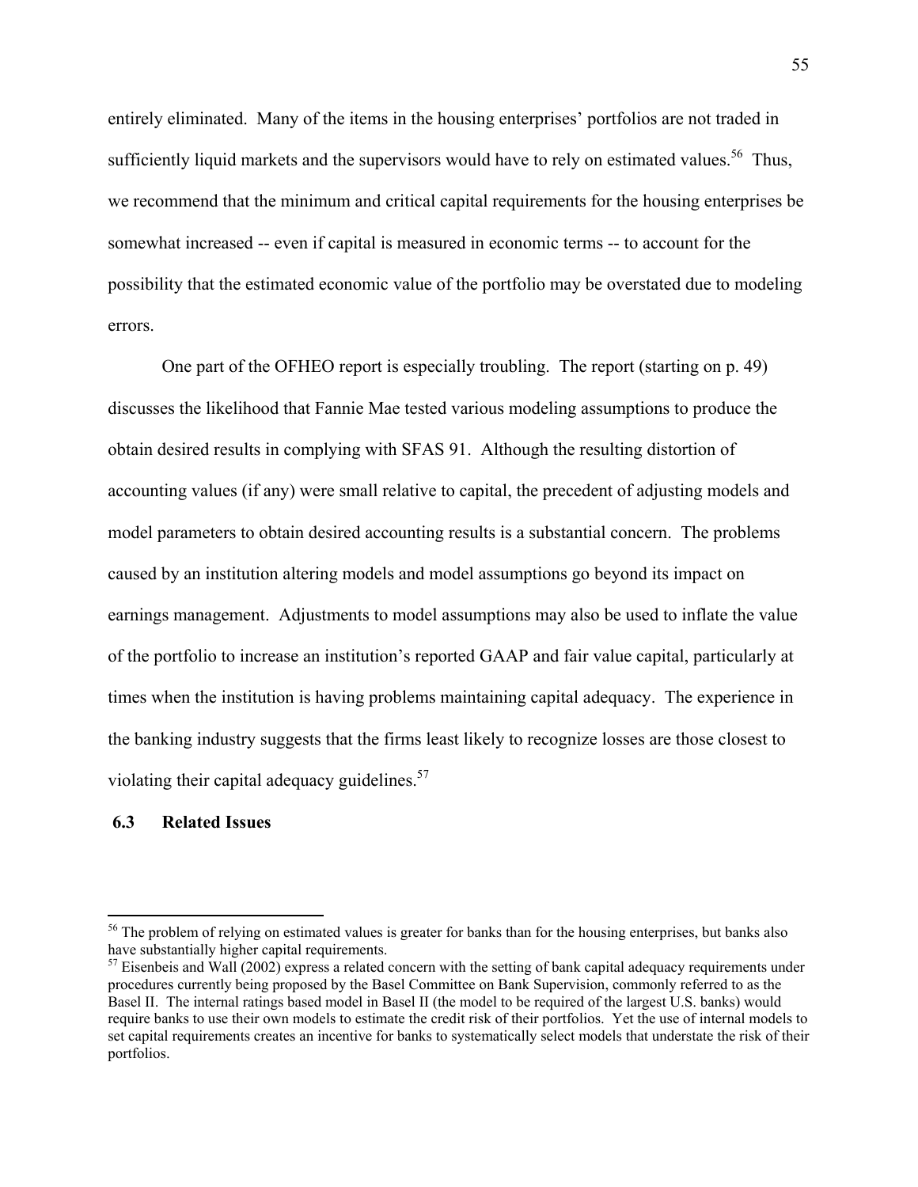entirely eliminated. Many of the items in the housing enterprises' portfolios are not traded in sufficiently liquid markets and the supervisors would have to rely on estimated values.[56] Thus, we recommend that the minimum and critical capital requirements for the housing enterprises be somewhat increased -- even if capital is measured in economic terms -- to account for the possibility that the estimated economic value of the portfolio may be overstated due to modeling errors.

One part of the OFHEO report is especially troubling. The report (starting on p. 49) discusses the likelihood that Fannie Mae tested various modeling assumptions to produce the obtain desired results in complying with SFAS 91. Although the resulting distortion of accounting values (if any) were small relative to capital, the precedent of adjusting models and model parameters to obtain desired accounting results is a substantial concern. The problems caused by an institution altering models and model assumptions go beyond its impact on earnings management. Adjustments to model assumptions may also be used to inflate the value of the portfolio to increase an institution's reported GAAP and fair value capital, particularly at times when the institution is having problems maintaining capital adequacy. The experience in the banking industry suggests that the firms least likely to recognize losses are those closest to violating their capital adequacy guidelines.[57]

### 6.3 Related Issues

---

[56] The problem of relying on estimated values is greater for banks than for the housing enterprises, but banks also have substantially higher capital requirements.

[57] Eisenbeis and Wall (2002) express a related concern with the setting of bank capital adequacy requirements under procedures currently being proposed by the Basel Committee on Bank Supervision, commonly referred to as the Basel II. The internal ratings based model in Basel II (the model to be required of the largest U.S. banks) would require banks to use their own models to estimate the credit risk of their portfolios. Yet the use of internal models to set capital requirements creates an incentive for banks to systematically select models that understate the risk of their portfolios.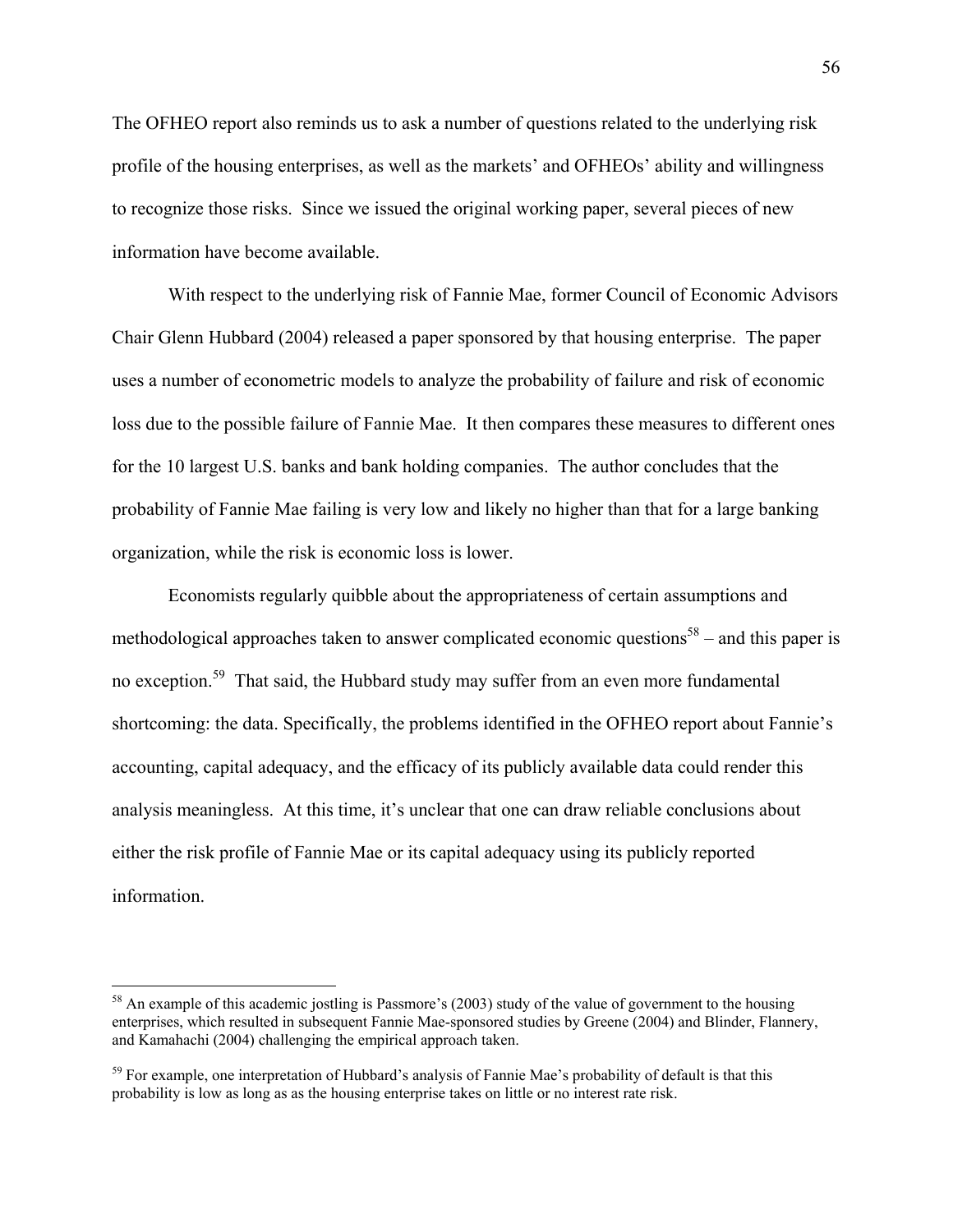The OFHEO report also reminds us to ask a number of questions related to the underlying risk profile of the housing enterprises, as well as the markets' and OFHEOs' ability and willingness to recognize those risks. Since we issued the original working paper, several pieces of new information have become available.

With respect to the underlying risk of Fannie Mae, former Council of Economic Advisors Chair Glenn Hubbard (2004) released a paper sponsored by that housing enterprise. The paper uses a number of econometric models to analyze the probability of failure and risk of economic loss due to the possible failure of Fannie Mae. It then compares these measures to different ones for the 10 largest U.S. banks and bank holding companies. The author concludes that the probability of Fannie Mae failing is very low and likely no higher than that for a large banking organization, while the risk is economic loss is lower.

Economists regularly quibble about the appropriateness of certain assumptions and methodological approaches taken to answer complicated economic questions[58] – and this paper is no exception.[59] That said, the Hubbard study may suffer from an even more fundamental shortcoming: the data. Specifically, the problems identified in the OFHEO report about Fannie's accounting, capital adequacy, and the efficacy of its publicly available data could render this analysis meaningless. At this time, it's unclear that one can draw reliable conclusions about either the risk profile of Fannie Mae or its capital adequacy using its publicly reported information.

---

[58] An example of this academic jostling is Passmore's (2003) study of the value of government to the housing enterprises, which resulted in subsequent Fannie Mae-sponsored studies by Greene (2004) and Blinder, Flannery, and Kamahachi (2004) challenging the empirical approach taken.

[59] For example, one interpretation of Hubbard's analysis of Fannie Mae's probability of default is that this probability is low as long as as the housing enterprise takes on little or no interest rate risk.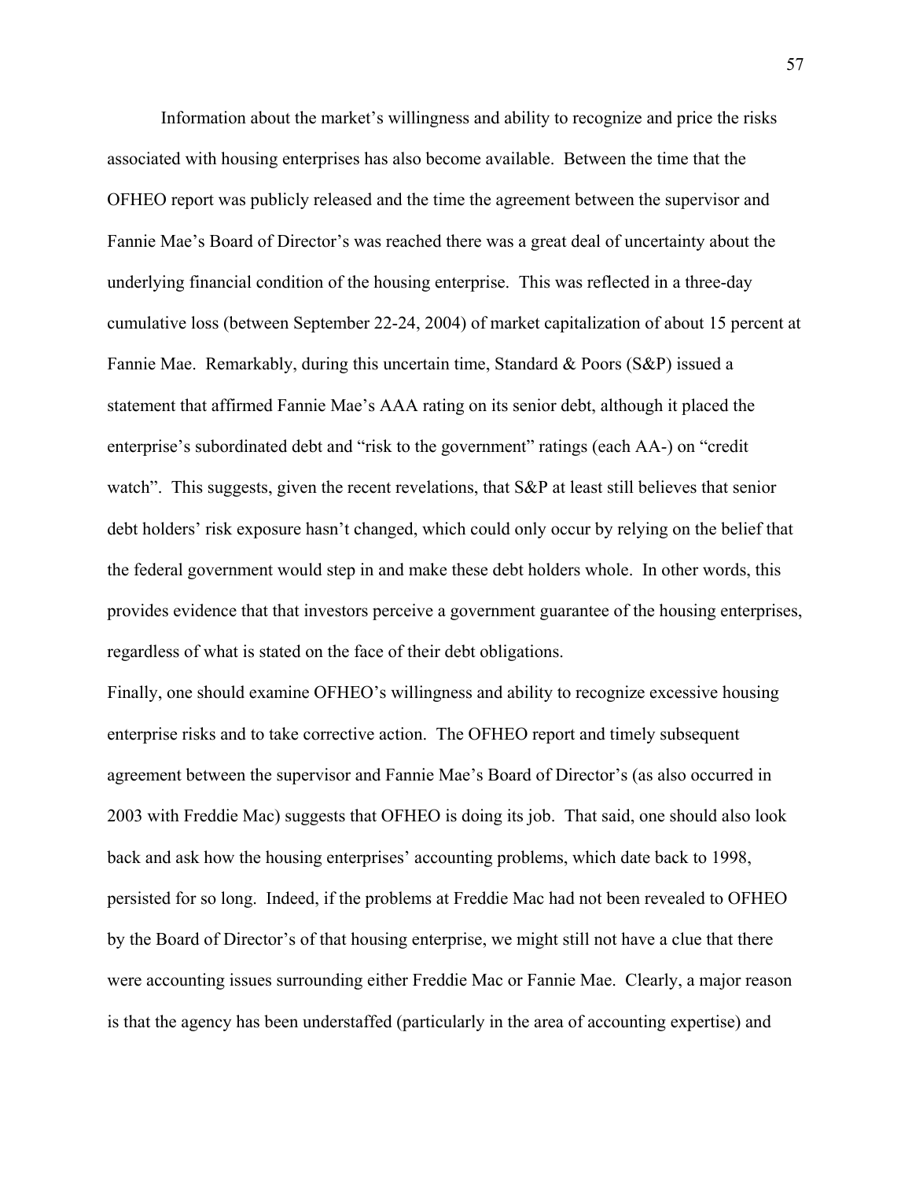Information about the market's willingness and ability to recognize and price the risks associated with housing enterprises has also become available. Between the time that the OFHEO report was publicly released and the time the agreement between the supervisor and Fannie Mae's Board of Director's was reached there was a great deal of uncertainty about the underlying financial condition of the housing enterprise. This was reflected in a three-day cumulative loss (between September 22-24, 2004) of market capitalization of about 15 percent at Fannie Mae. Remarkably, during this uncertain time, Standard & Poors (S&P) issued a statement that affirmed Fannie Mae's AAA rating on its senior debt, although it placed the enterprise's subordinated debt and "risk to the government" ratings (each AA-) on "credit watch". This suggests, given the recent revelations, that S&P at least still believes that senior debt holders' risk exposure hasn't changed, which could only occur by relying on the belief that the federal government would step in and make these debt holders whole. In other words, this provides evidence that that investors perceive a government guarantee of the housing enterprises, regardless of what is stated on the face of their debt obligations.

Finally, one should examine OFHEO's willingness and ability to recognize excessive housing enterprise risks and to take corrective action. The OFHEO report and timely subsequent agreement between the supervisor and Fannie Mae's Board of Director's (as also occurred in 2003 with Freddie Mac) suggests that OFHEO is doing its job. That said, one should also look back and ask how the housing enterprises' accounting problems, which date back to 1998, persisted for so long. Indeed, if the problems at Freddie Mac had not been revealed to OFHEO by the Board of Director's of that housing enterprise, we might still not have a clue that there were accounting issues surrounding either Freddie Mac or Fannie Mae. Clearly, a major reason is that the agency has been understaffed (particularly in the area of accounting expertise) and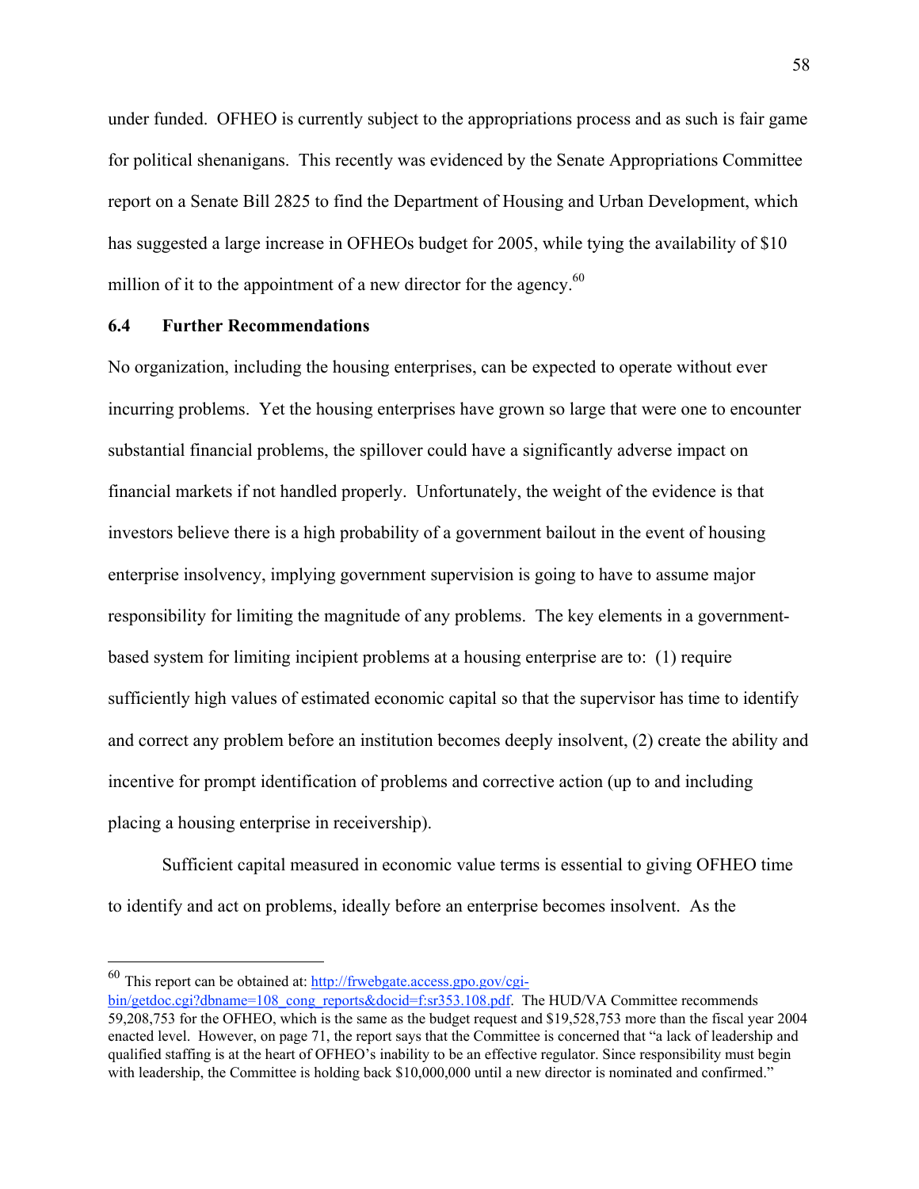under funded. OFHEO is currently subject to the appropriations process and as such is fair game for political shenanigans. This recently was evidenced by the Senate Appropriations Committee report on a Senate Bill 2825 to find the Department of Housing and Urban Development, which has suggested a large increase in OFHEOs budget for 2005, while tying the availability of $10 million of it to the appointment of a new director for the agency.[60]

### 6.4 Further Recommendations

No organization, including the housing enterprises, can be expected to operate without ever incurring problems. Yet the housing enterprises have grown so large that were one to encounter substantial financial problems, the spillover could have a significantly adverse impact on financial markets if not handled properly. Unfortunately, the weight of the evidence is that investors believe there is a high probability of a government bailout in the event of housing enterprise insolvency, implying government supervision is going to have to assume major responsibility for limiting the magnitude of any problems. The key elements in a government-based system for limiting incipient problems at a housing enterprise are to: (1) require sufficiently high values of estimated economic capital so that the supervisor has time to identify and correct any problem before an institution becomes deeply insolvent, (2) create the ability and incentive for prompt identification of problems and corrective action (up to and including placing a housing enterprise in receivership).

Sufficient capital measured in economic value terms is essential to giving OFHEO time to identify and act on problems, ideally before an enterprise becomes insolvent. As the

---

[60] This report can be obtained at: http://frwebgate.access.gpo.gov/cgi-bin/getdoc.cgi?dbname=108_cong_reports&docid=f:sr353.108.pdf. The HUD/VA Committee recommends 59,208,753 for the OFHEO, which is the same as the budget request and $19,528,753 more than the fiscal year 2004 enacted level. However, on page 71, the report says that the Committee is concerned that "a lack of leadership and qualified staffing is at the heart of OFHEO's inability to be an effective regulator. Since responsibility must begin with leadership, the Committee is holding back $10,000,000 until a new director is nominated and confirmed."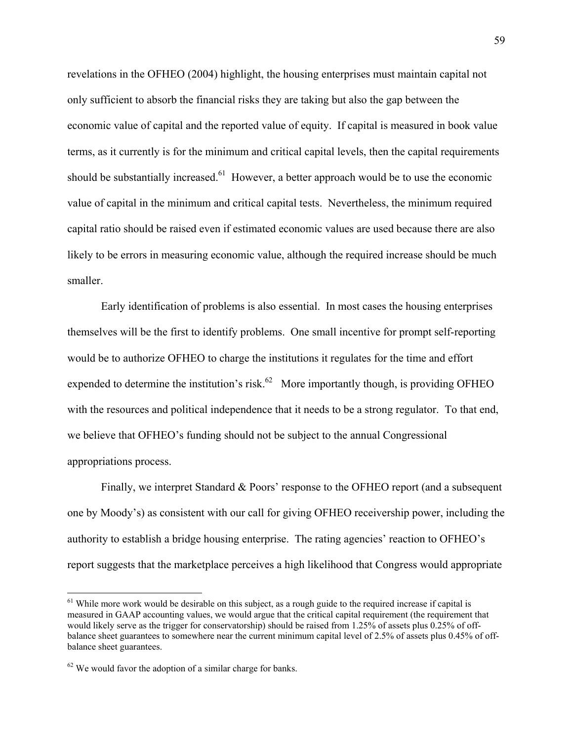revelations in the OFHEO (2004) highlight, the housing enterprises must maintain capital not only sufficient to absorb the financial risks they are taking but also the gap between the economic value of capital and the reported value of equity. If capital is measured in book value terms, as it currently is for the minimum and critical capital levels, then the capital requirements should be substantially increased.[61] However, a better approach would be to use the economic value of capital in the minimum and critical capital tests. Nevertheless, the minimum required capital ratio should be raised even if estimated economic values are used because there are also likely to be errors in measuring economic value, although the required increase should be much smaller.

Early identification of problems is also essential. In most cases the housing enterprises themselves will be the first to identify problems. One small incentive for prompt self-reporting would be to authorize OFHEO to charge the institutions it regulates for the time and effort expended to determine the institution's risk.[62] More importantly though, is providing OFHEO with the resources and political independence that it needs to be a strong regulator. To that end, we believe that OFHEO's funding should not be subject to the annual Congressional appropriations process.

Finally, we interpret Standard & Poors' response to the OFHEO report (and a subsequent one by Moody's) as consistent with our call for giving OFHEO receivership power, including the authority to establish a bridge housing enterprise. The rating agencies' reaction to OFHEO's report suggests that the marketplace perceives a high likelihood that Congress would appropriate

---

[61] While more work would be desirable on this subject, as a rough guide to the required increase if capital is measured in GAAP accounting values, we would argue that the critical capital requirement (the requirement that would likely serve as the trigger for conservatorship) should be raised from 1.25% of assets plus 0.25% of off-balance sheet guarantees to somewhere near the current minimum capital level of 2.5% of assets plus 0.45% of off-balance sheet guarantees.

[62] We would favor the adoption of a similar charge for banks.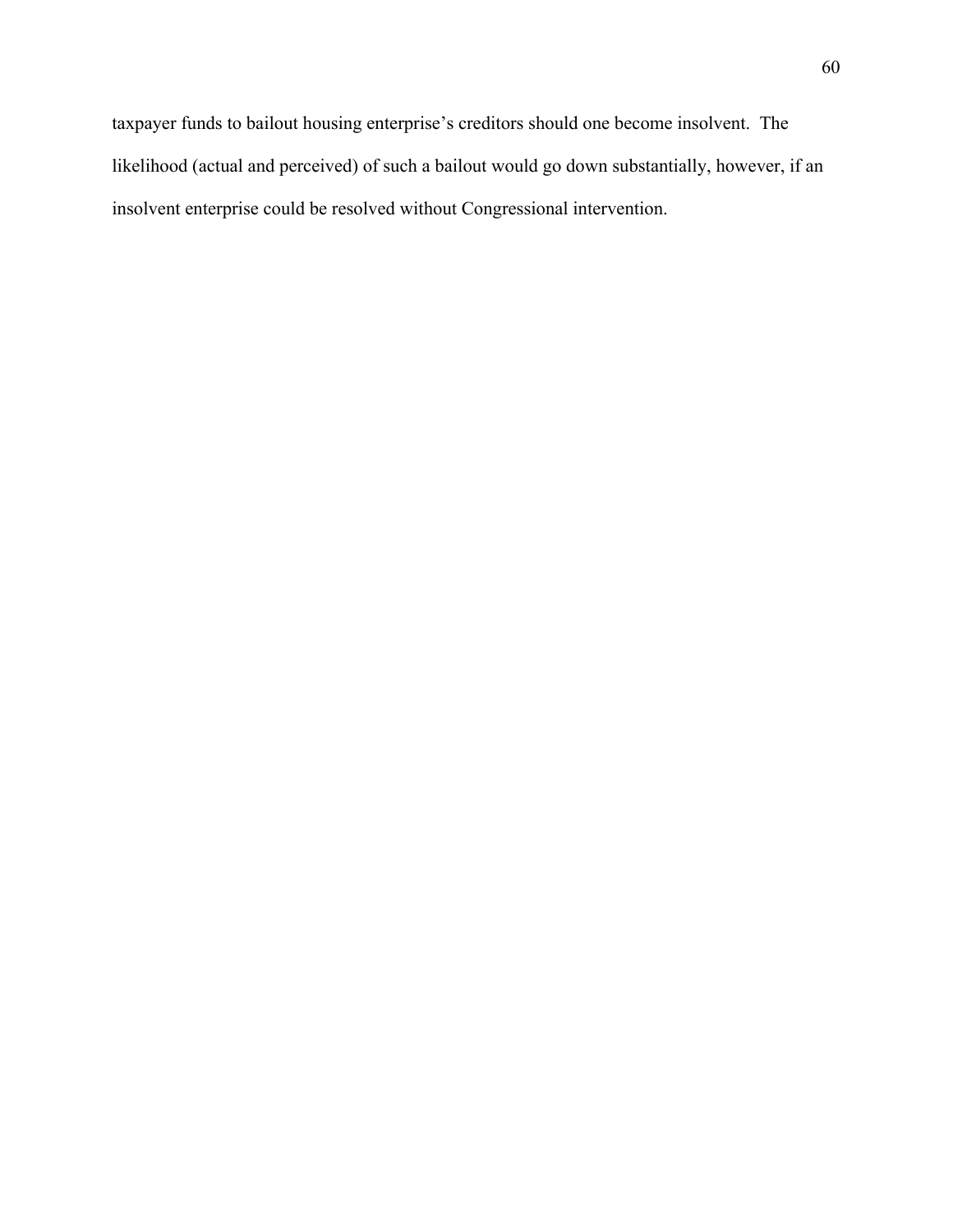taxpayer funds to bailout housing enterprise's creditors should one become insolvent. The likelihood (actual and perceived) of such a bailout would go down substantially, however, if an insolvent enterprise could be resolved without Congressional intervention.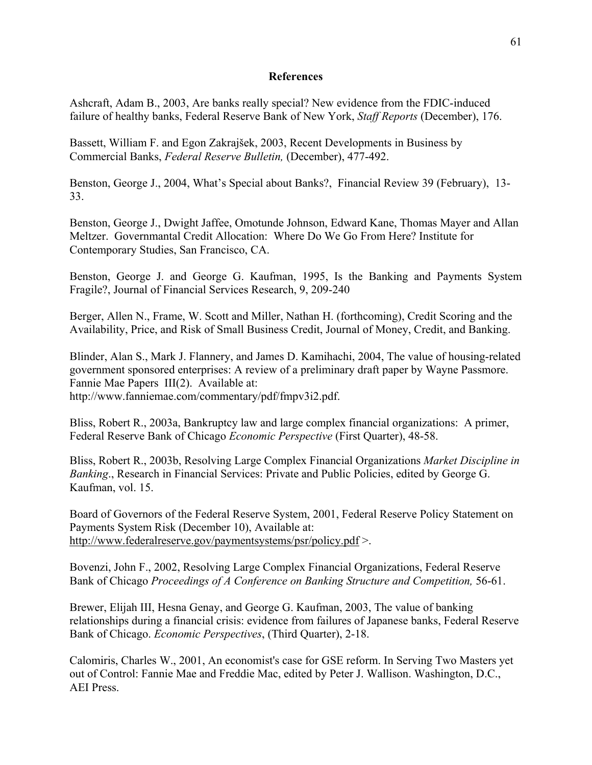## References

Ashcraft, Adam B., 2003, Are banks really special? New evidence from the FDIC-induced failure of healthy banks, Federal Reserve Bank of New York, *Staff Reports* (December), 176.

Bassett, William F. and Egon Zakrajšek, 2003, Recent Developments in Business by Commercial Banks, *Federal Reserve Bulletin,* (December), 477-492.

Benston, George J., 2004, What's Special about Banks?, Financial Review 39 (February), 13-33.

Benston, George J., Dwight Jaffee, Omotunde Johnson, Edward Kane, Thomas Mayer and Allan Meltzer. Governmantal Credit Allocation: Where Do We Go From Here? Institute for Contemporary Studies, San Francisco, CA.

Benston, George J. and George G. Kaufman, 1995, Is the Banking and Payments System Fragile?, Journal of Financial Services Research, 9, 209-240

Berger, Allen N., Frame, W. Scott and Miller, Nathan H. (forthcoming), Credit Scoring and the Availability, Price, and Risk of Small Business Credit, Journal of Money, Credit, and Banking.

Blinder, Alan S., Mark J. Flannery, and James D. Kamihachi, 2004, The value of housing-related government sponsored enterprises: A review of a preliminary draft paper by Wayne Passmore. Fannie Mae Papers III(2). Available at: http://www.fanniemae.com/commentary/pdf/fmpv3i2.pdf.

Bliss, Robert R., 2003a, Bankruptcy law and large complex financial organizations: A primer, Federal Reserve Bank of Chicago *Economic Perspective* (First Quarter), 48-58.

Bliss, Robert R., 2003b, Resolving Large Complex Financial Organizations *Market Discipline in Banking*., Research in Financial Services: Private and Public Policies, edited by George G. Kaufman, vol. 15.

Board of Governors of the Federal Reserve System, 2001, Federal Reserve Policy Statement on Payments System Risk (December 10), Available at: http://www.federalreserve.gov/paymentsystems/psr/policy.pdf >.

Bovenzi, John F., 2002, Resolving Large Complex Financial Organizations, Federal Reserve Bank of Chicago *Proceedings of A Conference on Banking Structure and Competition,* 56-61.

Brewer, Elijah III, Hesna Genay, and George G. Kaufman, 2003, The value of banking relationships during a financial crisis: evidence from failures of Japanese banks, Federal Reserve Bank of Chicago. *Economic Perspectives*, (Third Quarter), 2-18.

Calomiris, Charles W., 2001, An economist's case for GSE reform. In Serving Two Masters yet out of Control: Fannie Mae and Freddie Mac, edited by Peter J. Wallison. Washington, D.C., AEI Press.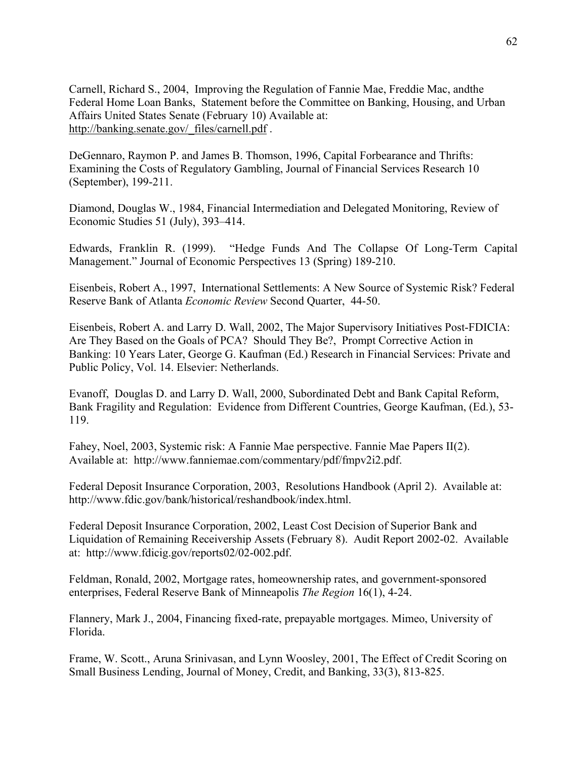Carnell, Richard S., 2004, Improving the Regulation of Fannie Mae, Freddie Mac, andthe Federal Home Loan Banks, Statement before the Committee on Banking, Housing, and Urban Affairs United States Senate (February 10) Available at: http://banking.senate.gov/_files/carnell.pdf .

DeGennaro, Raymon P. and James B. Thomson, 1996, Capital Forbearance and Thrifts: Examining the Costs of Regulatory Gambling, Journal of Financial Services Research 10 (September), 199-211.

Diamond, Douglas W., 1984, Financial Intermediation and Delegated Monitoring, Review of Economic Studies 51 (July), 393–414.

Edwards, Franklin R. (1999). "Hedge Funds And The Collapse Of Long-Term Capital Management." Journal of Economic Perspectives 13 (Spring) 189-210.

Eisenbeis, Robert A., 1997, International Settlements: A New Source of Systemic Risk? Federal Reserve Bank of Atlanta *Economic Review* Second Quarter, 44-50.

Eisenbeis, Robert A. and Larry D. Wall, 2002, The Major Supervisory Initiatives Post-FDICIA: Are They Based on the Goals of PCA? Should They Be?, Prompt Corrective Action in Banking: 10 Years Later, George G. Kaufman (Ed.) Research in Financial Services: Private and Public Policy, Vol. 14. Elsevier: Netherlands.

Evanoff, Douglas D. and Larry D. Wall, 2000, Subordinated Debt and Bank Capital Reform, Bank Fragility and Regulation: Evidence from Different Countries, George Kaufman, (Ed.), 53-119.

Fahey, Noel, 2003, Systemic risk: A Fannie Mae perspective. Fannie Mae Papers II(2). Available at: http://www.fanniemae.com/commentary/pdf/fmpv2i2.pdf.

Federal Deposit Insurance Corporation, 2003, Resolutions Handbook (April 2). Available at: http://www.fdic.gov/bank/historical/reshandbook/index.html.

Federal Deposit Insurance Corporation, 2002, Least Cost Decision of Superior Bank and Liquidation of Remaining Receivership Assets (February 8). Audit Report 2002-02. Available at: http://www.fdicig.gov/reports02/02-002.pdf.

Feldman, Ronald, 2002, Mortgage rates, homeownership rates, and government-sponsored enterprises, Federal Reserve Bank of Minneapolis *The Region* 16(1), 4-24.

Flannery, Mark J., 2004, Financing fixed-rate, prepayable mortgages. Mimeo, University of Florida.

Frame, W. Scott., Aruna Srinivasan, and Lynn Woosley, 2001, The Effect of Credit Scoring on Small Business Lending, Journal of Money, Credit, and Banking, 33(3), 813-825.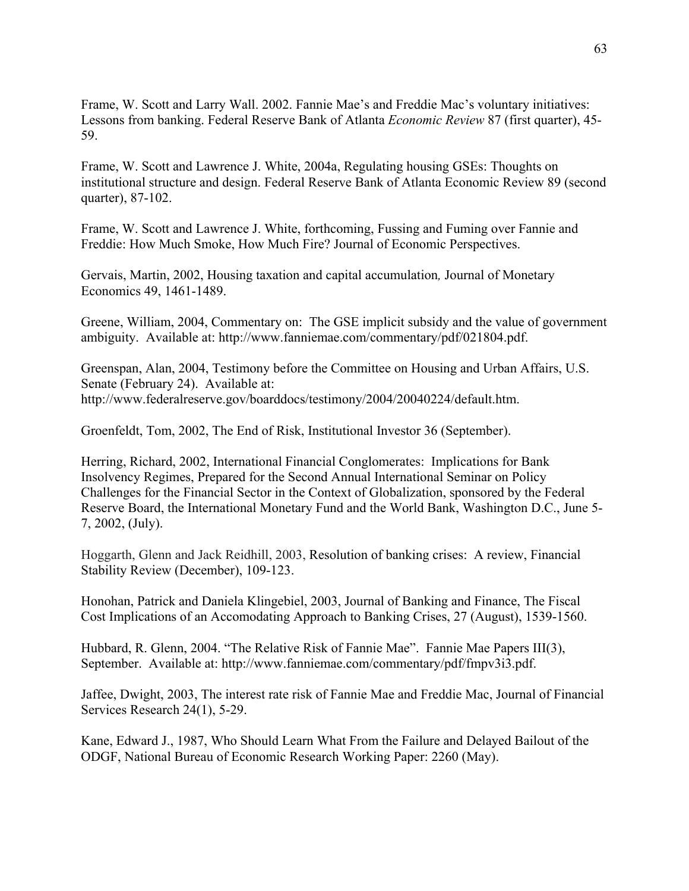Frame, W. Scott and Larry Wall. 2002. Fannie Mae's and Freddie Mac's voluntary initiatives: Lessons from banking. Federal Reserve Bank of Atlanta *Economic Review* 87 (first quarter), 45-59.

Frame, W. Scott and Lawrence J. White, 2004a, Regulating housing GSEs: Thoughts on institutional structure and design. Federal Reserve Bank of Atlanta Economic Review 89 (second quarter), 87-102.

Frame, W. Scott and Lawrence J. White, forthcoming, Fussing and Fuming over Fannie and Freddie: How Much Smoke, How Much Fire? Journal of Economic Perspectives.

Gervais, Martin, 2002, Housing taxation and capital accumulation, Journal of Monetary Economics 49, 1461-1489.

Greene, William, 2004, Commentary on: The GSE implicit subsidy and the value of government ambiguity. Available at: http://www.fanniemae.com/commentary/pdf/021804.pdf.

Greenspan, Alan, 2004, Testimony before the Committee on Housing and Urban Affairs, U.S. Senate (February 24). Available at: http://www.federalreserve.gov/boarddocs/testimony/2004/20040224/default.htm.

Groenfeldt, Tom, 2002, The End of Risk, Institutional Investor 36 (September).

Herring, Richard, 2002, International Financial Conglomerates: Implications for Bank Insolvency Regimes, Prepared for the Second Annual International Seminar on Policy Challenges for the Financial Sector in the Context of Globalization, sponsored by the Federal Reserve Board, the International Monetary Fund and the World Bank, Washington D.C., June 5-7, 2002, (July).

Hoggarth, Glenn and Jack Reidhill, 2003, Resolution of banking crises: A review, Financial Stability Review (December), 109-123.

Honohan, Patrick and Daniela Klingebiel, 2003, Journal of Banking and Finance, The Fiscal Cost Implications of an Accomodating Approach to Banking Crises, 27 (August), 1539-1560.

Hubbard, R. Glenn, 2004. "The Relative Risk of Fannie Mae". Fannie Mae Papers III(3), September. Available at: http://www.fanniemae.com/commentary/pdf/fmpv3i3.pdf.

Jaffee, Dwight, 2003, The interest rate risk of Fannie Mae and Freddie Mac, Journal of Financial Services Research 24(1), 5-29.

Kane, Edward J., 1987, Who Should Learn What From the Failure and Delayed Bailout of the ODGF, National Bureau of Economic Research Working Paper: 2260 (May).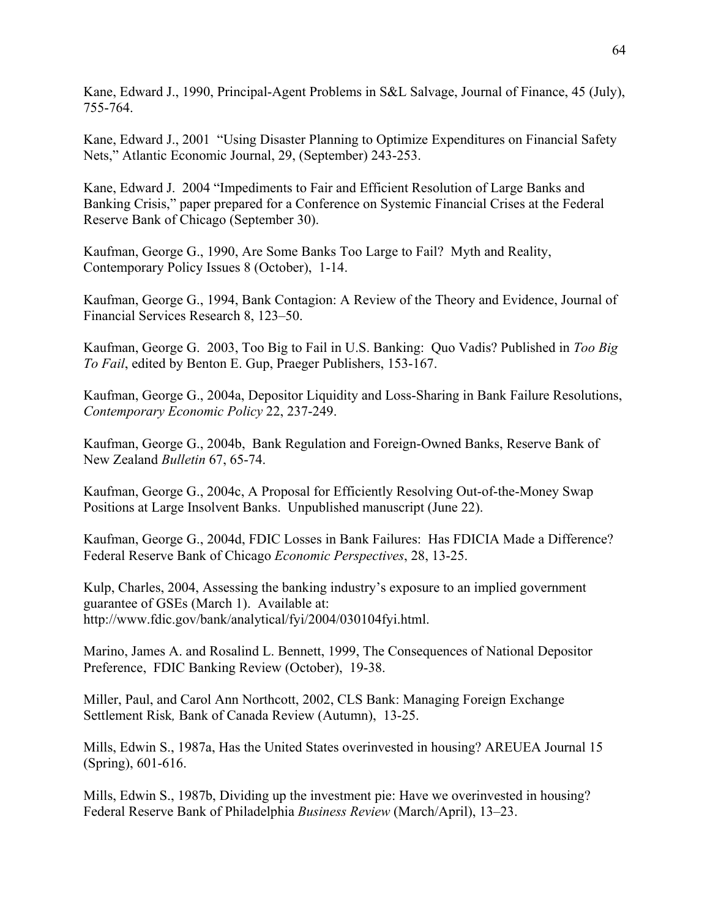Kane, Edward J., 1990, Principal-Agent Problems in S&L Salvage, Journal of Finance, 45 (July), 755-764.

Kane, Edward J., 2001 "Using Disaster Planning to Optimize Expenditures on Financial Safety Nets," Atlantic Economic Journal, 29, (September) 243-253.

Kane, Edward J. 2004 "Impediments to Fair and Efficient Resolution of Large Banks and Banking Crisis," paper prepared for a Conference on Systemic Financial Crises at the Federal Reserve Bank of Chicago (September 30).

Kaufman, George G., 1990, Are Some Banks Too Large to Fail? Myth and Reality, Contemporary Policy Issues 8 (October), 1-14.

Kaufman, George G., 1994, Bank Contagion: A Review of the Theory and Evidence, Journal of Financial Services Research 8, 123–50.

Kaufman, George G. 2003, Too Big to Fail in U.S. Banking: Quo Vadis? Published in *Too Big To Fail*, edited by Benton E. Gup, Praeger Publishers, 153-167.

Kaufman, George G., 2004a, Depositor Liquidity and Loss-Sharing in Bank Failure Resolutions, *Contemporary Economic Policy* 22, 237-249.

Kaufman, George G., 2004b, Bank Regulation and Foreign-Owned Banks, Reserve Bank of New Zealand *Bulletin* 67, 65-74.

Kaufman, George G., 2004c, A Proposal for Efficiently Resolving Out-of-the-Money Swap Positions at Large Insolvent Banks. Unpublished manuscript (June 22).

Kaufman, George G., 2004d, FDIC Losses in Bank Failures: Has FDICIA Made a Difference? Federal Reserve Bank of Chicago *Economic Perspectives*, 28, 13-25.

Kulp, Charles, 2004, Assessing the banking industry's exposure to an implied government guarantee of GSEs (March 1). Available at: http://www.fdic.gov/bank/analytical/fyi/2004/030104fyi.html.

Marino, James A. and Rosalind L. Bennett, 1999, The Consequences of National Depositor Preference, FDIC Banking Review (October), 19-38.

Miller, Paul, and Carol Ann Northcott, 2002, CLS Bank: Managing Foreign Exchange Settlement Risk*,* Bank of Canada Review (Autumn), 13-25.

Mills, Edwin S., 1987a, Has the United States overinvested in housing? AREUEA Journal 15 (Spring), 601-616.

Mills, Edwin S., 1987b, Dividing up the investment pie: Have we overinvested in housing? Federal Reserve Bank of Philadelphia *Business Review* (March/April), 13–23.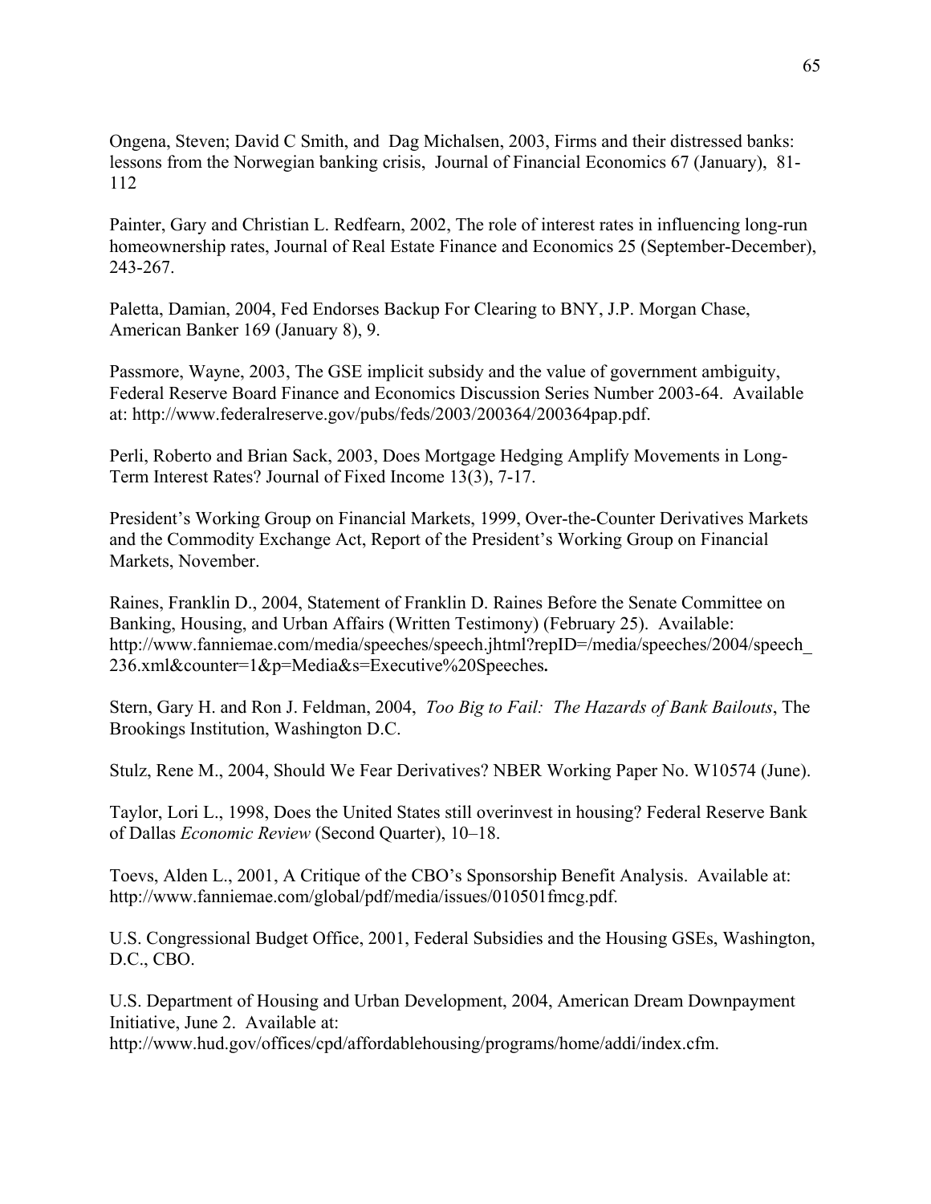Ongena, Steven; David C Smith, and Dag Michalsen, 2003, Firms and their distressed banks: lessons from the Norwegian banking crisis, Journal of Financial Economics 67 (January), 81-112

Painter, Gary and Christian L. Redfearn, 2002, The role of interest rates in influencing long-run homeownership rates, Journal of Real Estate Finance and Economics 25 (September-December), 243-267.

Paletta, Damian, 2004, Fed Endorses Backup For Clearing to BNY, J.P. Morgan Chase, American Banker 169 (January 8), 9.

Passmore, Wayne, 2003, The GSE implicit subsidy and the value of government ambiguity, Federal Reserve Board Finance and Economics Discussion Series Number 2003-64. Available at: http://www.federalreserve.gov/pubs/feds/2003/200364/200364pap.pdf.

Perli, Roberto and Brian Sack, 2003, Does Mortgage Hedging Amplify Movements in Long-Term Interest Rates? Journal of Fixed Income 13(3), 7-17.

President's Working Group on Financial Markets, 1999, Over-the-Counter Derivatives Markets and the Commodity Exchange Act, Report of the President's Working Group on Financial Markets, November.

Raines, Franklin D., 2004, Statement of Franklin D. Raines Before the Senate Committee on Banking, Housing, and Urban Affairs (Written Testimony) (February 25). Available: http://www.fanniemae.com/media/speeches/speech.jhtml?repID=/media/speeches/2004/speech_236.xml&counter=1&p=Media&s=Executive%20Speeches.

Stern, Gary H. and Ron J. Feldman, 2004, *Too Big to Fail: The Hazards of Bank Bailouts*, The Brookings Institution, Washington D.C.

Stulz, Rene M., 2004, Should We Fear Derivatives? NBER Working Paper No. W10574 (June).

Taylor, Lori L., 1998, Does the United States still overinvest in housing? Federal Reserve Bank of Dallas *Economic Review* (Second Quarter), 10–18.

Toevs, Alden L., 2001, A Critique of the CBO's Sponsorship Benefit Analysis. Available at: http://www.fanniemae.com/global/pdf/media/issues/010501fmcg.pdf.

U.S. Congressional Budget Office, 2001, Federal Subsidies and the Housing GSEs, Washington, D.C., CBO.

U.S. Department of Housing and Urban Development, 2004, American Dream Downpayment Initiative, June 2. Available at: http://www.hud.gov/offices/cpd/affordablehousing/programs/home/addi/index.cfm.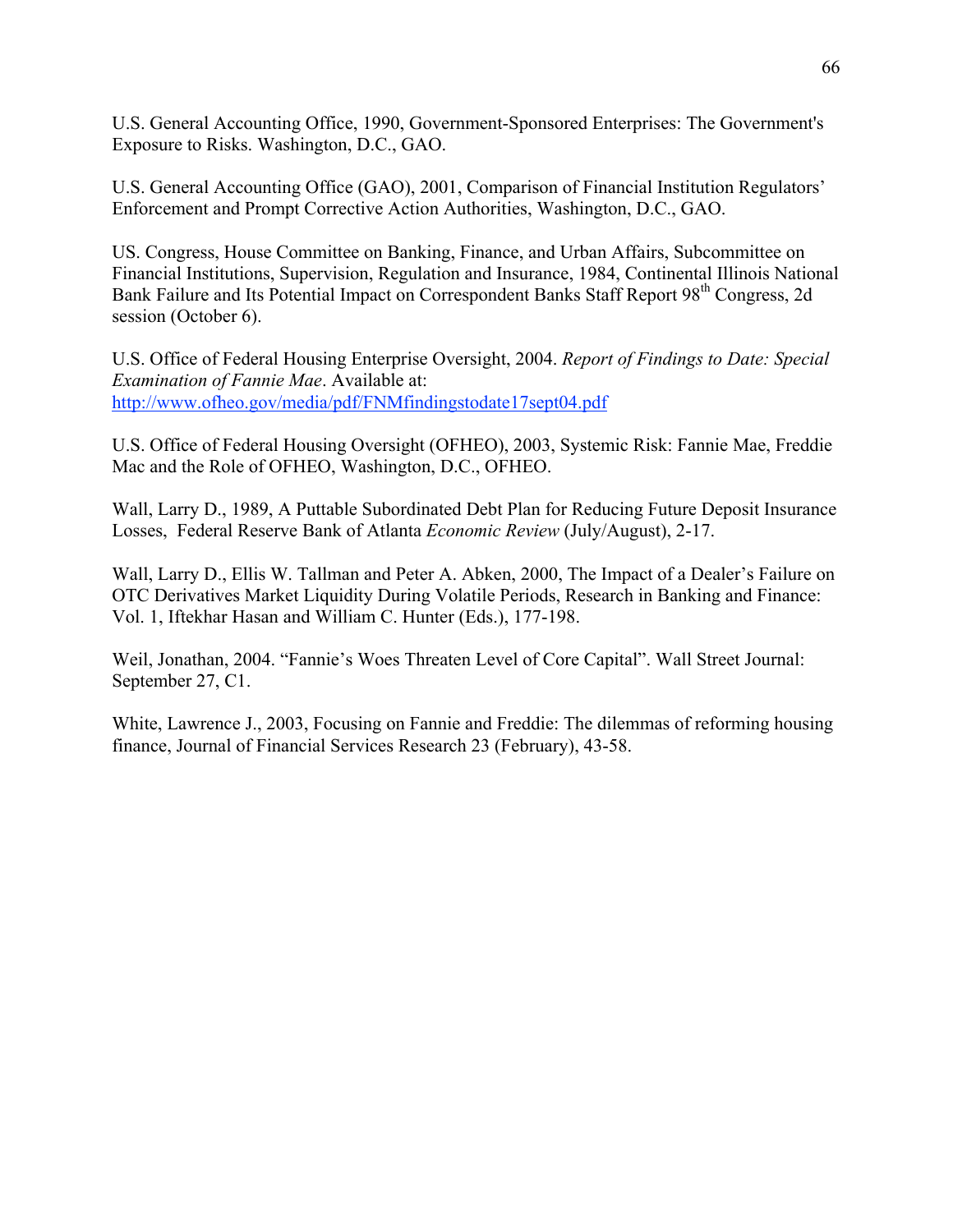U.S. General Accounting Office, 1990, Government-Sponsored Enterprises: The Government's Exposure to Risks. Washington, D.C., GAO.

U.S. General Accounting Office (GAO), 2001, Comparison of Financial Institution Regulators' Enforcement and Prompt Corrective Action Authorities, Washington, D.C., GAO.

US. Congress, House Committee on Banking, Finance, and Urban Affairs, Subcommittee on Financial Institutions, Supervision, Regulation and Insurance, 1984, Continental Illinois National Bank Failure and Its Potential Impact on Correspondent Banks Staff Report 98th Congress, 2d session (October 6).

U.S. Office of Federal Housing Enterprise Oversight, 2004. *Report of Findings to Date: Special Examination of Fannie Mae*. Available at: http://www.ofheo.gov/media/pdf/FNMfindingstodate17sept04.pdf

U.S. Office of Federal Housing Oversight (OFHEO), 2003, Systemic Risk: Fannie Mae, Freddie Mac and the Role of OFHEO, Washington, D.C., OFHEO.

Wall, Larry D., 1989, A Puttable Subordinated Debt Plan for Reducing Future Deposit Insurance Losses, Federal Reserve Bank of Atlanta *Economic Review* (July/August), 2-17.

Wall, Larry D., Ellis W. Tallman and Peter A. Abken, 2000, The Impact of a Dealer's Failure on OTC Derivatives Market Liquidity During Volatile Periods, Research in Banking and Finance: Vol. 1, Iftekhar Hasan and William C. Hunter (Eds.), 177-198.

Weil, Jonathan, 2004. "Fannie's Woes Threaten Level of Core Capital". Wall Street Journal: September 27, C1.

White, Lawrence J., 2003, Focusing on Fannie and Freddie: The dilemmas of reforming housing finance, Journal of Financial Services Research 23 (February), 43-58.